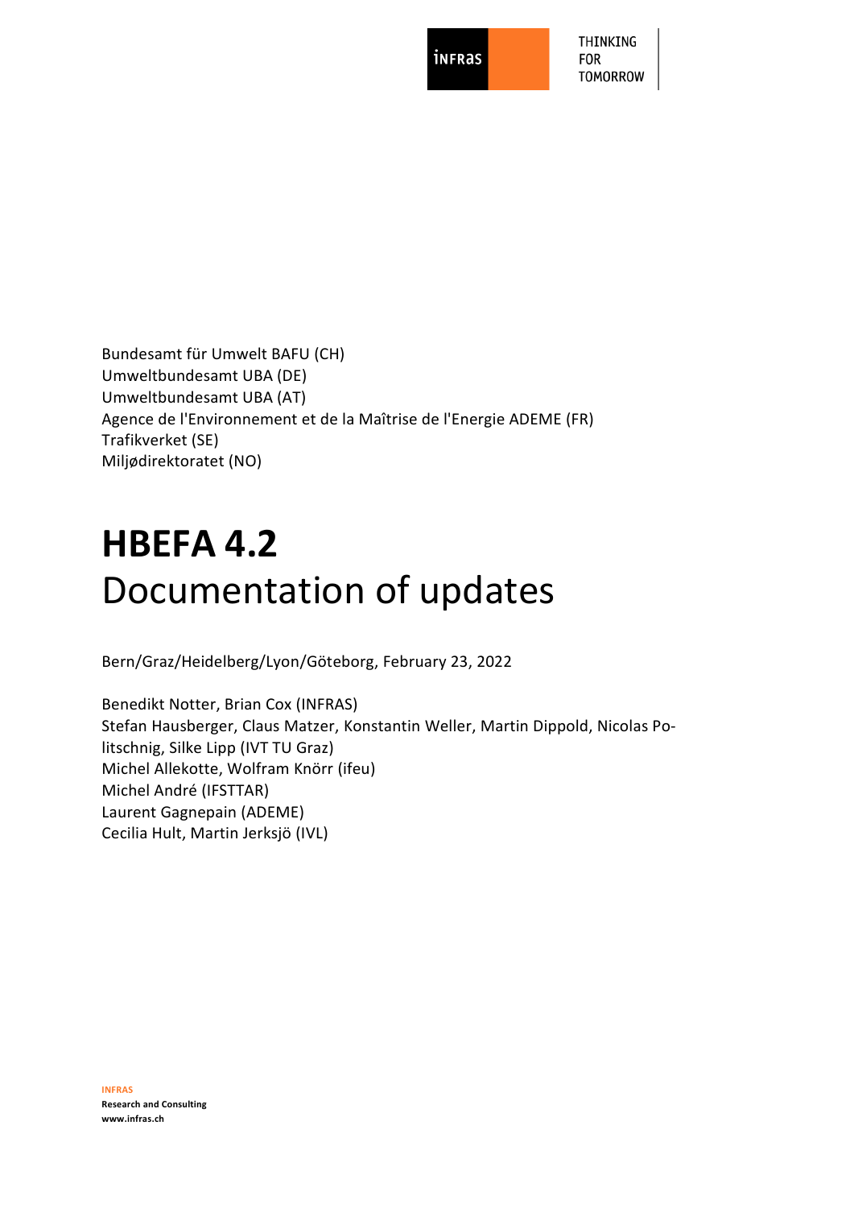INFRAS

THINKING FOR TOMORROW

Bundesamt für Umwelt BAFU (CH)
Umweltbundesamt UBA (DE)
Umweltbundesamt UBA (AT)
Agence de l'Environnement et de la Maîtrise de l'Energie ADEME (FR)
Trafikverket (SE)
Miljødirektoratet (NO)

# HBEFA 4.2

Documentation of updates

Bern/Graz/Heidelberg/Lyon/Göteborg, February 23, 2022

Benedikt Notter, Brian Cox (INFRAS)
Stefan Hausberger, Claus Matzer, Konstantin Weller, Martin Dippold, Nicolas Politschnig, Silke Lipp (IVT TU Graz)
Michel Allekotte, Wolfram Knörr (ifeu)
Michel André (IFSTTAR)
Laurent Gagnepain (ADEME)
Cecilia Hult, Martin Jerksjö (IVL)

**INFRAS**
**Research and Consulting**
**www.infras.ch**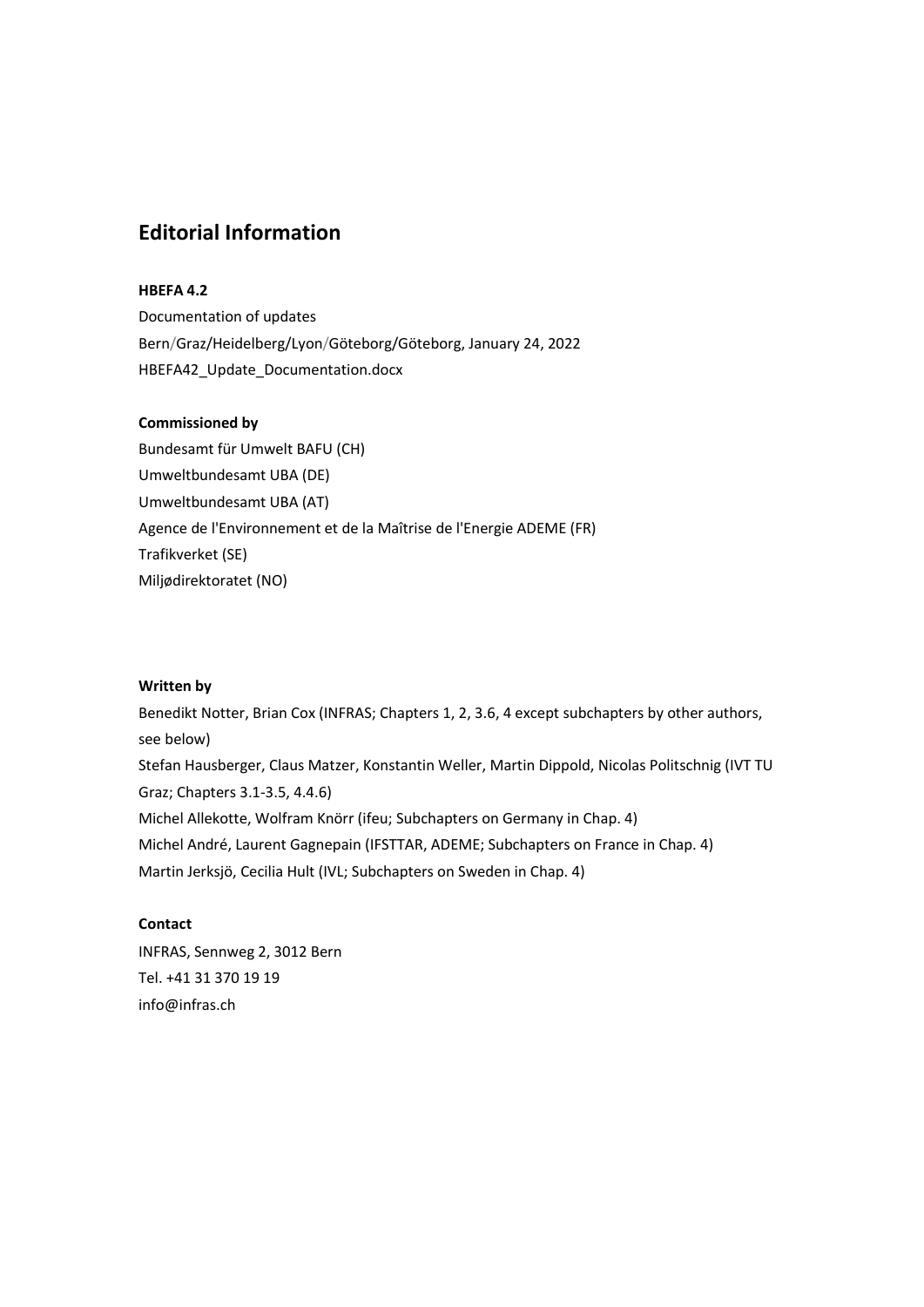## Editorial Information

**HBEFA 4.2**

Documentation of updates

Bern/Graz/Heidelberg/Lyon/Göteborg/Göteborg, January 24, 2022

HBEFA42_Update_Documentation.docx

**Commissioned by**

Bundesamt für Umwelt BAFU (CH)

Umweltbundesamt UBA (DE)

Umweltbundesamt UBA (AT)

Agence de l'Environnement et de la Maîtrise de l'Energie ADEME (FR)

Trafikverket (SE)

Miljødirektoratet (NO)

**Written by**

Benedikt Notter, Brian Cox (INFRAS; Chapters 1, 2, 3.6, 4 except subchapters by other authors, see below)

Stefan Hausberger, Claus Matzer, Konstantin Weller, Martin Dippold, Nicolas Politschnig (IVT TU Graz; Chapters 3.1-3.5, 4.4.6)

Michel Allekotte, Wolfram Knörr (ifeu; Subchapters on Germany in Chap. 4)

Michel André, Laurent Gagnepain (IFSTTAR, ADEME; Subchapters on France in Chap. 4)

Martin Jerksjö, Cecilia Hult (IVL; Subchapters on Sweden in Chap. 4)

**Contact**

INFRAS, Sennweg 2, 3012 Bern

Tel. +41 31 370 19 19

info@infras.ch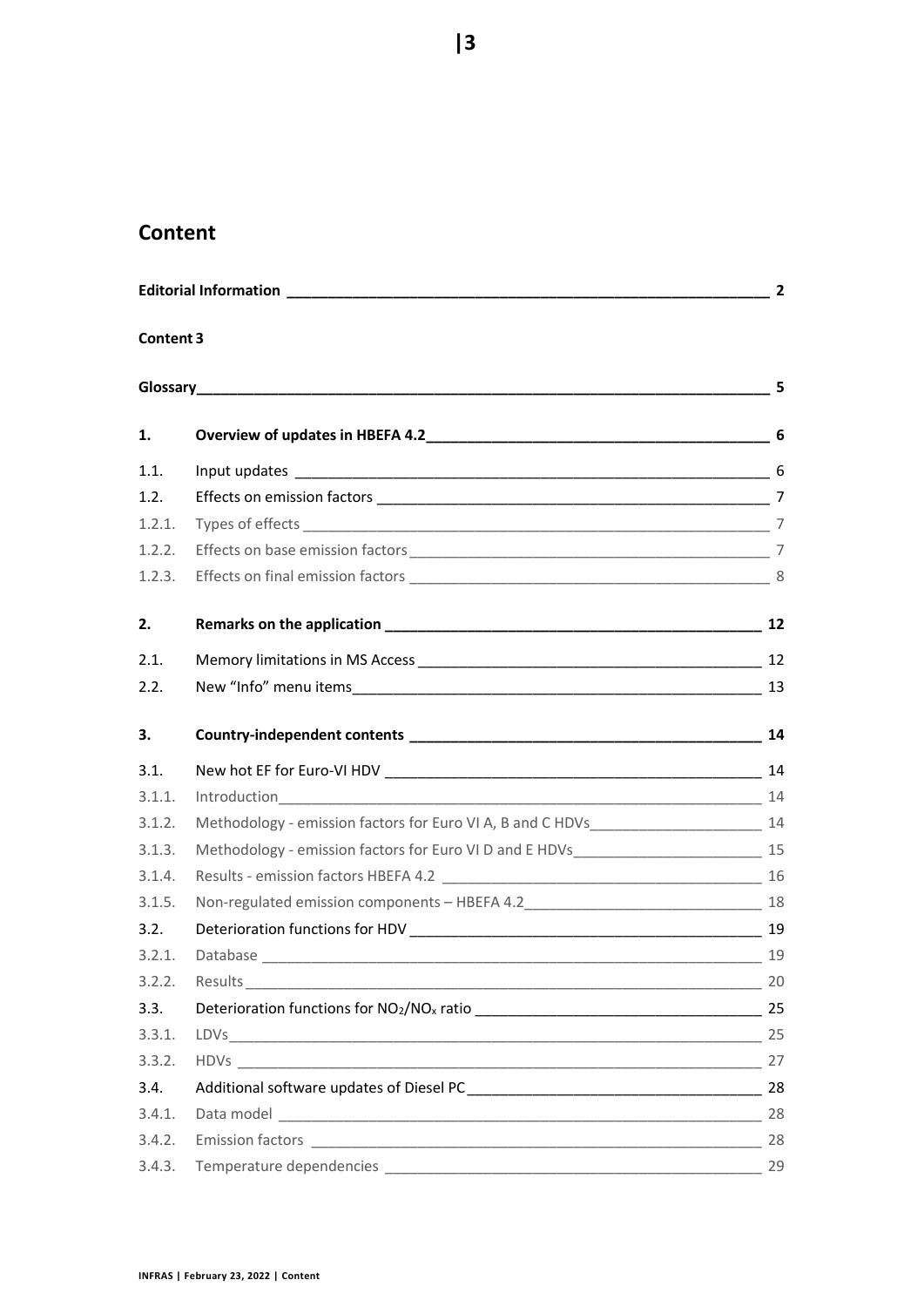# Content

| | | |
|---|---|---|
| **Editorial Information** | | **2** |
| **Content 3** | | |
| **Glossary** | | **5** |
| **1.** | **Overview of updates in HBEFA 4.2** | **6** |
| 1.1. | Input updates | 6 |
| 1.2. | Effects on emission factors | 7 |
| 1.2.1. | Types of effects | 7 |
| 1.2.2. | Effects on base emission factors | 7 |
| 1.2.3. | Effects on final emission factors | 8 |
| **2.** | **Remarks on the application** | **12** |
| 2.1. | Memory limitations in MS Access | 12 |
| 2.2. | New "Info" menu items | 13 |
| **3.** | **Country-independent contents** | **14** |
| 3.1. | New hot EF for Euro-VI HDV | 14 |
| 3.1.1. | Introduction | 14 |
| 3.1.2. | Methodology - emission factors for Euro VI A, B and C HDVs | 14 |
| 3.1.3. | Methodology - emission factors for Euro VI D and E HDVs | 15 |
| 3.1.4. | Results - emission factors HBEFA 4.2 | 16 |
| 3.1.5. | Non-regulated emission components – HBEFA 4.2 | 18 |
| 3.2. | Deterioration functions for HDV | 19 |
| 3.2.1. | Database | 19 |
| 3.2.2. | Results | 20 |
| 3.3. | Deterioration functions for $NO_2/NO_x$ ratio | 25 |
| 3.3.1. | LDVs | 25 |
| 3.3.2. | HDVs | 27 |
| 3.4. | Additional software updates of Diesel PC | 28 |
| 3.4.1. | Data model | 28 |
| 3.4.2. | Emission factors | 28 |
| 3.4.3. | Temperature dependencies | 29 |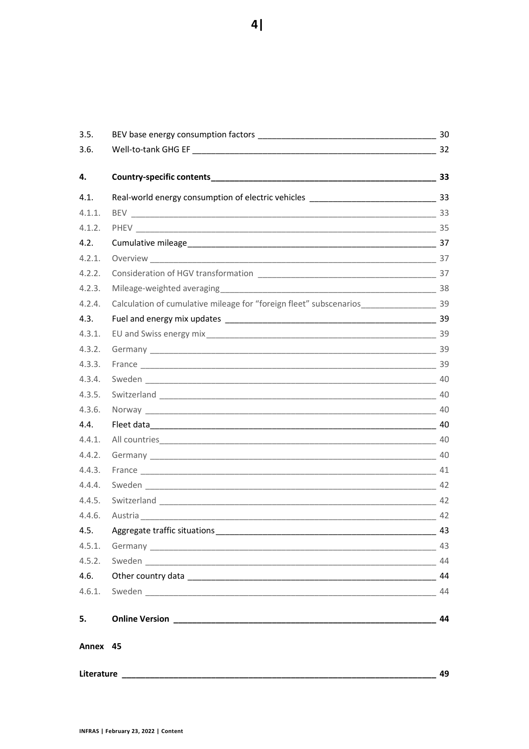| | | |
|---|---|---|
| 3.5. | BEV base energy consumption factors | 30 |
| 3.6. | Well-to-tank GHG EF | 32 |
| **4.** | **Country-specific contents** | **33** |
| 4.1. | Real-world energy consumption of electric vehicles | 33 |
| 4.1.1. | BEV | 33 |
| 4.1.2. | PHEV | 35 |
| 4.2. | Cumulative mileage | 37 |
| 4.2.1. | Overview | 37 |
| 4.2.2. | Consideration of HGV transformation | 37 |
| 4.2.3. | Mileage-weighted averaging | 38 |
| 4.2.4. | Calculation of cumulative mileage for "foreign fleet" subscenarios | 39 |
| 4.3. | Fuel and energy mix updates | 39 |
| 4.3.1. | EU and Swiss energy mix | 39 |
| 4.3.2. | Germany | 39 |
| 4.3.3. | France | 39 |
| 4.3.4. | Sweden | 40 |
| 4.3.5. | Switzerland | 40 |
| 4.3.6. | Norway | 40 |
| 4.4. | Fleet data | 40 |
| 4.4.1. | All countries | 40 |
| 4.4.2. | Germany | 40 |
| 4.4.3. | France | 41 |
| 4.4.4. | Sweden | 42 |
| 4.4.5. | Switzerland | 42 |
| 4.4.6. | Austria | 42 |
| 4.5. | Aggregate traffic situations | 43 |
| 4.5.1. | Germany | 43 |
| 4.5.2. | Sweden | 44 |
| 4.6. | Other country data | 44 |
| 4.6.1. | Sweden | 44 |
| **5.** | **Online Version** | **44** |
| **Annex** | | **45** |
| **Literature** | | **49** |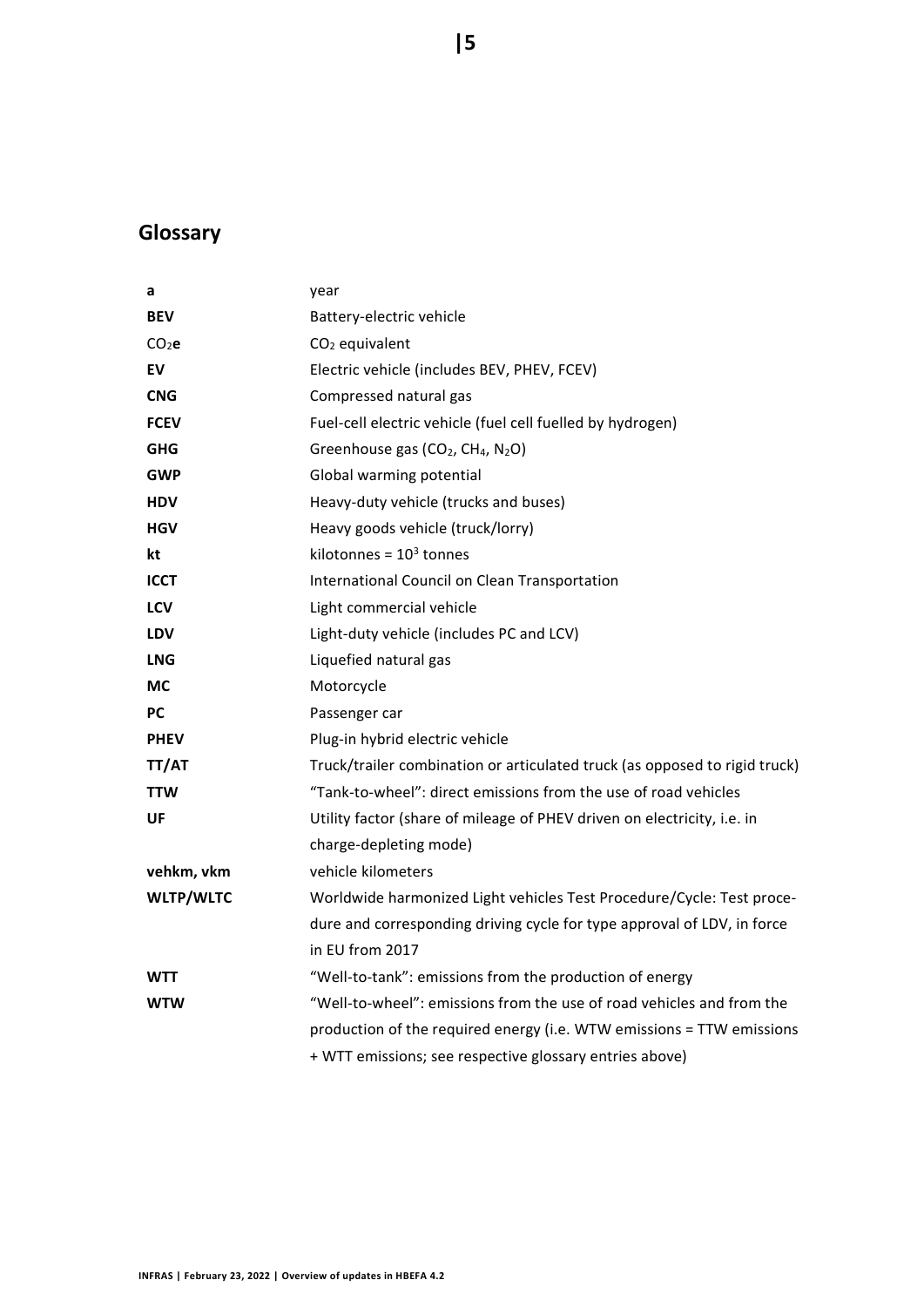## Glossary

| | |
|---|---|
| **a** | year |
| **BEV** | Battery-electric vehicle |
| $CO_2$**e** | $CO_2$ equivalent |
| **EV** | Electric vehicle (includes BEV, PHEV, FCEV) |
| **CNG** | Compressed natural gas |
| **FCEV** | Fuel-cell electric vehicle (fuel cell fuelled by hydrogen) |
| **GHG** | Greenhouse gas ($CO_2$, $CH_4$, $N_2O$) |
| **GWP** | Global warming potential |
| **HDV** | Heavy-duty vehicle (trucks and buses) |
| **HGV** | Heavy goods vehicle (truck/lorry) |
| **kt** | kilotonnes = $10^3$ tonnes |
| **ICCT** | International Council on Clean Transportation |
| **LCV** | Light commercial vehicle |
| **LDV** | Light-duty vehicle (includes PC and LCV) |
| **LNG** | Liquefied natural gas |
| **MC** | Motorcycle |
| **PC** | Passenger car |
| **PHEV** | Plug-in hybrid electric vehicle |
| **TT/AT** | Truck/trailer combination or articulated truck (as opposed to rigid truck) |
| **TTW** | "Tank-to-wheel": direct emissions from the use of road vehicles |
| **UF** | Utility factor (share of mileage of PHEV driven on electricity, i.e. in charge-depleting mode) |
| **vehkm, vkm** | vehicle kilometers |
| **WLTP/WLTC** | Worldwide harmonized Light vehicles Test Procedure/Cycle: Test procedure and corresponding driving cycle for type approval of LDV, in force in EU from 2017 |
| **WTT** | "Well-to-tank": emissions from the production of energy |
| **WTW** | "Well-to-wheel": emissions from the use of road vehicles and from the production of the required energy (i.e. WTW emissions = TTW emissions + WTT emissions; see respective glossary entries above) |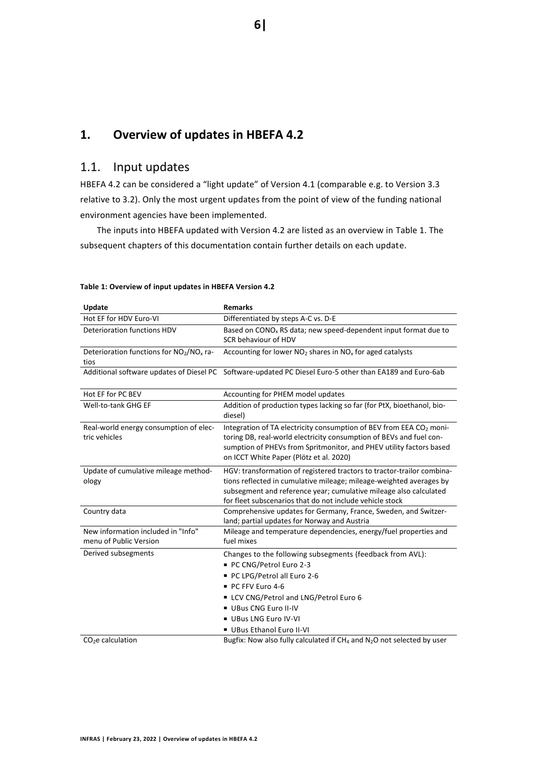# 1. Overview of updates in HBEFA 4.2

## 1.1. Input updates

HBEFA 4.2 can be considered a "light update" of Version 4.1 (comparable e.g. to Version 3.3 relative to 3.2). Only the most urgent updates from the point of view of the funding national environment agencies have been implemented.

The inputs into HBEFA updated with Version 4.2 are listed as an overview in Table 1. The subsequent chapters of this documentation contain further details on each update.

**Table 1: Overview of input updates in HBEFA Version 4.2**

| Update | Remarks |
|---|---|
| Hot EF for HDV Euro-VI | Differentiated by steps A-C vs. D-E |
| Deterioration functions HDV | Based on $CONO_x$ RS data; new speed-dependent input format due to SCR behaviour of HDV |
| Deterioration functions for $NO_2/NO_x$ ratios | Accounting for lower $NO_2$ shares in $NO_x$ for aged catalysts |
| Additional software updates of Diesel PC | Software-updated PC Diesel Euro-5 other than EA189 and Euro-6ab |
| Hot EF for PC BEV | Accounting for PHEM model updates |
| Well-to-tank GHG EF | Addition of production types lacking so far (for PtX, bioethanol, biodiesel) |
| Real-world energy consumption of electric vehicles | Integration of TA electricity consumption of BEV from EEA $CO_2$ monitoring DB, real-world electricity consumption of BEVs and fuel consumption of PHEVs from Spritmonitor, and PHEV utility factors based on ICCT White Paper (Plötz et al. 2020) |
| Update of cumulative mileage methodology | HGV: transformation of registered tractors to tractor-trailor combinations reflected in cumulative mileage; mileage-weighted averages by subsegment and reference year; cumulative mileage also calculated for fleet subscenarios that do not include vehicle stock |
| Country data | Comprehensive updates for Germany, France, Sweden, and Switzerland; partial updates for Norway and Austria |
| New information included in "Info" menu of Public Version | Mileage and temperature dependencies, energy/fuel properties and fuel mixes |
| Derived subsegments | Changes to the following subsegments (feedback from AVL):<br>▪ PC CNG/Petrol Euro 2-3<br>▪ PC LPG/Petrol all Euro 2-6<br>▪ PC FFV Euro 4-6<br>▪ LCV CNG/Petrol and LNG/Petrol Euro 6<br>▪ UBus CNG Euro II-IV<br>▪ UBus LNG Euro IV-VI<br>▪ UBus Ethanol Euro II-VI |
| $CO_2e$ calculation | Bugfix: Now also fully calculated if $CH_4$ and $N_2O$ not selected by user |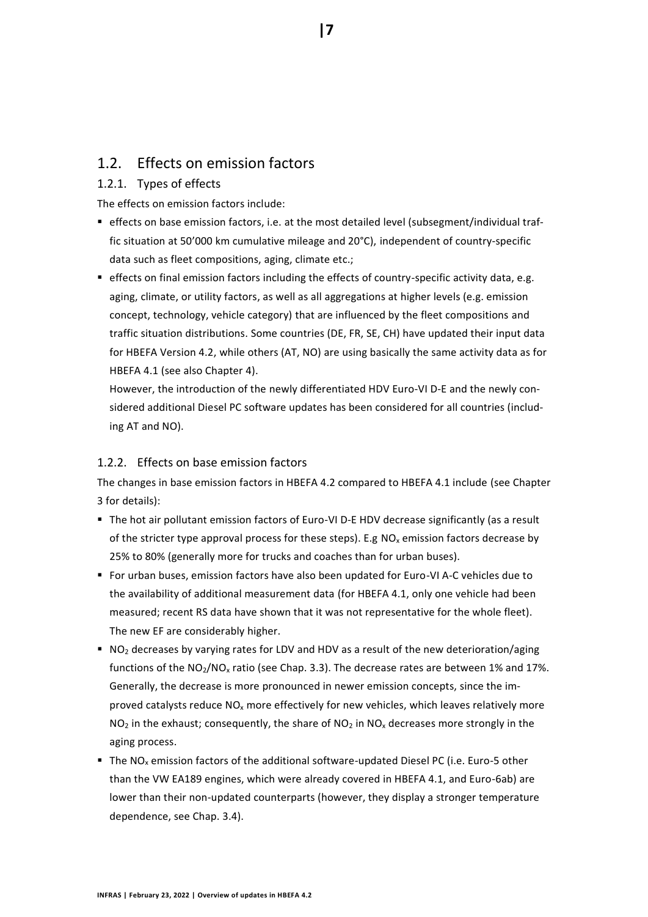## 1.2. Effects on emission factors

### 1.2.1. Types of effects

The effects on emission factors include:

- effects on base emission factors, i.e. at the most detailed level (subsegment/individual traffic situation at 50'000 km cumulative mileage and 20°C), independent of country-specific data such as fleet compositions, aging, climate etc.;
- effects on final emission factors including the effects of country-specific activity data, e.g. aging, climate, or utility factors, as well as all aggregations at higher levels (e.g. emission concept, technology, vehicle category) that are influenced by the fleet compositions and traffic situation distributions. Some countries (DE, FR, SE, CH) have updated their input data for HBEFA Version 4.2, while others (AT, NO) are using basically the same activity data as for HBEFA 4.1 (see also Chapter 4).
  However, the introduction of the newly differentiated HDV Euro-VI D-E and the newly considered additional Diesel PC software updates has been considered for all countries (including AT and NO).

### 1.2.2. Effects on base emission factors

The changes in base emission factors in HBEFA 4.2 compared to HBEFA 4.1 include (see Chapter 3 for details):

- The hot air pollutant emission factors of Euro-VI D-E HDV decrease significantly (as a result of the stricter type approval process for these steps). E.g $NO_x$ emission factors decrease by 25% to 80% (generally more for trucks and coaches than for urban buses).
- For urban buses, emission factors have also been updated for Euro-VI A-C vehicles due to the availability of additional measurement data (for HBEFA 4.1, only one vehicle had been measured; recent RS data have shown that it was not representative for the whole fleet). The new EF are considerably higher.
- $NO_2$ decreases by varying rates for LDV and HDV as a result of the new deterioration/aging functions of the $NO_2/NO_x$ ratio (see Chap. 3.3). The decrease rates are between 1% and 17%. Generally, the decrease is more pronounced in newer emission concepts, since the improved catalysts reduce $NO_x$ more effectively for new vehicles, which leaves relatively more $NO_2$ in the exhaust; consequently, the share of $NO_2$ in $NO_x$ decreases more strongly in the aging process.
- The $NO_x$ emission factors of the additional software-updated Diesel PC (i.e. Euro-5 other than the VW EA189 engines, which were already covered in HBEFA 4.1, and Euro-6ab) are lower than their non-updated counterparts (however, they display a stronger temperature dependence, see Chap. 3.4).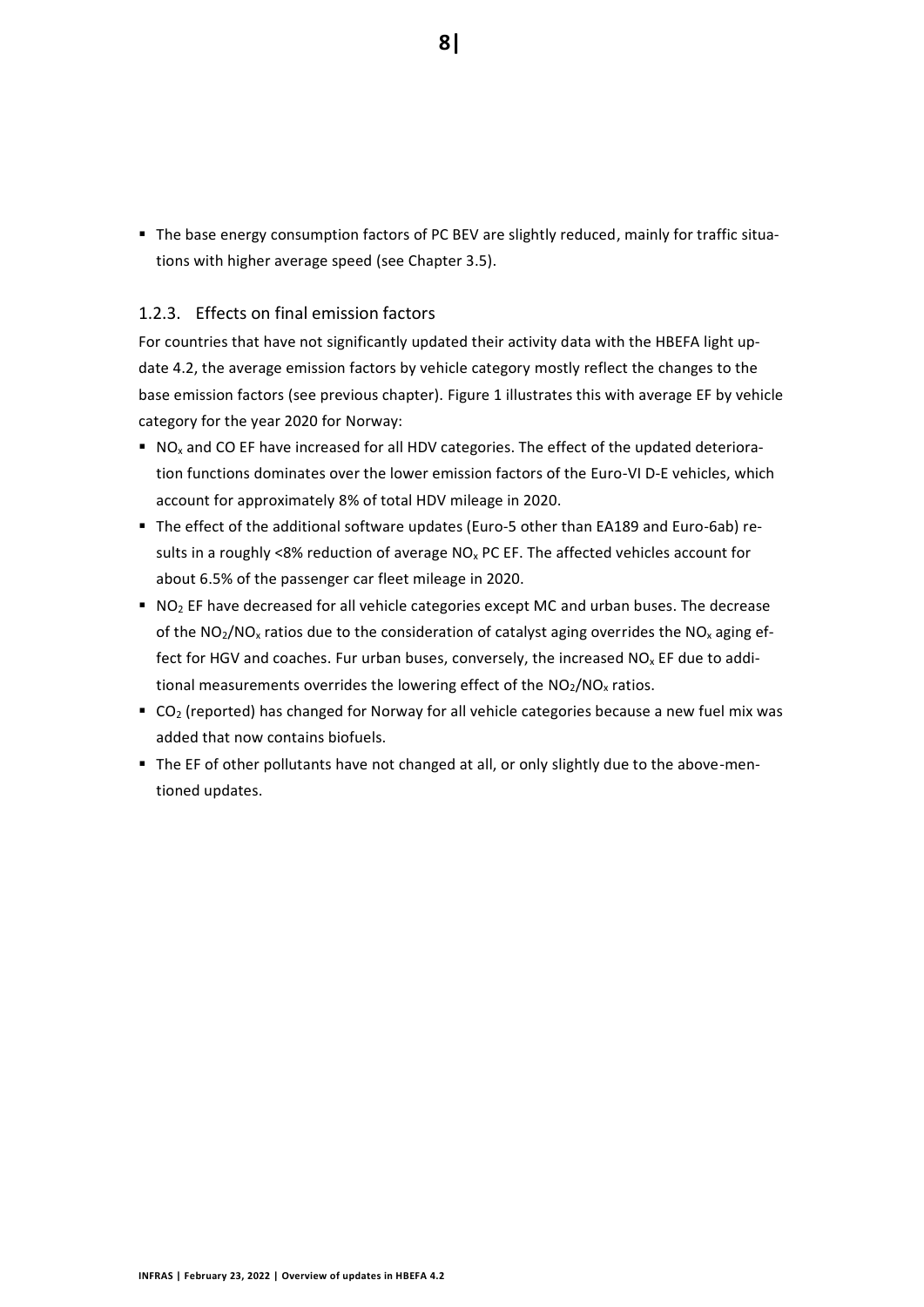- The base energy consumption factors of PC BEV are slightly reduced, mainly for traffic situations with higher average speed (see Chapter 3.5).

### 1.2.3. Effects on final emission factors

For countries that have not significantly updated their activity data with the HBEFA light update 4.2, the average emission factors by vehicle category mostly reflect the changes to the base emission factors (see previous chapter). Figure 1 illustrates this with average EF by vehicle category for the year 2020 for Norway:

- $NO_x$ and CO EF have increased for all HDV categories. The effect of the updated deterioration functions dominates over the lower emission factors of the Euro-VI D-E vehicles, which account for approximately 8% of total HDV mileage in 2020.
- The effect of the additional software updates (Euro-5 other than EA189 and Euro-6ab) results in a roughly <8% reduction of average $NO_x$ PC EF. The affected vehicles account for about 6.5% of the passenger car fleet mileage in 2020.
- $NO_2$ EF have decreased for all vehicle categories except MC and urban buses. The decrease of the $NO_2/NO_x$ ratios due to the consideration of catalyst aging overrides the $NO_x$ aging effect for HGV and coaches. Fur urban buses, conversely, the increased $NO_x$ EF due to additional measurements overrides the lowering effect of the $NO_2/NO_x$ ratios.
- $CO_2$ (reported) has changed for Norway for all vehicle categories because a new fuel mix was added that now contains biofuels.
- The EF of other pollutants have not changed at all, or only slightly due to the above-mentioned updates.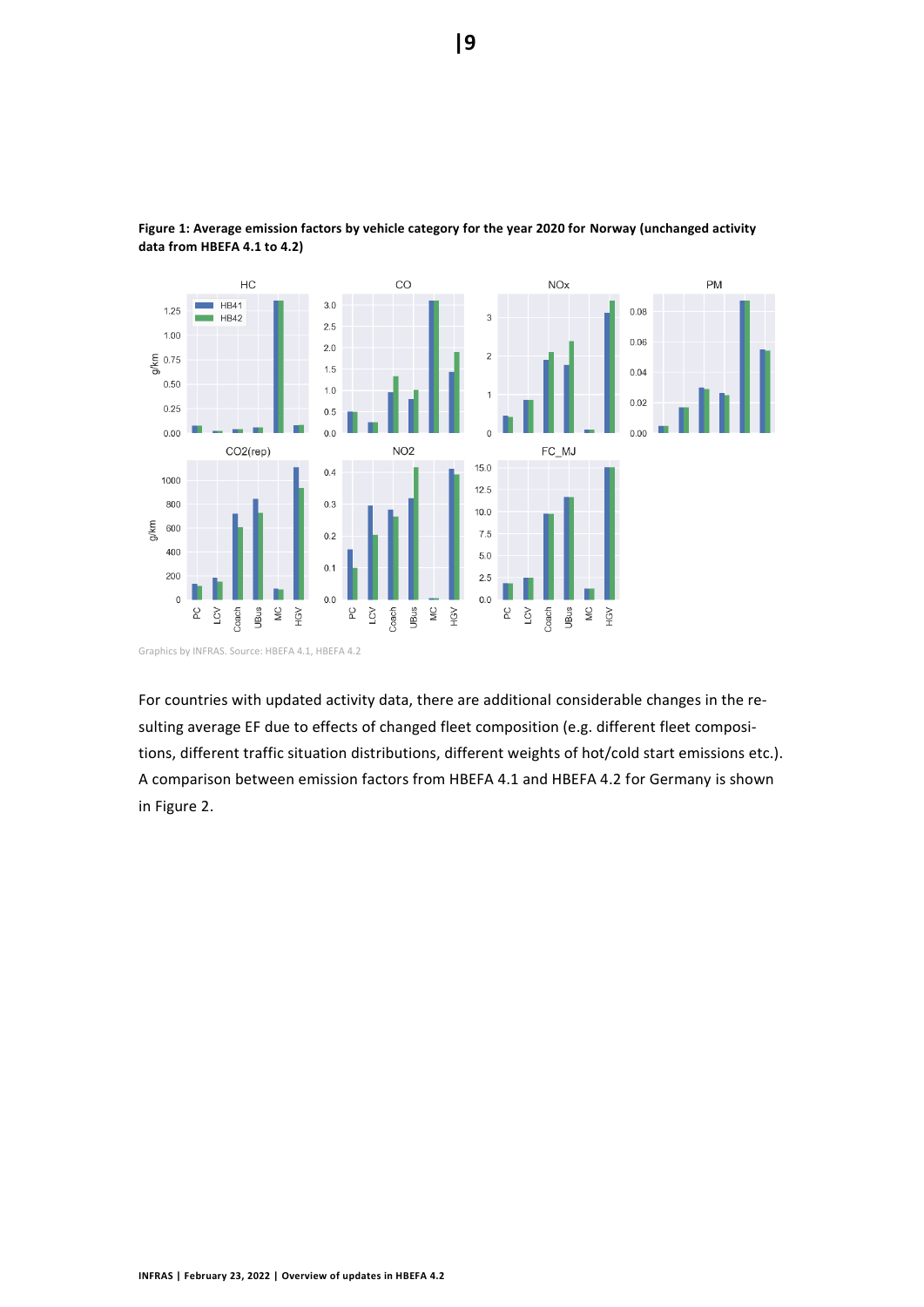**Figure 1: Average emission factors by vehicle category for the year 2020 for Norway (unchanged activity data from HBEFA 4.1 to 4.2)**

Graphics by INFRAS. Source: HBEFA 4.1, HBEFA 4.2

For countries with updated activity data, there are additional considerable changes in the resulting average EF due to effects of changed fleet composition (e.g. different fleet compositions, different traffic situation distributions, different weights of hot/cold start emissions etc.). A comparison between emission factors from HBEFA 4.1 and HBEFA 4.2 for Germany is shown in Figure 2.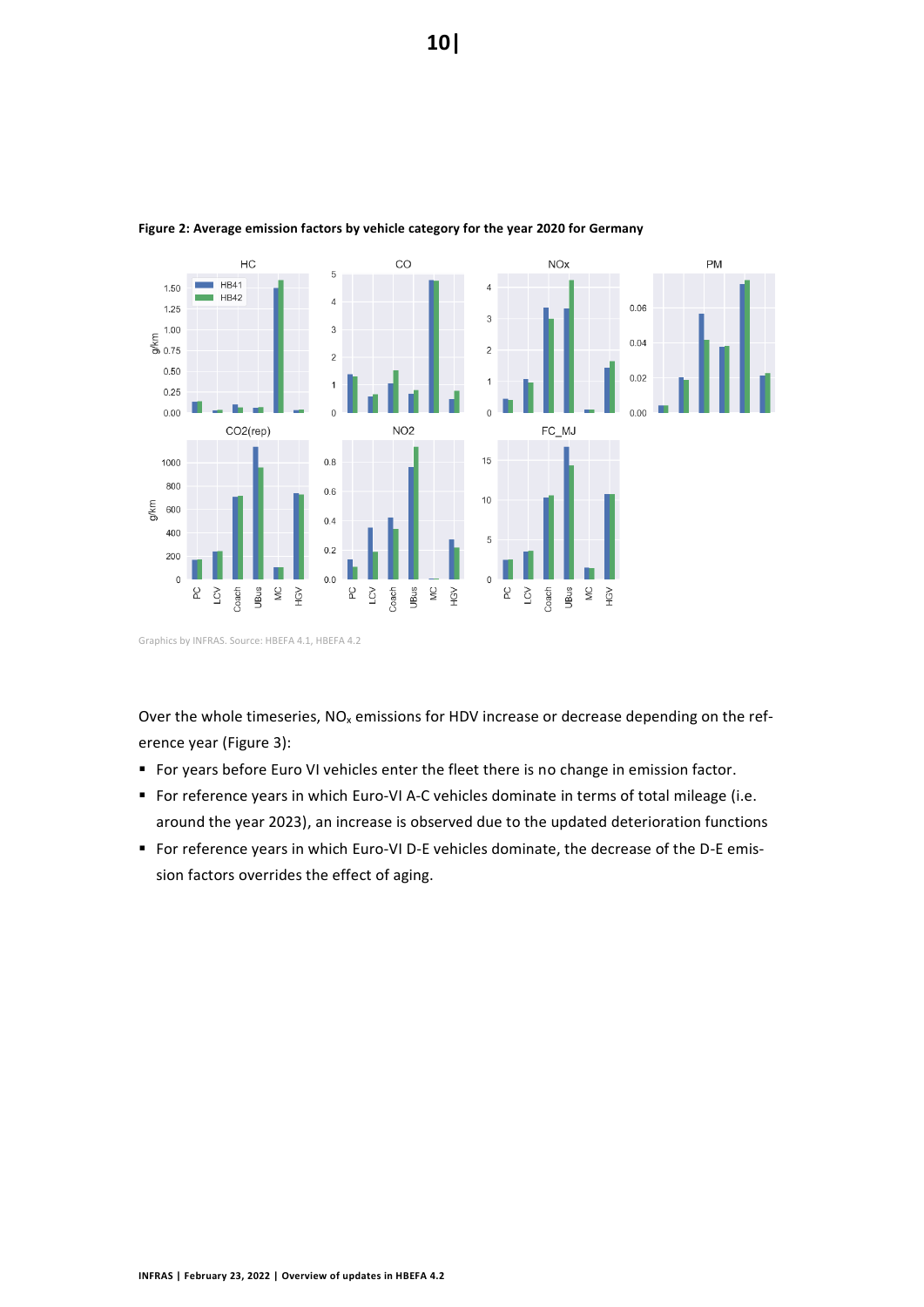**Figure 2: Average emission factors by vehicle category for the year 2020 for Germany**

Graphics by INFRAS. Source: HBEFA 4.1, HBEFA 4.2

Over the whole timeseries, $NO_x$ emissions for HDV increase or decrease depending on the reference year (Figure 3):

- For years before Euro VI vehicles enter the fleet there is no change in emission factor.
- For reference years in which Euro-VI A-C vehicles dominate in terms of total mileage (i.e. around the year 2023), an increase is observed due to the updated deterioration functions
- For reference years in which Euro-VI D-E vehicles dominate, the decrease of the D-E emission factors overrides the effect of aging.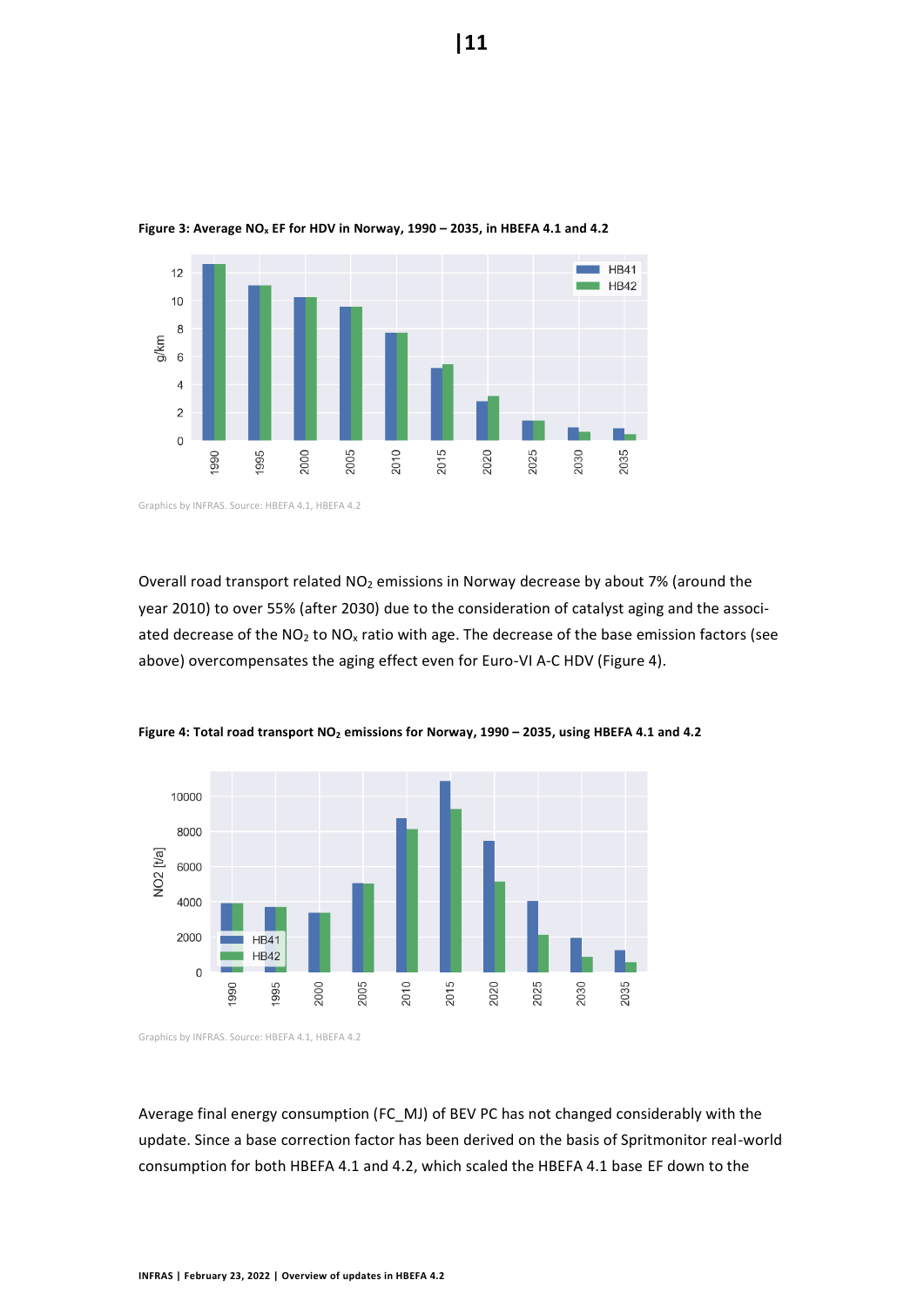**Figure 3: Average $NO_x$ EF for HDV in Norway, 1990 – 2035, in HBEFA 4.1 and 4.2**

Graphics by INFRAS. Source: HBEFA 4.1, HBEFA 4.2

Overall road transport related $NO_2$ emissions in Norway decrease by about 7% (around the year 2010) to over 55% (after 2030) due to the consideration of catalyst aging and the associated decrease of the $NO_2$ to $NO_x$ ratio with age. The decrease of the base emission factors (see above) overcompensates the aging effect even for Euro-VI A-C HDV (Figure 4).

**Figure 4: Total road transport $NO_2$ emissions for Norway, 1990 – 2035, using HBEFA 4.1 and 4.2**

Graphics by INFRAS. Source: HBEFA 4.1, HBEFA 4.2

Average final energy consumption (FC_MJ) of BEV PC has not changed considerably with the update. Since a base correction factor has been derived on the basis of Spritmonitor real-world consumption for both HBEFA 4.1 and 4.2, which scaled the HBEFA 4.1 base EF down to the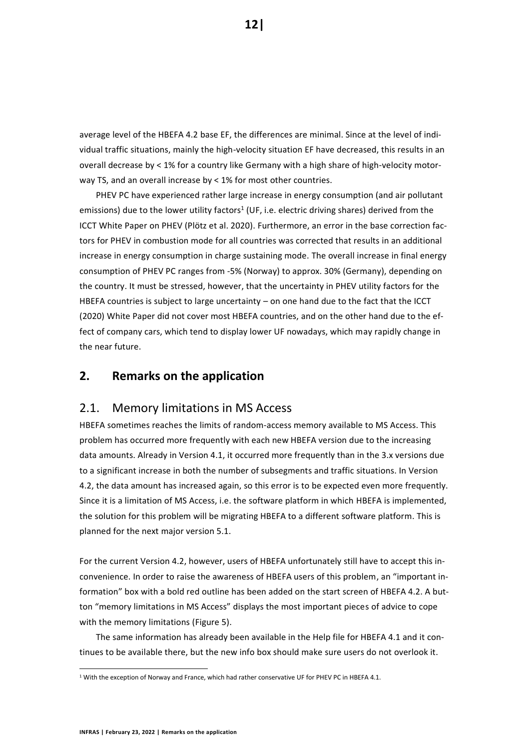average level of the HBEFA 4.2 base EF, the differences are minimal. Since at the level of individual traffic situations, mainly the high-velocity situation EF have decreased, this results in an overall decrease by < 1% for a country like Germany with a high share of high-velocity motorway TS, and an overall increase by < 1% for most other countries.

PHEV PC have experienced rather large increase in energy consumption (and air pollutant emissions) due to the lower utility factors[1] (UF, i.e. electric driving shares) derived from the ICCT White Paper on PHEV (Plötz et al. 2020). Furthermore, an error in the base correction factors for PHEV in combustion mode for all countries was corrected that results in an additional increase in energy consumption in charge sustaining mode. The overall increase in final energy consumption of PHEV PC ranges from -5% (Norway) to approx. 30% (Germany), depending on the country. It must be stressed, however, that the uncertainty in PHEV utility factors for the HBEFA countries is subject to large uncertainty – on one hand due to the fact that the ICCT (2020) White Paper did not cover most HBEFA countries, and on the other hand due to the effect of company cars, which tend to display lower UF nowadays, which may rapidly change in the near future.

## 2. Remarks on the application

### 2.1. Memory limitations in MS Access

HBEFA sometimes reaches the limits of random-access memory available to MS Access. This problem has occurred more frequently with each new HBEFA version due to the increasing data amounts. Already in Version 4.1, it occurred more frequently than in the 3.x versions due to a significant increase in both the number of subsegments and traffic situations. In Version 4.2, the data amount has increased again, so this error is to be expected even more frequently. Since it is a limitation of MS Access, i.e. the software platform in which HBEFA is implemented, the solution for this problem will be migrating HBEFA to a different software platform. This is planned for the next major version 5.1.

For the current Version 4.2, however, users of HBEFA unfortunately still have to accept this inconvenience. In order to raise the awareness of HBEFA users of this problem, an "important information" box with a bold red outline has been added on the start screen of HBEFA 4.2. A button "memory limitations in MS Access" displays the most important pieces of advice to cope with the memory limitations (Figure 5).

The same information has already been available in the Help file for HBEFA 4.1 and it continues to be available there, but the new info box should make sure users do not overlook it.

[1] With the exception of Norway and France, which had rather conservative UF for PHEV PC in HBEFA 4.1.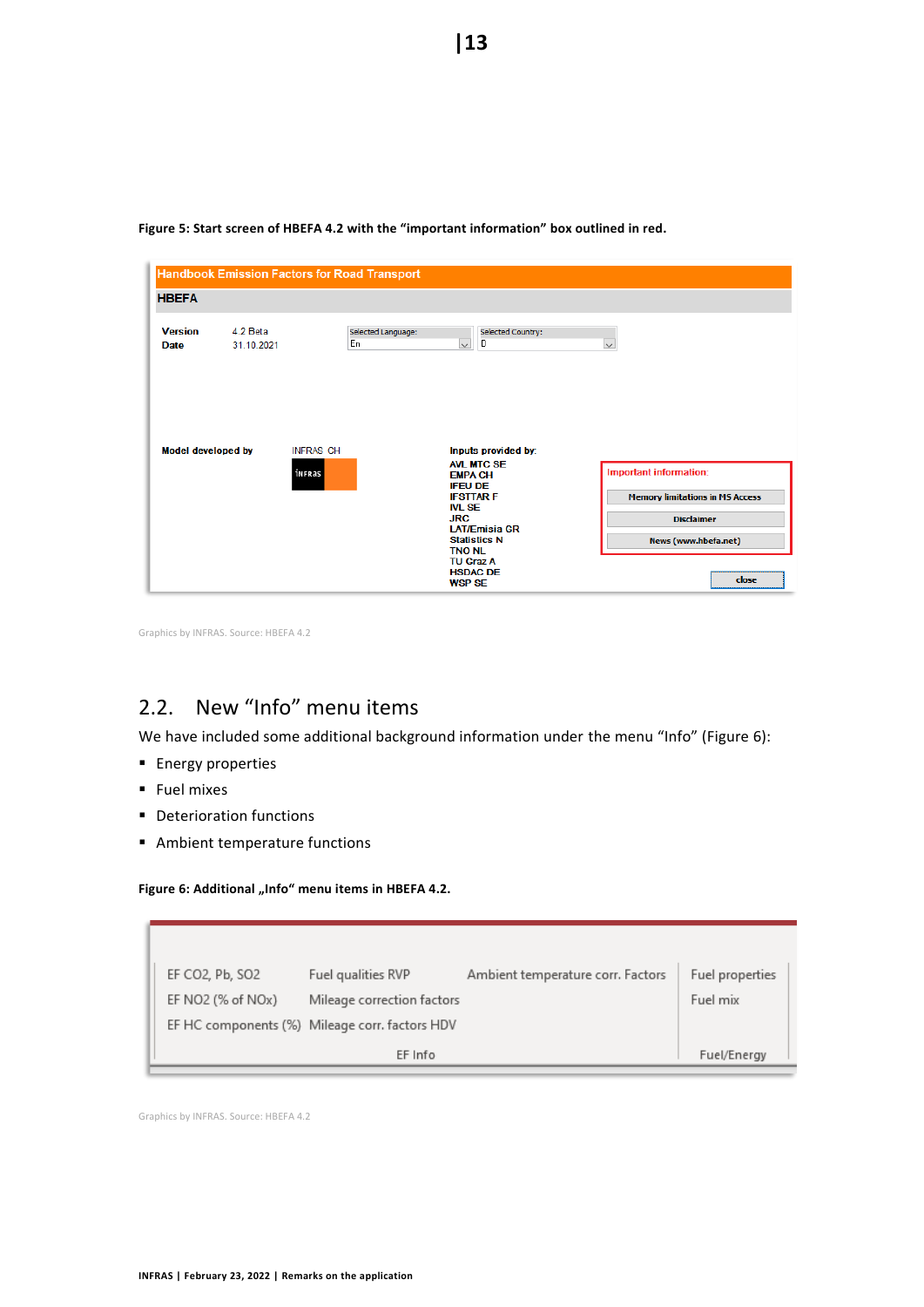**Figure 5: Start screen of HBEFA 4.2 with the "important information" box outlined in red.**

Handbook Emission Factors for Road Transport

HBEFA

| | |
|---|---|
| Version | 4.2 Beta |
| Date | 31.10.2021 |

Selected Language: En

Selected Country: D

Model developed by INFRAS CH

Inputs provided by: AVL MTC SE, EMPA CH, IFEU DE, IFSTTAR F, IVL SE, JRC, LAT/Emisia GR, Statistics N, TNO NL, TU Graz A, HSDAC DE, WSP SE

Important information:

- Memory limitations in MS Access
- Disclaimer
- News (www.hbefa.net)

close

Graphics by INFRAS. Source: HBEFA 4.2

## 2.2. New "Info" menu items

We have included some additional background information under the menu "Info" (Figure 6):

- Energy properties
- Fuel mixes
- Deterioration functions
- Ambient temperature functions

**Figure 6: Additional „Info" menu items in HBEFA 4.2.**

| EF Info | | | Fuel/Energy |
|---|---|---|---|
| EF CO2, Pb, SO2 | Fuel qualities RVP | Ambient temperature corr. Factors | Fuel properties |
| EF NO2 (% of NOx) | Mileage correction factors | | Fuel mix |
| EF HC components (%) | Mileage corr. factors HDV | | |

Graphics by INFRAS. Source: HBEFA 4.2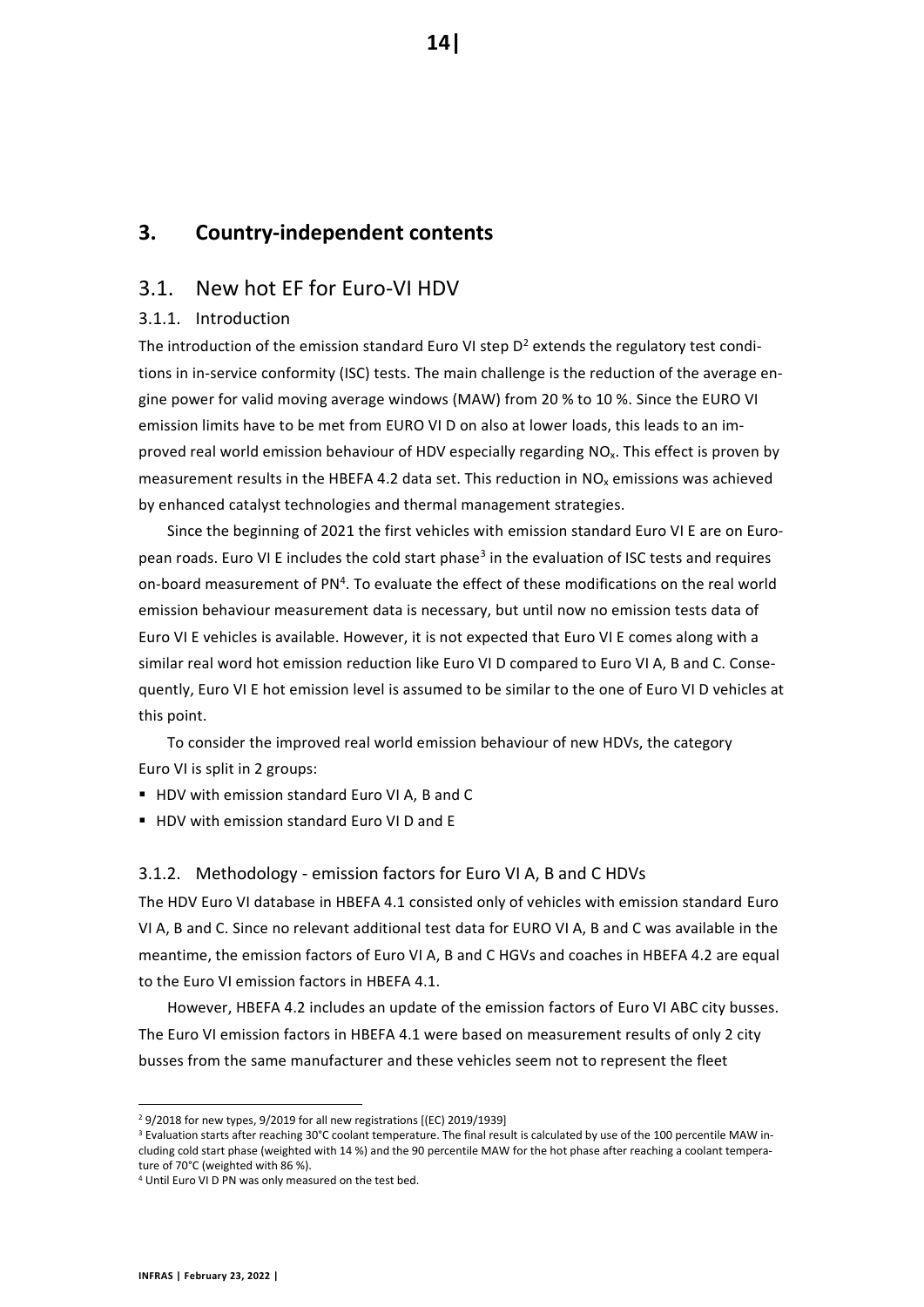## 3. Country-independent contents

### 3.1. New hot EF for Euro-VI HDV

#### 3.1.1. Introduction

The introduction of the emission standard Euro VI step D[2] extends the regulatory test conditions in in-service conformity (ISC) tests. The main challenge is the reduction of the average engine power for valid moving average windows (MAW) from 20 % to 10 %. Since the EURO VI emission limits have to be met from EURO VI D on also at lower loads, this leads to an improved real world emission behaviour of HDV especially regarding $NO_x$. This effect is proven by measurement results in the HBEFA 4.2 data set. This reduction in $NO_x$ emissions was achieved by enhanced catalyst technologies and thermal management strategies.

Since the beginning of 2021 the first vehicles with emission standard Euro VI E are on European roads. Euro VI E includes the cold start phase[3] in the evaluation of ISC tests and requires on-board measurement of PN[4]. To evaluate the effect of these modifications on the real world emission behaviour measurement data is necessary, but until now no emission tests data of Euro VI E vehicles is available. However, it is not expected that Euro VI E comes along with a similar real word hot emission reduction like Euro VI D compared to Euro VI A, B and C. Consequently, Euro VI E hot emission level is assumed to be similar to the one of Euro VI D vehicles at this point.

To consider the improved real world emission behaviour of new HDVs, the category Euro VI is split in 2 groups:

- HDV with emission standard Euro VI A, B and C
- HDV with emission standard Euro VI D and E

#### 3.1.2. Methodology - emission factors for Euro VI A, B and C HDVs

The HDV Euro VI database in HBEFA 4.1 consisted only of vehicles with emission standard Euro VI A, B and C. Since no relevant additional test data for EURO VI A, B and C was available in the meantime, the emission factors of Euro VI A, B and C HGVs and coaches in HBEFA 4.2 are equal to the Euro VI emission factors in HBEFA 4.1.

However, HBEFA 4.2 includes an update of the emission factors of Euro VI ABC city busses. The Euro VI emission factors in HBEFA 4.1 were based on measurement results of only 2 city busses from the same manufacturer and these vehicles seem not to represent the fleet

---

[2] 9/2018 for new types, 9/2019 for all new registrations [(EC) 2019/1939]

[3] Evaluation starts after reaching 30°C coolant temperature. The final result is calculated by use of the 100 percentile MAW including cold start phase (weighted with 14 %) and the 90 percentile MAW for the hot phase after reaching a coolant temperature of 70°C (weighted with 86 %).

[4] Until Euro VI D PN was only measured on the test bed.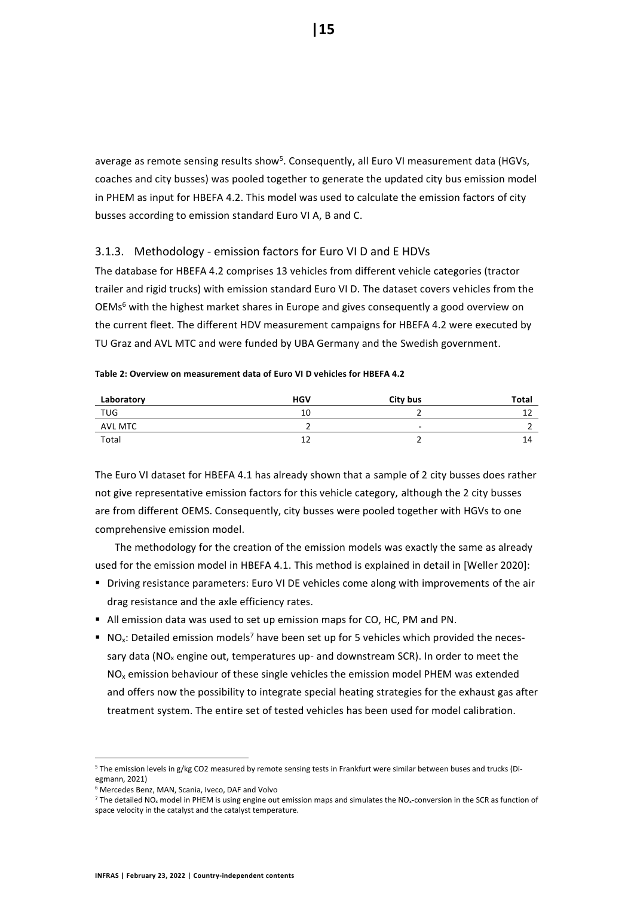average as remote sensing results show[5]. Consequently, all Euro VI measurement data (HGVs, coaches and city busses) was pooled together to generate the updated city bus emission model in PHEM as input for HBEFA 4.2. This model was used to calculate the emission factors of city busses according to emission standard Euro VI A, B and C.

### 3.1.3. Methodology - emission factors for Euro VI D and E HDVs

The database for HBEFA 4.2 comprises 13 vehicles from different vehicle categories (tractor trailer and rigid trucks) with emission standard Euro VI D. The dataset covers vehicles from the OEMs[6] with the highest market shares in Europe and gives consequently a good overview on the current fleet. The different HDV measurement campaigns for HBEFA 4.2 were executed by TU Graz and AVL MTC and were funded by UBA Germany and the Swedish government.

**Table 2: Overview on measurement data of Euro VI D vehicles for HBEFA 4.2**

| Laboratory | HGV | City bus | Total |
|---|---|---|---|
| TUG | 10 | 2 | 12 |
| AVL MTC | 2 | - | 2 |
| Total | 12 | 2 | 14 |

The Euro VI dataset for HBEFA 4.1 has already shown that a sample of 2 city busses does rather not give representative emission factors for this vehicle category, although the 2 city busses are from different OEMS. Consequently, city busses were pooled together with HGVs to one comprehensive emission model.

The methodology for the creation of the emission models was exactly the same as already used for the emission model in HBEFA 4.1. This method is explained in detail in [Weller 2020]:

- Driving resistance parameters: Euro VI DE vehicles come along with improvements of the air drag resistance and the axle efficiency rates.
- All emission data was used to set up emission maps for CO, HC, PM and PN.
- $NO_x$: Detailed emission models[7] have been set up for 5 vehicles which provided the necessary data ($NO_x$ engine out, temperatures up- and downstream SCR). In order to meet the $NO_x$ emission behaviour of these single vehicles the emission model PHEM was extended and offers now the possibility to integrate special heating strategies for the exhaust gas after treatment system. The entire set of tested vehicles has been used for model calibration.

[5] The emission levels in g/kg CO2 measured by remote sensing tests in Frankfurt were similar between buses and trucks (Diegmann, 2021)

[6] Mercedes Benz, MAN, Scania, Iveco, DAF and Volvo

[7] The detailed $NO_x$ model in PHEM is using engine out emission maps and simulates the $NO_x$-conversion in the SCR as function of space velocity in the catalyst and the catalyst temperature.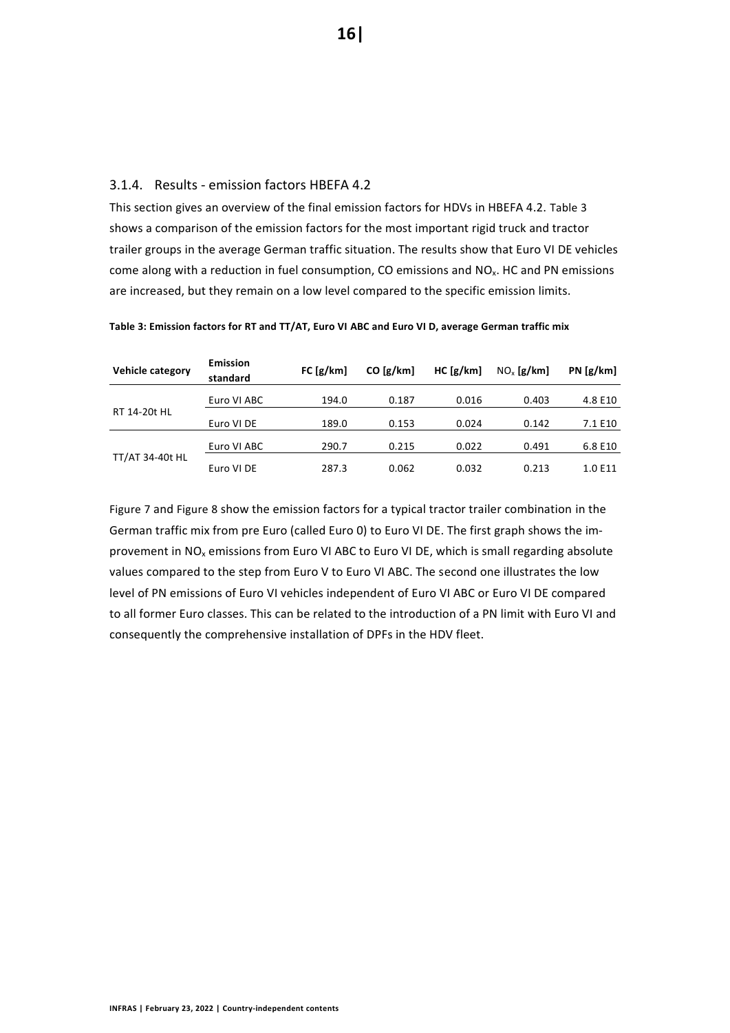### 3.1.4. Results - emission factors HBEFA 4.2

This section gives an overview of the final emission factors for HDVs in HBEFA 4.2. Table 3 shows a comparison of the emission factors for the most important rigid truck and tractor trailer groups in the average German traffic situation. The results show that Euro VI DE vehicles come along with a reduction in fuel consumption, CO emissions and $NO_x$. HC and PN emissions are increased, but they remain on a low level compared to the specific emission limits.

**Table 3: Emission factors for RT and TT/AT, Euro VI ABC and Euro VI D, average German traffic mix**

| Vehicle category | Emission standard | FC [g/km] | CO [g/km] | HC [g/km] | $NO_x$ [g/km] | PN [g/km] |
|---|---|---|---|---|---|---|
| RT 14-20t HL | Euro VI ABC | 194.0 | 0.187 | 0.016 | 0.403 | 4.8 E10 |
| | Euro VI DE | 189.0 | 0.153 | 0.024 | 0.142 | 7.1 E10 |
| TT/AT 34-40t HL | Euro VI ABC | 290.7 | 0.215 | 0.022 | 0.491 | 6.8 E10 |
| | Euro VI DE | 287.3 | 0.062 | 0.032 | 0.213 | 1.0 E11 |

Figure 7 and Figure 8 show the emission factors for a typical tractor trailer combination in the German traffic mix from pre Euro (called Euro 0) to Euro VI DE. The first graph shows the improvement in $NO_x$ emissions from Euro VI ABC to Euro VI DE, which is small regarding absolute values compared to the step from Euro V to Euro VI ABC. The second one illustrates the low level of PN emissions of Euro VI vehicles independent of Euro VI ABC or Euro VI DE compared to all former Euro classes. This can be related to the introduction of a PN limit with Euro VI and consequently the comprehensive installation of DPFs in the HDV fleet.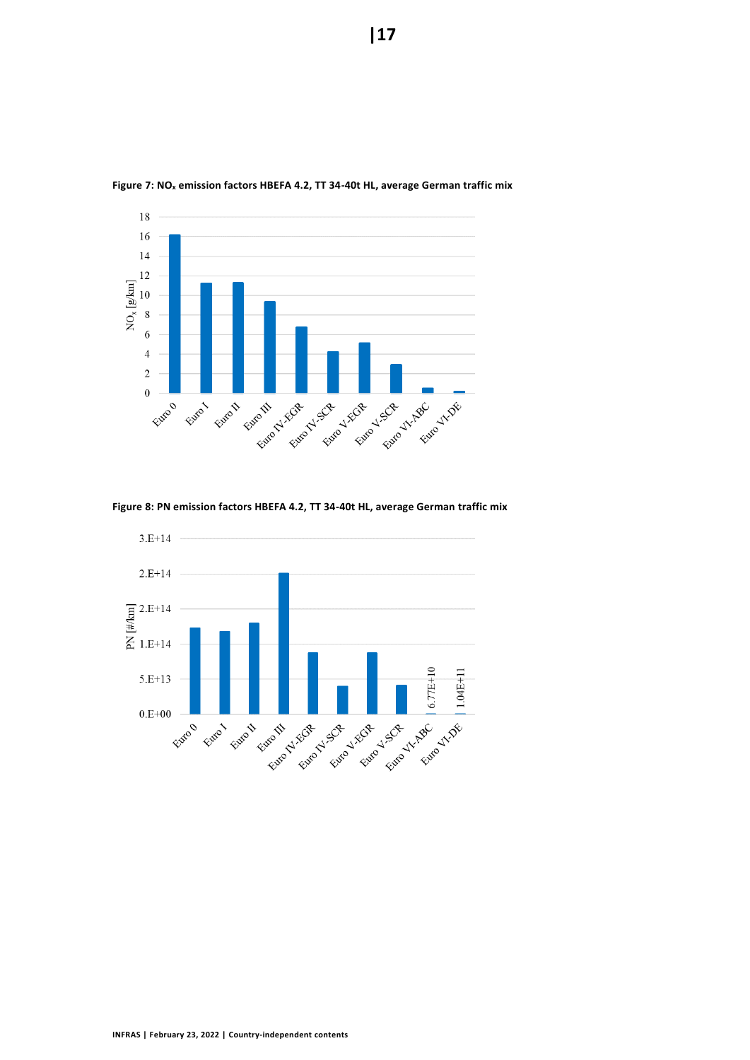**Figure 7: $NO_x$ emission factors HBEFA 4.2, TT 34-40t HL, average German traffic mix**

**Figure 8: PN emission factors HBEFA 4.2, TT 34-40t HL, average German traffic mix**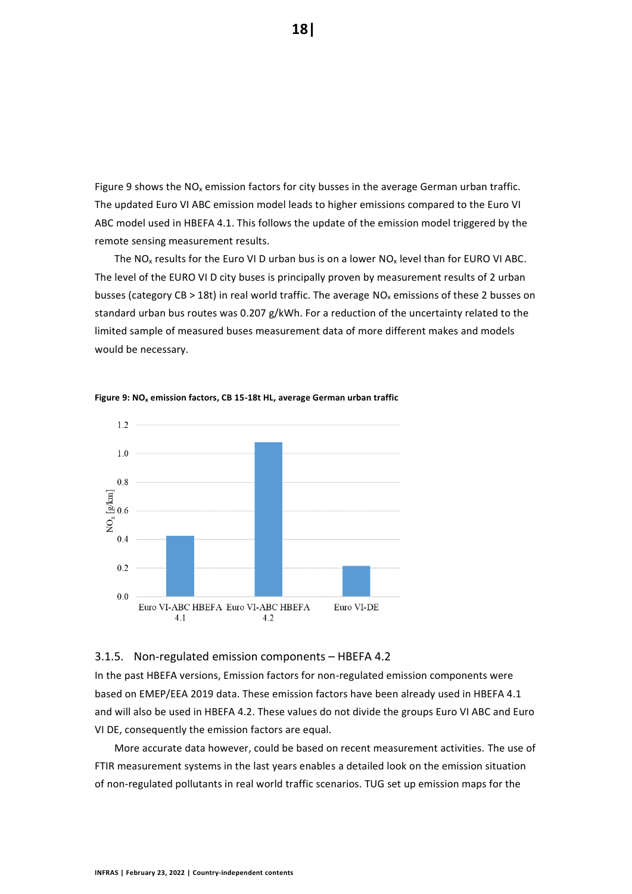Figure 9 shows the $NO_x$ emission factors for city busses in the average German urban traffic. The updated Euro VI ABC emission model leads to higher emissions compared to the Euro VI ABC model used in HBEFA 4.1. This follows the update of the emission model triggered by the remote sensing measurement results.

The $NO_x$ results for the Euro VI D urban bus is on a lower $NO_x$ level than for EURO VI ABC. The level of the EURO VI D city buses is principally proven by measurement results of 2 urban busses (category CB > 18t) in real world traffic. The average $NO_x$ emissions of these 2 busses on standard urban bus routes was 0.207 g/kWh. For a reduction of the uncertainty related to the limited sample of measured buses measurement data of more different makes and models would be necessary.

**Figure 9: $NO_x$ emission factors, CB 15-18t HL, average German urban traffic**

### 3.1.5. Non-regulated emission components – HBEFA 4.2

In the past HBEFA versions, Emission factors for non-regulated emission components were based on EMEP/EEA 2019 data. These emission factors have been already used in HBEFA 4.1 and will also be used in HBEFA 4.2. These values do not divide the groups Euro VI ABC and Euro VI DE, consequently the emission factors are equal.

More accurate data however, could be based on recent measurement activities. The use of FTIR measurement systems in the last years enables a detailed look on the emission situation of non-regulated pollutants in real world traffic scenarios. TUG set up emission maps for the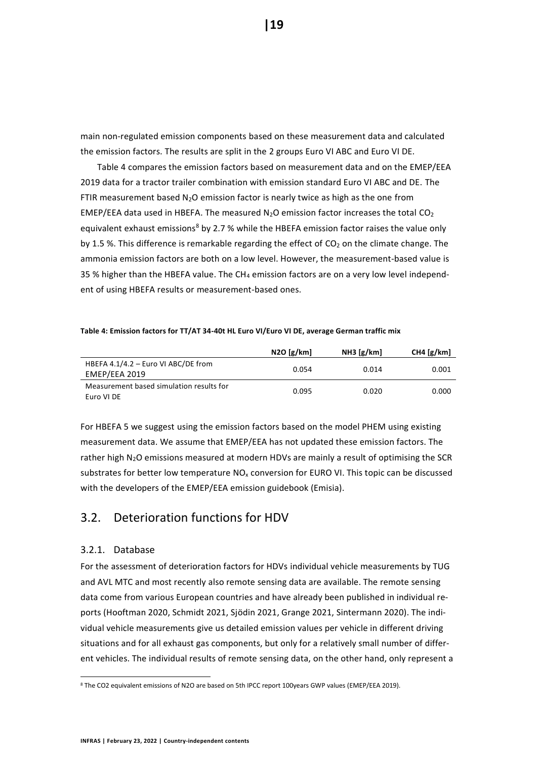main non-regulated emission components based on these measurement data and calculated the emission factors. The results are split in the 2 groups Euro VI ABC and Euro VI DE.

Table 4 compares the emission factors based on measurement data and on the EMEP/EEA 2019 data for a tractor trailer combination with emission standard Euro VI ABC and DE. The FTIR measurement based $N_2O$ emission factor is nearly twice as high as the one from EMEP/EEA data used in HBEFA. The measured $N_2O$ emission factor increases the total $CO_2$ equivalent exhaust emissions[8] by 2.7 % while the HBEFA emission factor raises the value only by 1.5 %. This difference is remarkable regarding the effect of $CO_2$ on the climate change. The ammonia emission factors are both on a low level. However, the measurement-based value is 35 % higher than the HBEFA value. The $CH_4$ emission factors are on a very low level independent of using HBEFA results or measurement-based ones.

**Table 4: Emission factors for TT/AT 34-40t HL Euro VI/Euro VI DE, average German traffic mix**

| | N2O [g/km] | NH3 [g/km] | CH4 [g/km] |
|---|---|---|---|
| HBEFA 4.1/4.2 – Euro VI ABC/DE from EMEP/EEA 2019 | 0.054 | 0.014 | 0.001 |
| Measurement based simulation results for Euro VI DE | 0.095 | 0.020 | 0.000 |

For HBEFA 5 we suggest using the emission factors based on the model PHEM using existing measurement data. We assume that EMEP/EEA has not updated these emission factors. The rather high $N_2O$ emissions measured at modern HDVs are mainly a result of optimising the SCR substrates for better low temperature $NO_x$ conversion for EURO VI. This topic can be discussed with the developers of the EMEP/EEA emission guidebook (Emisia).

## 3.2. Deterioration functions for HDV

### 3.2.1. Database

For the assessment of deterioration factors for HDVs individual vehicle measurements by TUG and AVL MTC and most recently also remote sensing data are available. The remote sensing data come from various European countries and have already been published in individual reports (Hooftman 2020, Schmidt 2021, Sjödin 2021, Grange 2021, Sintermann 2020). The individual vehicle measurements give us detailed emission values per vehicle in different driving situations and for all exhaust gas components, but only for a relatively small number of different vehicles. The individual results of remote sensing data, on the other hand, only represent a

[8] The CO2 equivalent emissions of N2O are based on 5th IPCC report 100years GWP values (EMEP/EEA 2019).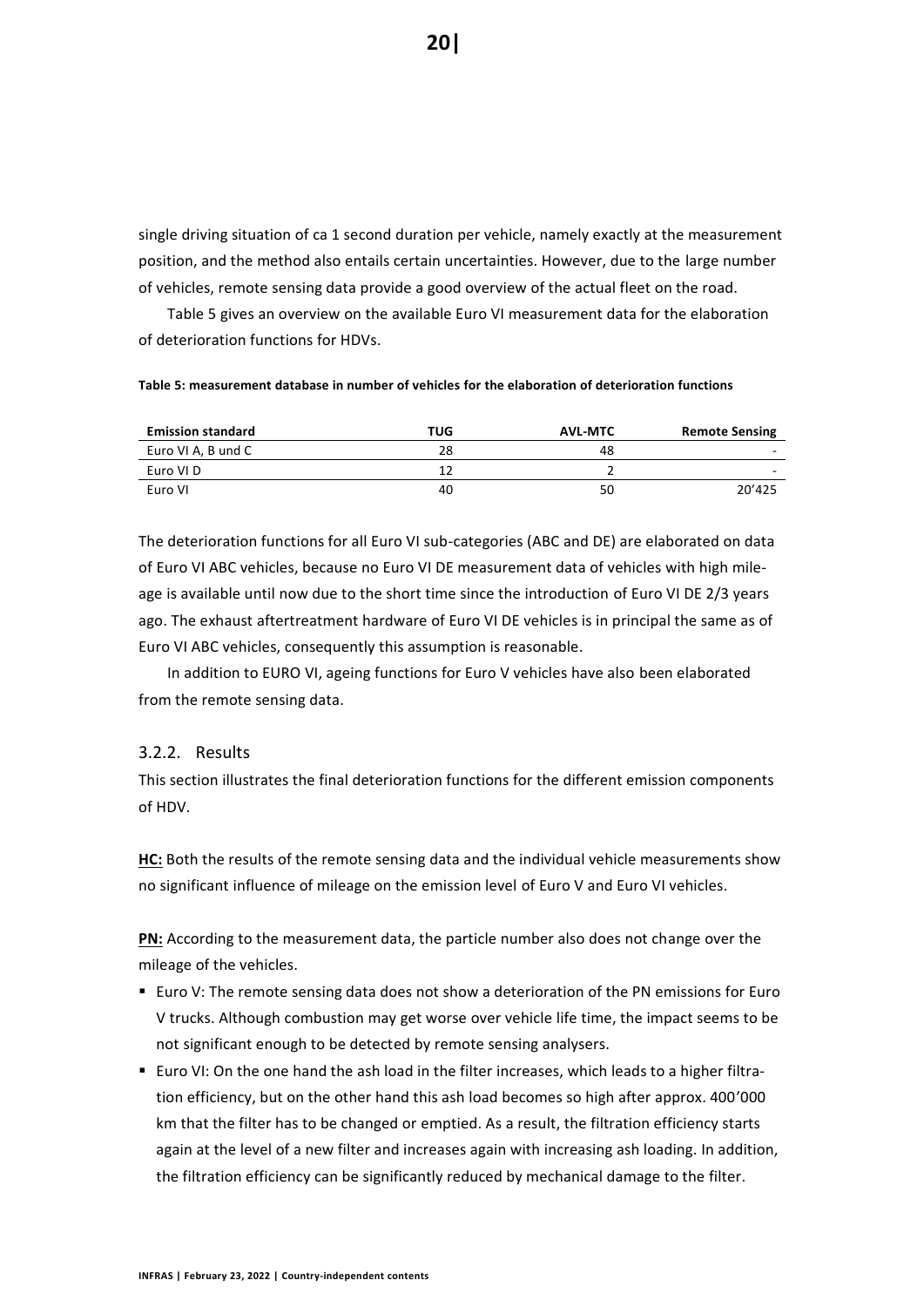single driving situation of ca 1 second duration per vehicle, namely exactly at the measurement position, and the method also entails certain uncertainties. However, due to the large number of vehicles, remote sensing data provide a good overview of the actual fleet on the road.

Table 5 gives an overview on the available Euro VI measurement data for the elaboration of deterioration functions for HDVs.

**Table 5: measurement database in number of vehicles for the elaboration of deterioration functions**

| Emission standard | TUG | AVL-MTC | Remote Sensing |
|---|---|---|---|
| Euro VI A, B und C | 28 | 48 | - |
| Euro VI D | 12 | 2 | - |
| Euro VI | 40 | 50 | 20'425 |

The deterioration functions for all Euro VI sub-categories (ABC and DE) are elaborated on data of Euro VI ABC vehicles, because no Euro VI DE measurement data of vehicles with high mileage is available until now due to the short time since the introduction of Euro VI DE 2/3 years ago. The exhaust aftertreatment hardware of Euro VI DE vehicles is in principal the same as of Euro VI ABC vehicles, consequently this assumption is reasonable.

In addition to EURO VI, ageing functions for Euro V vehicles have also been elaborated from the remote sensing data.

### 3.2.2. Results

This section illustrates the final deterioration functions for the different emission components of HDV.

**HC:** Both the results of the remote sensing data and the individual vehicle measurements show no significant influence of mileage on the emission level of Euro V and Euro VI vehicles.

**PN:** According to the measurement data, the particle number also does not change over the mileage of the vehicles.

- Euro V: The remote sensing data does not show a deterioration of the PN emissions for Euro V trucks. Although combustion may get worse over vehicle life time, the impact seems to be not significant enough to be detected by remote sensing analysers.
- Euro VI: On the one hand the ash load in the filter increases, which leads to a higher filtration efficiency, but on the other hand this ash load becomes so high after approx. 400'000 km that the filter has to be changed or emptied. As a result, the filtration efficiency starts again at the level of a new filter and increases again with increasing ash loading. In addition, the filtration efficiency can be significantly reduced by mechanical damage to the filter.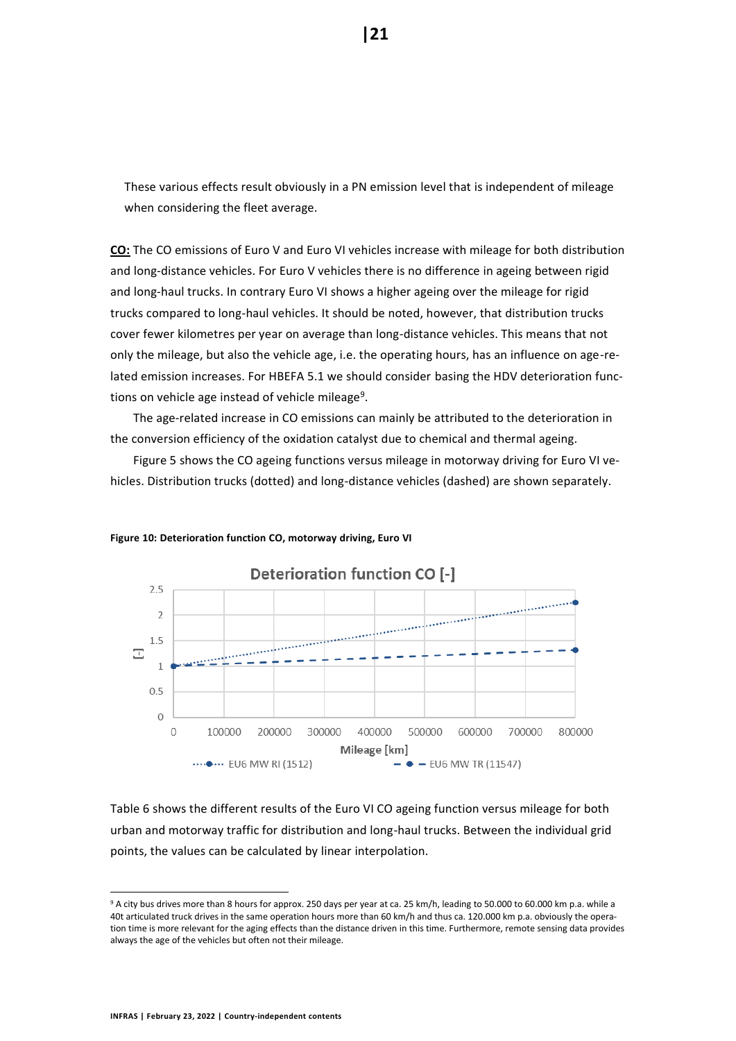These various effects result obviously in a PN emission level that is independent of mileage when considering the fleet average.

**CO:** The CO emissions of Euro V and Euro VI vehicles increase with mileage for both distribution and long-distance vehicles. For Euro V vehicles there is no difference in ageing between rigid and long-haul trucks. In contrary Euro VI shows a higher ageing over the mileage for rigid trucks compared to long-haul vehicles. It should be noted, however, that distribution trucks cover fewer kilometres per year on average than long-distance vehicles. This means that not only the mileage, but also the vehicle age, i.e. the operating hours, has an influence on age-related emission increases. For HBEFA 5.1 we should consider basing the HDV deterioration functions on vehicle age instead of vehicle mileage[9].

The age-related increase in CO emissions can mainly be attributed to the deterioration in the conversion efficiency of the oxidation catalyst due to chemical and thermal ageing.

Figure 5 shows the CO ageing functions versus mileage in motorway driving for Euro VI vehicles. Distribution trucks (dotted) and long-distance vehicles (dashed) are shown separately.

**Figure 10: Deterioration function CO, motorway driving, Euro VI**

Table 6 shows the different results of the Euro VI CO ageing function versus mileage for both urban and motorway traffic for distribution and long-haul trucks. Between the individual grid points, the values can be calculated by linear interpolation.

[9] A city bus drives more than 8 hours for approx. 250 days per year at ca. 25 km/h, leading to 50.000 to 60.000 km p.a. while a 40t articulated truck drives in the same operation hours more than 60 km/h and thus ca. 120.000 km p.a. obviously the operation time is more relevant for the aging effects than the distance driven in this time. Furthermore, remote sensing data provides always the age of the vehicles but often not their mileage.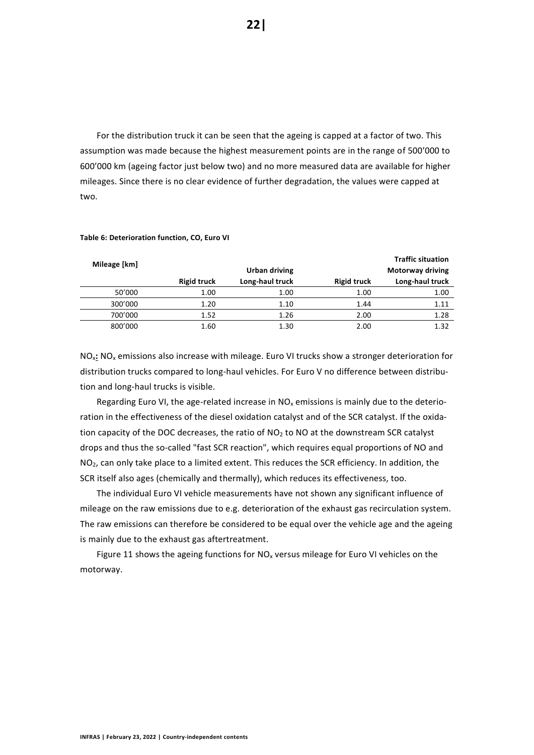For the distribution truck it can be seen that the ageing is capped at a factor of two. This assumption was made because the highest measurement points are in the range of 500'000 to 600'000 km (ageing factor just below two) and no more measured data are available for higher mileages. Since there is no clear evidence of further degradation, the values were capped at two.

**Table 6: Deterioration function, CO, Euro VI**

| Mileage [km] | | | | Traffic situation |
|---|---|---|---|---|
| | | Urban driving | | Motorway driving |
| | Rigid truck | Long-haul truck | Rigid truck | Long-haul truck |
| 50'000 | 1.00 | 1.00 | 1.00 | 1.00 |
| 300'000 | 1.20 | 1.10 | 1.44 | 1.11 |
| 700'000 | 1.52 | 1.26 | 2.00 | 1.28 |
| 800'000 | 1.60 | 1.30 | 2.00 | 1.32 |

$NO_x$**:** $NO_x$ emissions also increase with mileage. Euro VI trucks show a stronger deterioration for distribution trucks compared to long-haul vehicles. For Euro V no difference between distribution and long-haul trucks is visible.

Regarding Euro VI, the age-related increase in $NO_x$ emissions is mainly due to the deterioration in the effectiveness of the diesel oxidation catalyst and of the SCR catalyst. If the oxidation capacity of the DOC decreases, the ratio of $NO_2$ to NO at the downstream SCR catalyst drops and thus the so-called "fast SCR reaction", which requires equal proportions of NO and $NO_2$, can only take place to a limited extent. This reduces the SCR efficiency. In addition, the SCR itself also ages (chemically and thermally), which reduces its effectiveness, too.

The individual Euro VI vehicle measurements have not shown any significant influence of mileage on the raw emissions due to e.g. deterioration of the exhaust gas recirculation system. The raw emissions can therefore be considered to be equal over the vehicle age and the ageing is mainly due to the exhaust gas aftertreatment.

Figure 11 shows the ageing functions for $NO_x$ versus mileage for Euro VI vehicles on the motorway.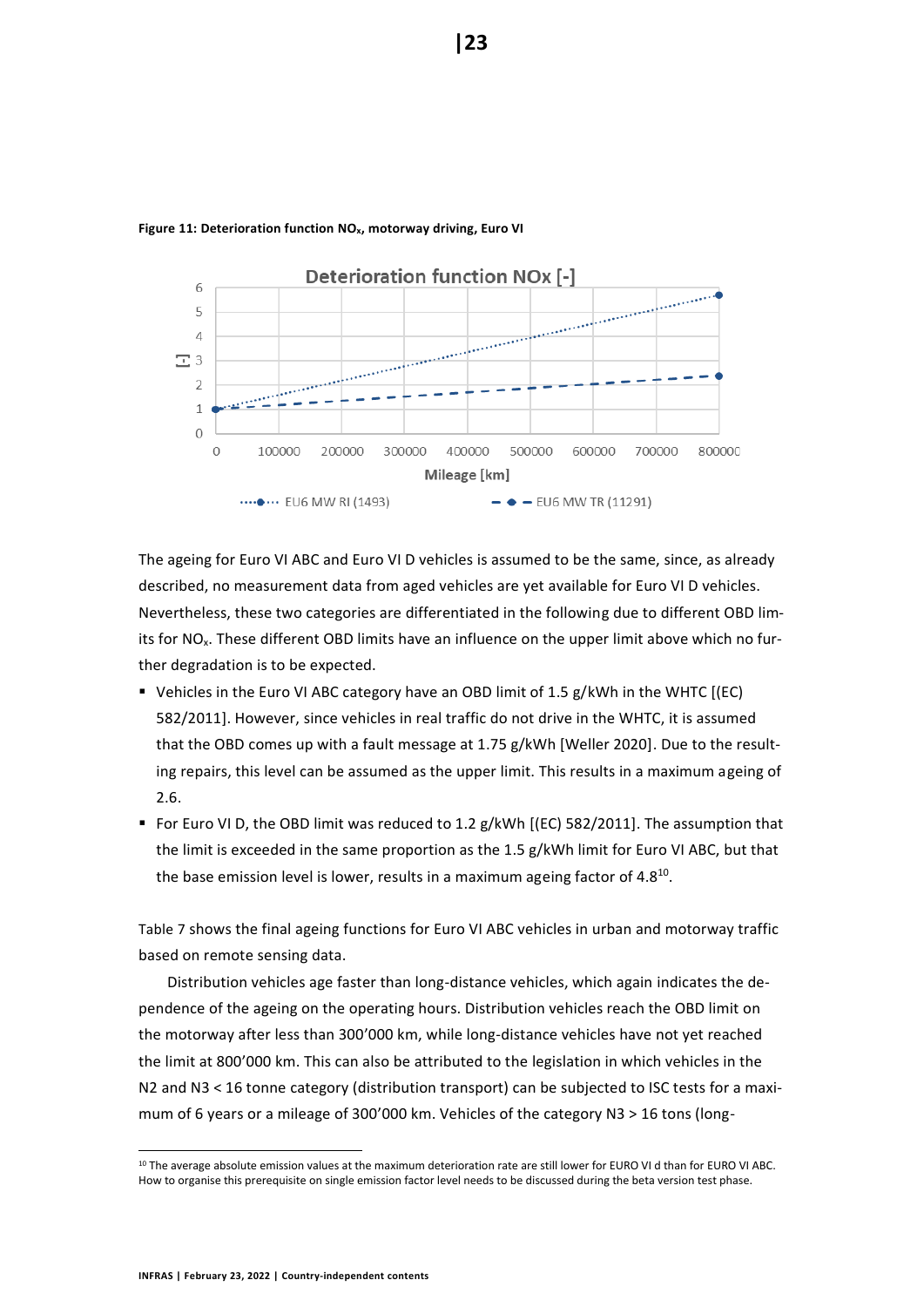**Figure 11: Deterioration function $NO_x$, motorway driving, Euro VI**

The ageing for Euro VI ABC and Euro VI D vehicles is assumed to be the same, since, as already described, no measurement data from aged vehicles are yet available for Euro VI D vehicles. Nevertheless, these two categories are differentiated in the following due to different OBD limits for $NO_x$. These different OBD limits have an influence on the upper limit above which no further degradation is to be expected.

- Vehicles in the Euro VI ABC category have an OBD limit of 1.5 g/kWh in the WHTC [(EC) 582/2011]. However, since vehicles in real traffic do not drive in the WHTC, it is assumed that the OBD comes up with a fault message at 1.75 g/kWh [Weller 2020]. Due to the resulting repairs, this level can be assumed as the upper limit. This results in a maximum ageing of 2.6.
- For Euro VI D, the OBD limit was reduced to 1.2 g/kWh [(EC) 582/2011]. The assumption that the limit is exceeded in the same proportion as the 1.5 g/kWh limit for Euro VI ABC, but that the base emission level is lower, results in a maximum ageing factor of 4.8[10].

Table 7 shows the final ageing functions for Euro VI ABC vehicles in urban and motorway traffic based on remote sensing data.

Distribution vehicles age faster than long-distance vehicles, which again indicates the dependence of the ageing on the operating hours. Distribution vehicles reach the OBD limit on the motorway after less than 300'000 km, while long-distance vehicles have not yet reached the limit at 800'000 km. This can also be attributed to the legislation in which vehicles in the N2 and N3 < 16 tonne category (distribution transport) can be subjected to ISC tests for a maximum of 6 years or a mileage of 300'000 km. Vehicles of the category N3 > 16 tons (long-

[10] The average absolute emission values at the maximum deterioration rate are still lower for EURO VI d than for EURO VI ABC. How to organise this prerequisite on single emission factor level needs to be discussed during the beta version test phase.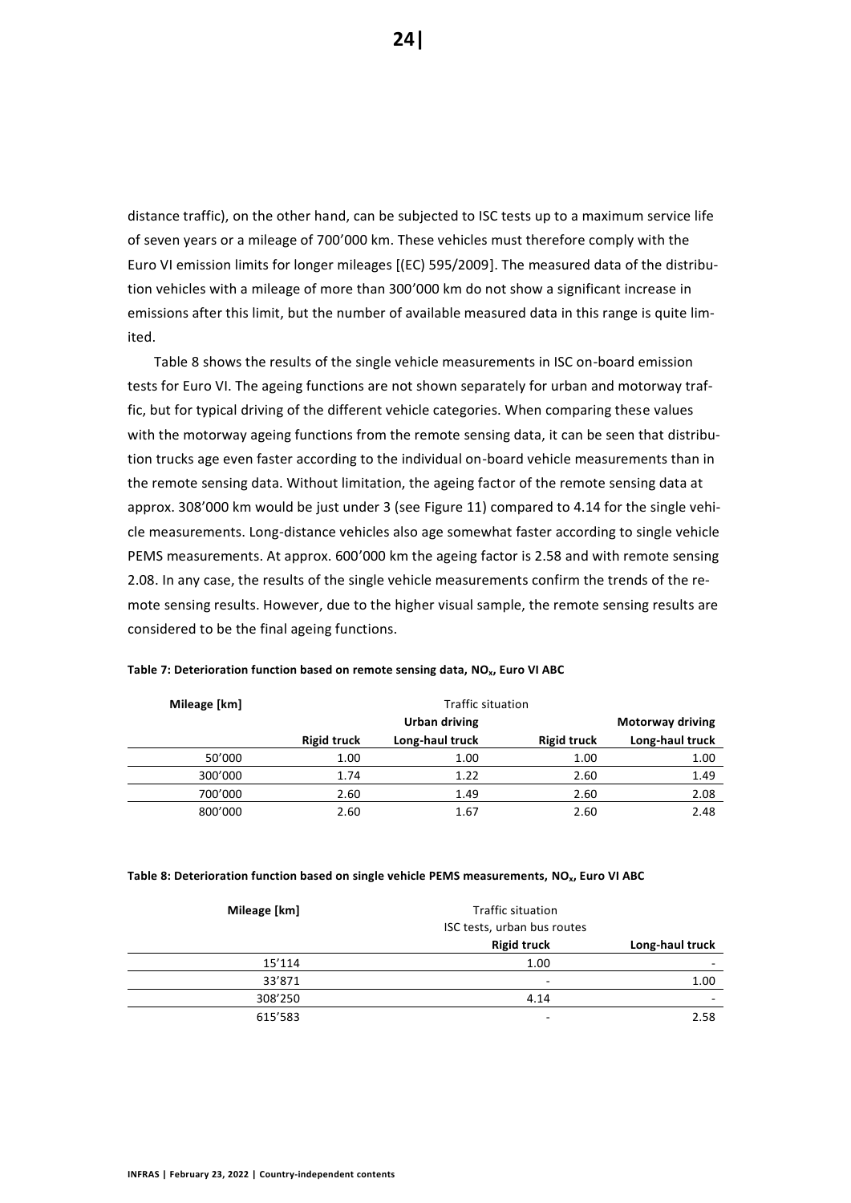distance traffic), on the other hand, can be subjected to ISC tests up to a maximum service life of seven years or a mileage of 700'000 km. These vehicles must therefore comply with the Euro VI emission limits for longer mileages [(EC) 595/2009]. The measured data of the distribution vehicles with a mileage of more than 300'000 km do not show a significant increase in emissions after this limit, but the number of available measured data in this range is quite limited.

Table 8 shows the results of the single vehicle measurements in ISC on-board emission tests for Euro VI. The ageing functions are not shown separately for urban and motorway traffic, but for typical driving of the different vehicle categories. When comparing these values with the motorway ageing functions from the remote sensing data, it can be seen that distribution trucks age even faster according to the individual on-board vehicle measurements than in the remote sensing data. Without limitation, the ageing factor of the remote sensing data at approx. 308'000 km would be just under 3 (see Figure 11) compared to 4.14 for the single vehicle measurements. Long-distance vehicles also age somewhat faster according to single vehicle PEMS measurements. At approx. 600'000 km the ageing factor is 2.58 and with remote sensing 2.08. In any case, the results of the single vehicle measurements confirm the trends of the remote sensing results. However, due to the higher visual sample, the remote sensing results are considered to be the final ageing functions.

**Table 7: Deterioration function based on remote sensing data, $NO_x$, Euro VI ABC**

| Mileage [km] | Traffic situation | | | |
|---|---|---|---|---|
| | Urban driving | | Motorway driving | |
| | Rigid truck | Long-haul truck | Rigid truck | Long-haul truck |
| 50'000 | 1.00 | 1.00 | 1.00 | 1.00 |
| 300'000 | 1.74 | 1.22 | 2.60 | 1.49 |
| 700'000 | 2.60 | 1.49 | 2.60 | 2.08 |
| 800'000 | 2.60 | 1.67 | 2.60 | 2.48 |

**Table 8: Deterioration function based on single vehicle PEMS measurements, $NO_x$, Euro VI ABC**

| Mileage [km] | Traffic situation | |
|---|---|---|
| | ISC tests, urban bus routes | |
| | Rigid truck | Long-haul truck |
| 15'114 | 1.00 | - |
| 33'871 | - | 1.00 |
| 308'250 | 4.14 | - |
| 615'583 | - | 2.58 |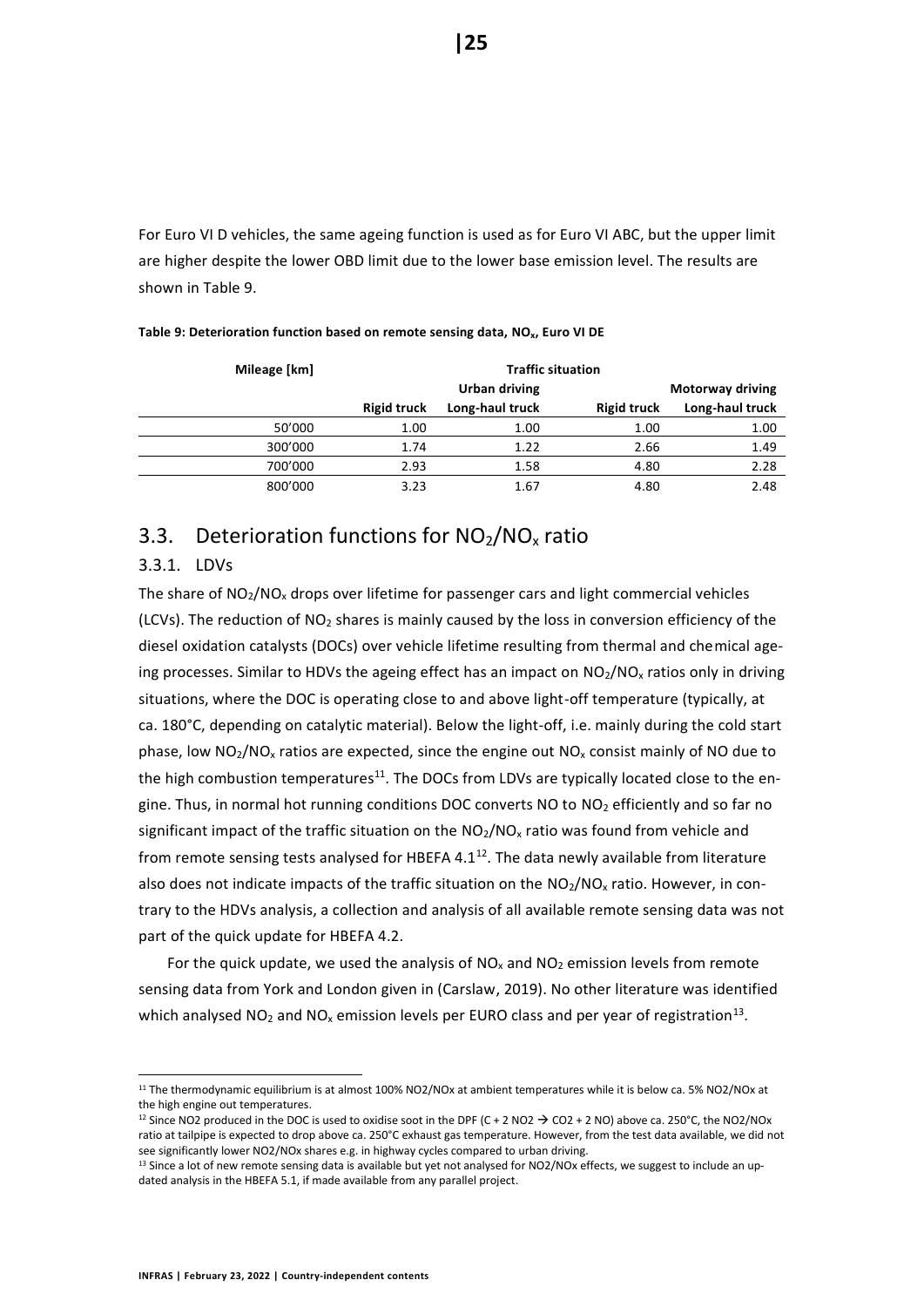For Euro VI D vehicles, the same ageing function is used as for Euro VI ABC, but the upper limit are higher despite the lower OBD limit due to the lower base emission level. The results are shown in Table 9.

**Table 9: Deterioration function based on remote sensing data, $NO_x$, Euro VI DE**

| Mileage [km] | Traffic situation | | | |
|---|---|---|---|---|
| | Urban driving | | Motorway driving | |
| | Rigid truck | Long-haul truck | Rigid truck | Long-haul truck |
| 50'000 | 1.00 | 1.00 | 1.00 | 1.00 |
| 300'000 | 1.74 | 1.22 | 2.66 | 1.49 |
| 700'000 | 2.93 | 1.58 | 4.80 | 2.28 |
| 800'000 | 3.23 | 1.67 | 4.80 | 2.48 |

## 3.3. Deterioration functions for $NO_2/NO_x$ ratio

### 3.3.1. LDVs

The share of $NO_2/NO_x$ drops over lifetime for passenger cars and light commercial vehicles (LCVs). The reduction of $NO_2$ shares is mainly caused by the loss in conversion efficiency of the diesel oxidation catalysts (DOCs) over vehicle lifetime resulting from thermal and chemical ageing processes. Similar to HDVs the ageing effect has an impact on $NO_2/NO_x$ ratios only in driving situations, where the DOC is operating close to and above light-off temperature (typically, at ca. 180°C, depending on catalytic material). Below the light-off, i.e. mainly during the cold start phase, low $NO_2/NO_x$ ratios are expected, since the engine out $NO_x$ consist mainly of NO due to the high combustion temperatures[11]. The DOCs from LDVs are typically located close to the engine. Thus, in normal hot running conditions DOC converts NO to $NO_2$ efficiently and so far no significant impact of the traffic situation on the $NO_2/NO_x$ ratio was found from vehicle and from remote sensing tests analysed for HBEFA 4.1[12]. The data newly available from literature also does not indicate impacts of the traffic situation on the $NO_2/NO_x$ ratio. However, in contrary to the HDVs analysis, a collection and analysis of all available remote sensing data was not part of the quick update for HBEFA 4.2.

For the quick update, we used the analysis of $NO_x$ and $NO_2$ emission levels from remote sensing data from York and London given in (Carslaw, 2019). No other literature was identified which analysed $NO_2$ and $NO_x$ emission levels per EURO class and per year of registration[13].

[11] The thermodynamic equilibrium is at almost 100% NO2/NOx at ambient temperatures while it is below ca. 5% NO2/NOx at the high engine out temperatures.

[12] Since NO2 produced in the DOC is used to oxidise soot in the DPF ($C + 2 NO_2 \rightarrow CO_2 + 2 NO$) above ca. 250°C, the NO2/NOx ratio at tailpipe is expected to drop above ca. 250°C exhaust gas temperature. However, from the test data available, we did not see significantly lower NO2/NOx shares e.g. in highway cycles compared to urban driving.

[13] Since a lot of new remote sensing data is available but yet not analysed for NO2/NOx effects, we suggest to include an updated analysis in the HBEFA 5.1, if made available from any parallel project.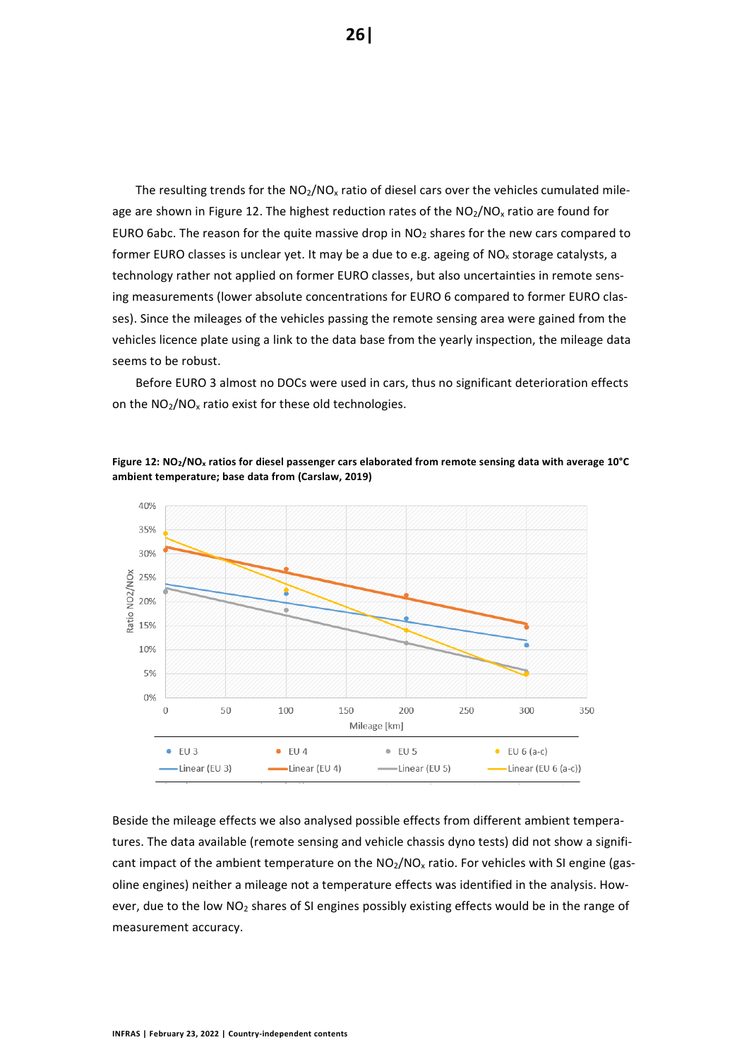The resulting trends for the $NO_2/NO_x$ ratio of diesel cars over the vehicles cumulated mileage are shown in Figure 12. The highest reduction rates of the $NO_2/NO_x$ ratio are found for EURO 6abc. The reason for the quite massive drop in $NO_2$ shares for the new cars compared to former EURO classes is unclear yet. It may be a due to e.g. ageing of $NO_x$ storage catalysts, a technology rather not applied on former EURO classes, but also uncertainties in remote sensing measurements (lower absolute concentrations for EURO 6 compared to former EURO classes). Since the mileages of the vehicles passing the remote sensing area were gained from the vehicles licence plate using a link to the data base from the yearly inspection, the mileage data seems to be robust.

Before EURO 3 almost no DOCs were used in cars, thus no significant deterioration effects on the $NO_2/NO_x$ ratio exist for these old technologies.

**Figure 12: $NO_2/NO_x$ ratios for diesel passenger cars elaborated from remote sensing data with average 10°C ambient temperature; base data from (Carslaw, 2019)**

Beside the mileage effects we also analysed possible effects from different ambient temperatures. The data available (remote sensing and vehicle chassis dyno tests) did not show a significant impact of the ambient temperature on the $NO_2/NO_x$ ratio. For vehicles with SI engine (gasoline engines) neither a mileage not a temperature effects was identified in the analysis. However, due to the low $NO_2$ shares of SI engines possibly existing effects would be in the range of measurement accuracy.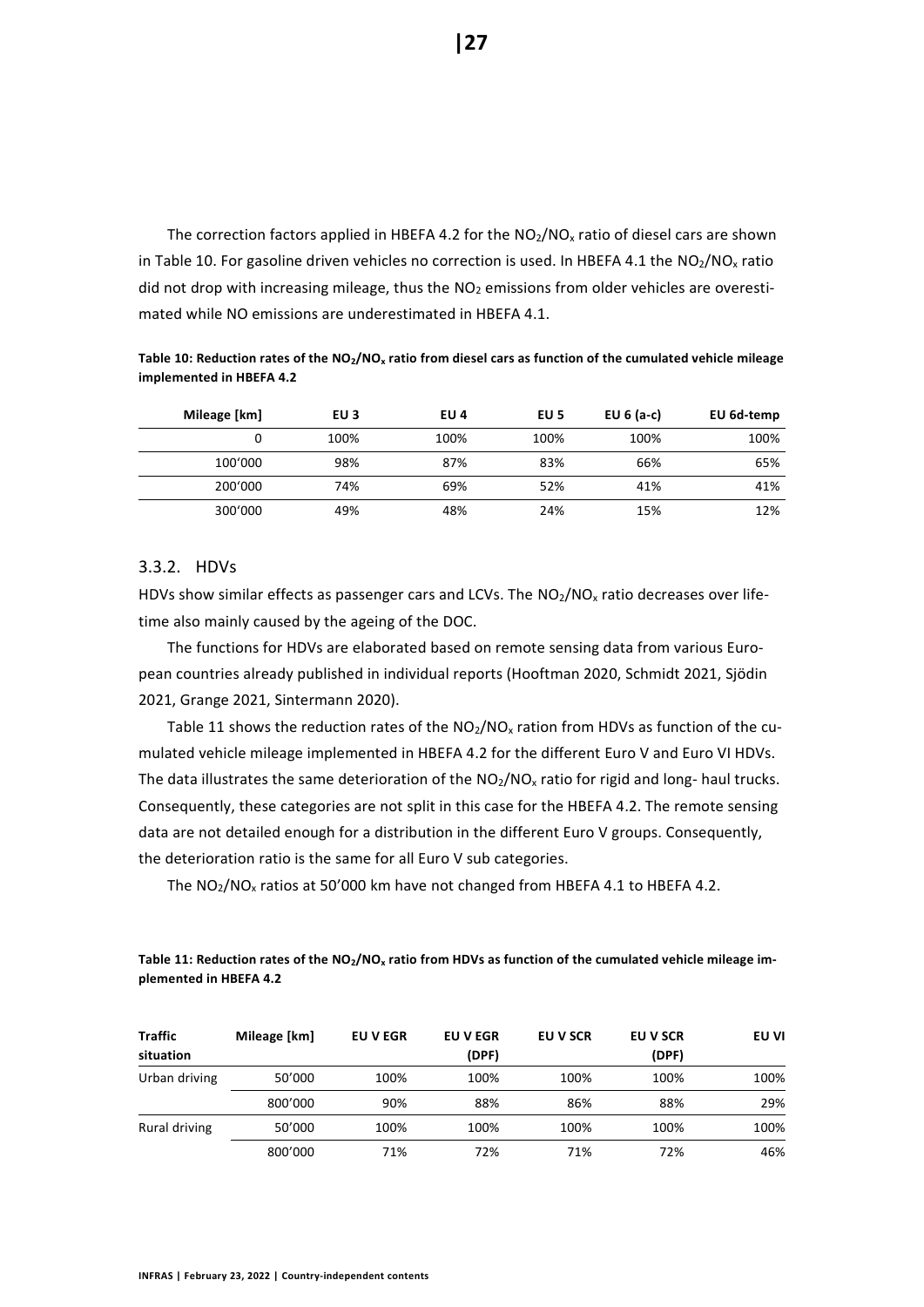The correction factors applied in HBEFA 4.2 for the $NO_2/NO_x$ ratio of diesel cars are shown in Table 10. For gasoline driven vehicles no correction is used. In HBEFA 4.1 the $NO_2/NO_x$ ratio did not drop with increasing mileage, thus the $NO_2$ emissions from older vehicles are overestimated while NO emissions are underestimated in HBEFA 4.1.

**Table 10: Reduction rates of the $NO_2/NO_x$ ratio from diesel cars as function of the cumulated vehicle mileage implemented in HBEFA 4.2**

| Mileage [km] | EU 3 | EU 4 | EU 5 | EU 6 (a-c) | EU 6d-temp |
|---:|---:|---:|---:|---:|---:|
| 0 | 100% | 100% | 100% | 100% | 100% |
| 100'000 | 98% | 87% | 83% | 66% | 65% |
| 200'000 | 74% | 69% | 52% | 41% | 41% |
| 300'000 | 49% | 48% | 24% | 15% | 12% |

### 3.3.2. HDVs

HDVs show similar effects as passenger cars and LCVs. The $NO_2/NO_x$ ratio decreases over lifetime also mainly caused by the ageing of the DOC.

The functions for HDVs are elaborated based on remote sensing data from various European countries already published in individual reports (Hooftman 2020, Schmidt 2021, Sjödin 2021, Grange 2021, Sintermann 2020).

Table 11 shows the reduction rates of the $NO_2/NO_x$ ration from HDVs as function of the cumulated vehicle mileage implemented in HBEFA 4.2 for the different Euro V and Euro VI HDVs. The data illustrates the same deterioration of the $NO_2/NO_x$ ratio for rigid and long- haul trucks. Consequently, these categories are not split in this case for the HBEFA 4.2. The remote sensing data are not detailed enough for a distribution in the different Euro V groups. Consequently, the deterioration ratio is the same for all Euro V sub categories.

The $NO_2/NO_x$ ratios at 50'000 km have not changed from HBEFA 4.1 to HBEFA 4.2.

**Table 11: Reduction rates of the $NO_2/NO_x$ ratio from HDVs as function of the cumulated vehicle mileage implemented in HBEFA 4.2**

| Traffic situation | Mileage [km] | EU V EGR | EU V EGR (DPF) | EU V SCR | EU V SCR (DPF) | EU VI |
|---|---:|---:|---:|---:|---:|---:|
| Urban driving | 50'000 | 100% | 100% | 100% | 100% | 100% |
| | 800'000 | 90% | 88% | 86% | 88% | 29% |
| Rural driving | 50'000 | 100% | 100% | 100% | 100% | 100% |
| | 800'000 | 71% | 72% | 71% | 72% | 46% |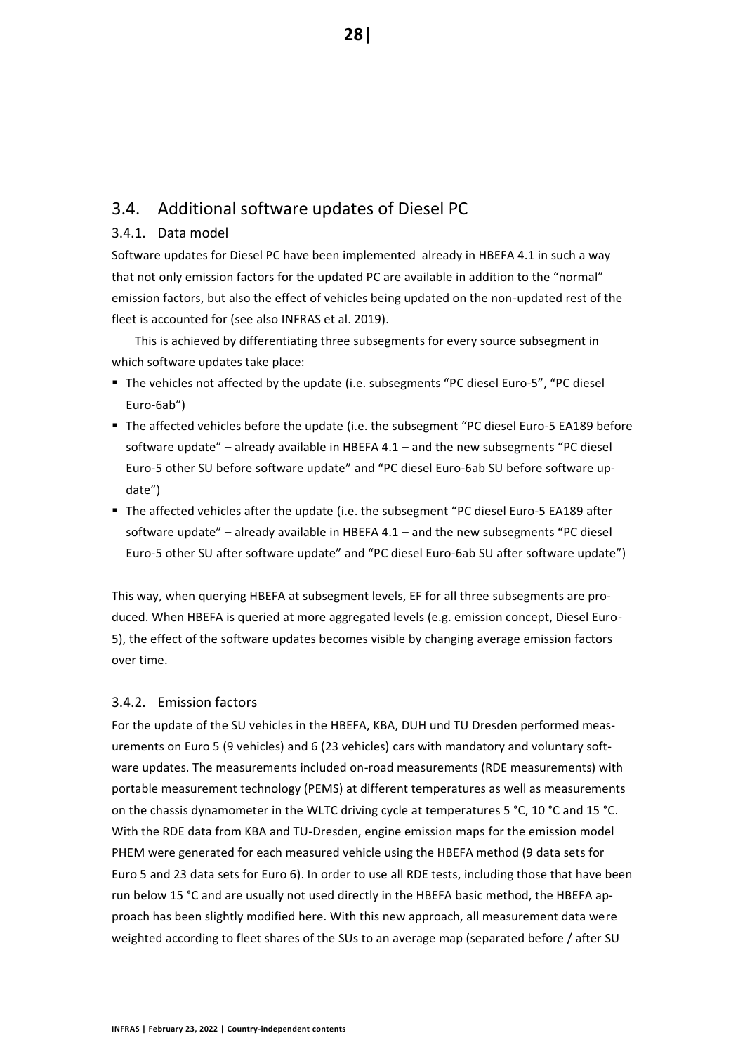## 3.4. Additional software updates of Diesel PC

### 3.4.1. Data model

Software updates for Diesel PC have been implemented already in HBEFA 4.1 in such a way that not only emission factors for the updated PC are available in addition to the "normal" emission factors, but also the effect of vehicles being updated on the non-updated rest of the fleet is accounted for (see also INFRAS et al. 2019).

This is achieved by differentiating three subsegments for every source subsegment in which software updates take place:

- The vehicles not affected by the update (i.e. subsegments "PC diesel Euro-5", "PC diesel Euro-6ab")
- The affected vehicles before the update (i.e. the subsegment "PC diesel Euro-5 EA189 before software update" – already available in HBEFA 4.1 – and the new subsegments "PC diesel Euro-5 other SU before software update" and "PC diesel Euro-6ab SU before software update")
- The affected vehicles after the update (i.e. the subsegment "PC diesel Euro-5 EA189 after software update" – already available in HBEFA 4.1 – and the new subsegments "PC diesel Euro-5 other SU after software update" and "PC diesel Euro-6ab SU after software update")

This way, when querying HBEFA at subsegment levels, EF for all three subsegments are produced. When HBEFA is queried at more aggregated levels (e.g. emission concept, Diesel Euro-5), the effect of the software updates becomes visible by changing average emission factors over time.

### 3.4.2. Emission factors

For the update of the SU vehicles in the HBEFA, KBA, DUH und TU Dresden performed measurements on Euro 5 (9 vehicles) and 6 (23 vehicles) cars with mandatory and voluntary software updates. The measurements included on-road measurements (RDE measurements) with portable measurement technology (PEMS) at different temperatures as well as measurements on the chassis dynamometer in the WLTC driving cycle at temperatures 5 °C, 10 °C and 15 °C. With the RDE data from KBA and TU-Dresden, engine emission maps for the emission model PHEM were generated for each measured vehicle using the HBEFA method (9 data sets for Euro 5 and 23 data sets for Euro 6). In order to use all RDE tests, including those that have been run below 15 °C and are usually not used directly in the HBEFA basic method, the HBEFA approach has been slightly modified here. With this new approach, all measurement data were weighted according to fleet shares of the SUs to an average map (separated before / after SU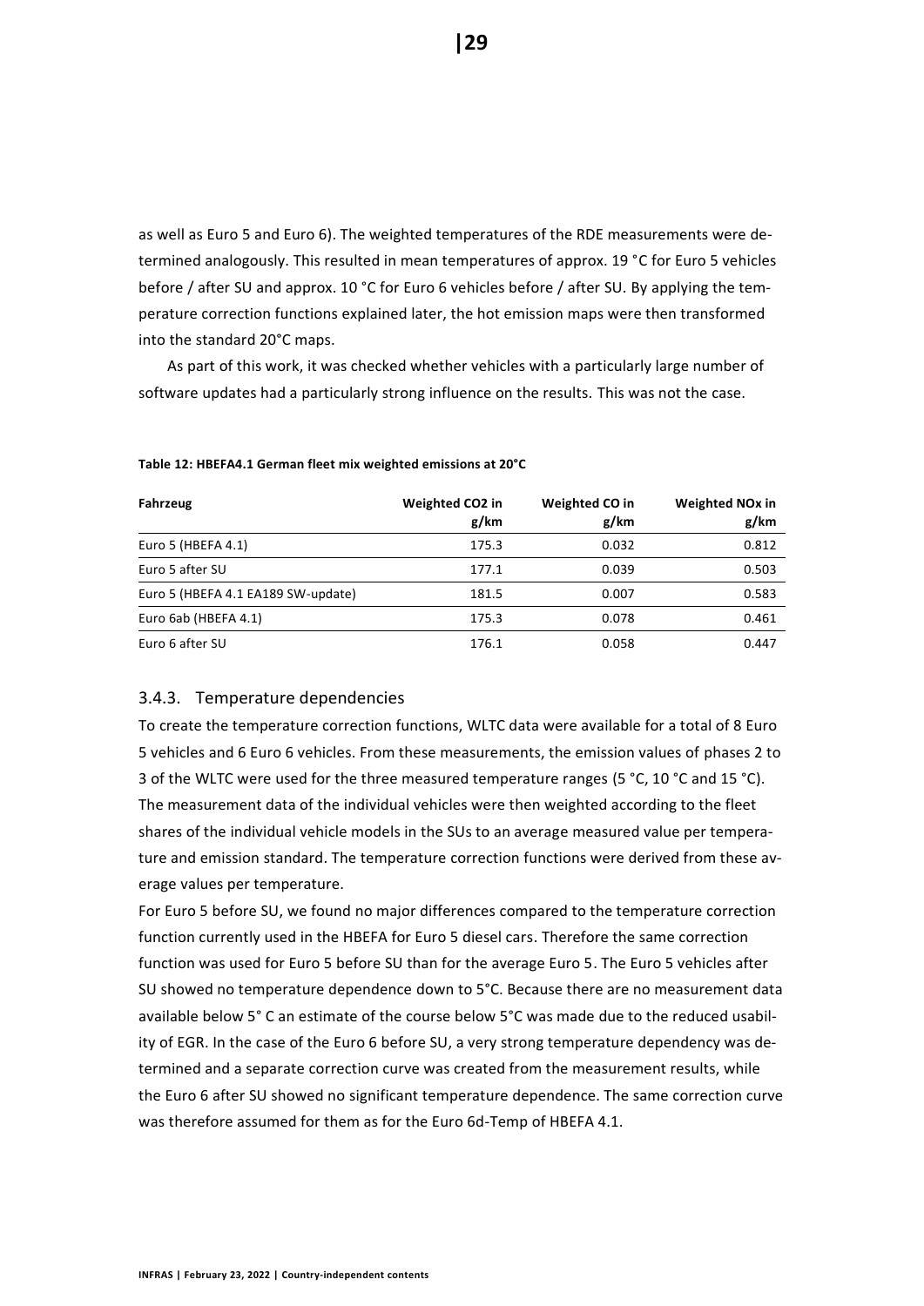as well as Euro 5 and Euro 6). The weighted temperatures of the RDE measurements were determined analogously. This resulted in mean temperatures of approx. 19 °C for Euro 5 vehicles before / after SU and approx. 10 °C for Euro 6 vehicles before / after SU. By applying the temperature correction functions explained later, the hot emission maps were then transformed into the standard 20°C maps.

As part of this work, it was checked whether vehicles with a particularly large number of software updates had a particularly strong influence on the results. This was not the case.

**Table 12: HBEFA4.1 German fleet mix weighted emissions at 20°C**

| Fahrzeug | Weighted $CO_2$ in g/km | Weighted CO in g/km | Weighted $NO_x$ in g/km |
|---|---|---|---|
| Euro 5 (HBEFA 4.1) | 175.3 | 0.032 | 0.812 |
| Euro 5 after SU | 177.1 | 0.039 | 0.503 |
| Euro 5 (HBEFA 4.1 EA189 SW-update) | 181.5 | 0.007 | 0.583 |
| Euro 6ab (HBEFA 4.1) | 175.3 | 0.078 | 0.461 |
| Euro 6 after SU | 176.1 | 0.058 | 0.447 |

### 3.4.3. Temperature dependencies

To create the temperature correction functions, WLTC data were available for a total of 8 Euro 5 vehicles and 6 Euro 6 vehicles. From these measurements, the emission values of phases 2 to 3 of the WLTC were used for the three measured temperature ranges (5 °C, 10 °C and 15 °C). The measurement data of the individual vehicles were then weighted according to the fleet shares of the individual vehicle models in the SUs to an average measured value per temperature and emission standard. The temperature correction functions were derived from these average values per temperature.

For Euro 5 before SU, we found no major differences compared to the temperature correction function currently used in the HBEFA for Euro 5 diesel cars. Therefore the same correction function was used for Euro 5 before SU than for the average Euro 5. The Euro 5 vehicles after SU showed no temperature dependence down to 5°C. Because there are no measurement data available below 5° C an estimate of the course below 5°C was made due to the reduced usability of EGR. In the case of the Euro 6 before SU, a very strong temperature dependency was determined and a separate correction curve was created from the measurement results, while the Euro 6 after SU showed no significant temperature dependence. The same correction curve was therefore assumed for them as for the Euro 6d-Temp of HBEFA 4.1.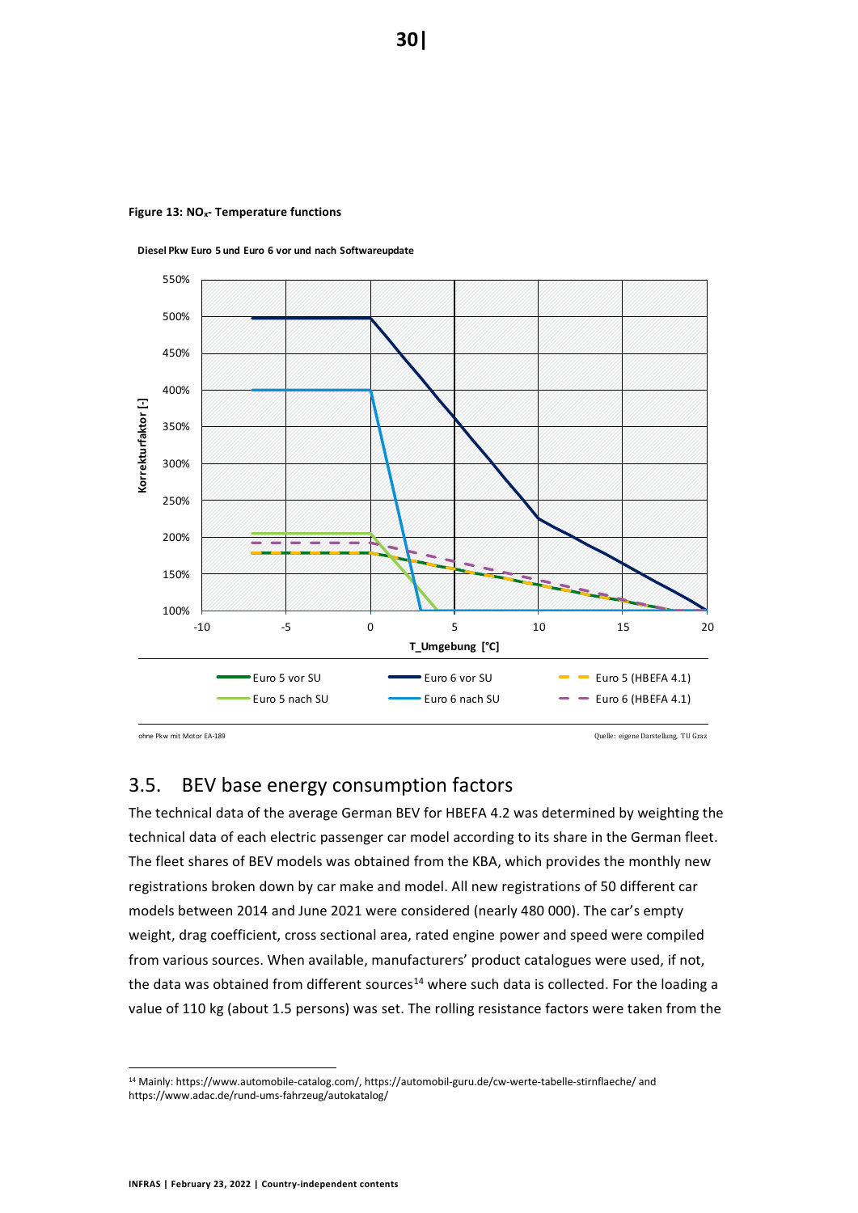**Figure 13: $NO_x$- Temperature functions**

Diesel Pkw Euro 5 und Euro 6 vor und nach Softwareupdate

Korrekturfaktor [-]

T_Umgebung [°C]

Euro 5 vor SU | Euro 6 vor SU | Euro 5 (HBEFA 4.1)
Euro 5 nach SU | Euro 6 nach SU | Euro 6 (HBEFA 4.1)

ohne Pkw mit Motor EA-189

Quelle: eigene Darstellung, TU Graz

## 3.5. BEV base energy consumption factors

The technical data of the average German BEV for HBEFA 4.2 was determined by weighting the technical data of each electric passenger car model according to its share in the German fleet. The fleet shares of BEV models was obtained from the KBA, which provides the monthly new registrations broken down by car make and model. All new registrations of 50 different car models between 2014 and June 2021 were considered (nearly 480 000). The car's empty weight, drag coefficient, cross sectional area, rated engine power and speed were compiled from various sources. When available, manufacturers' product catalogues were used, if not, the data was obtained from different sources[14] where such data is collected. For the loading a value of 110 kg (about 1.5 persons) was set. The rolling resistance factors were taken from the

[14] Mainly: https://www.automobile-catalog.com/, https://automobil-guru.de/cw-werte-tabelle-stirnflaeche/ and https://www.adac.de/rund-ums-fahrzeug/autokatalog/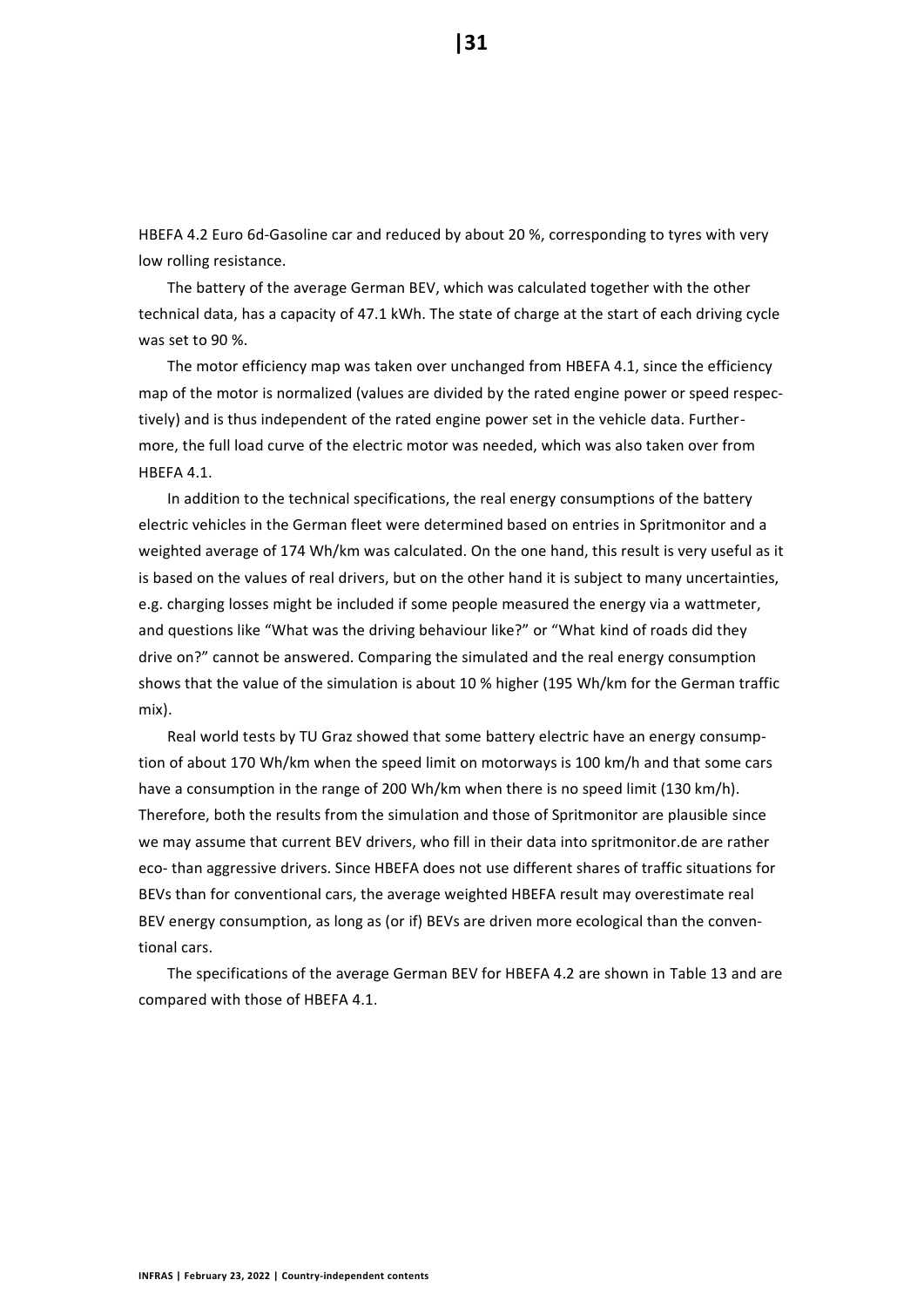HBEFA 4.2 Euro 6d-Gasoline car and reduced by about 20 %, corresponding to tyres with very low rolling resistance.

The battery of the average German BEV, which was calculated together with the other technical data, has a capacity of 47.1 kWh. The state of charge at the start of each driving cycle was set to 90 %.

The motor efficiency map was taken over unchanged from HBEFA 4.1, since the efficiency map of the motor is normalized (values are divided by the rated engine power or speed respectively) and is thus independent of the rated engine power set in the vehicle data. Furthermore, the full load curve of the electric motor was needed, which was also taken over from HBEFA 4.1.

In addition to the technical specifications, the real energy consumptions of the battery electric vehicles in the German fleet were determined based on entries in Spritmonitor and a weighted average of 174 Wh/km was calculated. On the one hand, this result is very useful as it is based on the values of real drivers, but on the other hand it is subject to many uncertainties, e.g. charging losses might be included if some people measured the energy via a wattmeter, and questions like "What was the driving behaviour like?" or "What kind of roads did they drive on?" cannot be answered. Comparing the simulated and the real energy consumption shows that the value of the simulation is about 10 % higher (195 Wh/km for the German traffic mix).

Real world tests by TU Graz showed that some battery electric have an energy consumption of about 170 Wh/km when the speed limit on motorways is 100 km/h and that some cars have a consumption in the range of 200 Wh/km when there is no speed limit (130 km/h). Therefore, both the results from the simulation and those of Spritmonitor are plausible since we may assume that current BEV drivers, who fill in their data into spritmonitor.de are rather eco- than aggressive drivers. Since HBEFA does not use different shares of traffic situations for BEVs than for conventional cars, the average weighted HBEFA result may overestimate real BEV energy consumption, as long as (or if) BEVs are driven more ecological than the conventional cars.

The specifications of the average German BEV for HBEFA 4.2 are shown in Table 13 and are compared with those of HBEFA 4.1.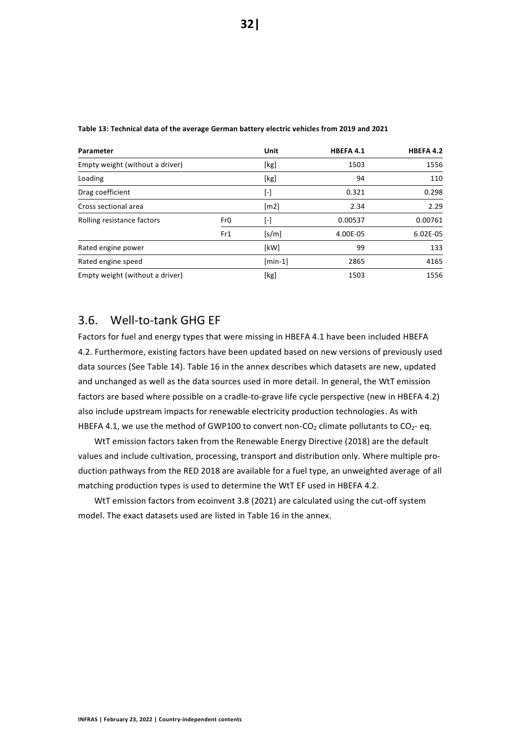**Table 13: Technical data of the average German battery electric vehicles from 2019 and 2021**

| Parameter | | Unit | HBEFA 4.1 | HBEFA 4.2 |
|---|---|---|---|---|
| Empty weight (without a driver) | | [kg] | 1503 | 1556 |
| Loading | | [kg] | 94 | 110 |
| Drag coefficient | | [-] | 0.321 | 0.298 |
| Cross sectional area | | [m2] | 2.34 | 2.29 |
| Rolling resistance factors | Fr0 | [-] | 0.00537 | 0.00761 |
| | Fr1 | [s/m] | 4.00E-05 | 6.02E-05 |
| Rated engine power | | [kW] | 99 | 133 |
| Rated engine speed | | [min-1] | 2865 | 4165 |
| Empty weight (without a driver) | | [kg] | 1503 | 1556 |

## 3.6. Well-to-tank GHG EF

Factors for fuel and energy types that were missing in HBEFA 4.1 have been included HBEFA 4.2. Furthermore, existing factors have been updated based on new versions of previously used data sources (See Table 14). Table 16 in the annex describes which datasets are new, updated and unchanged as well as the data sources used in more detail. In general, the WtT emission factors are based where possible on a cradle-to-grave life cycle perspective (new in HBEFA 4.2) also include upstream impacts for renewable electricity production technologies. As with HBEFA 4.1, we use the method of GWP100 to convert non-$CO_2$ climate pollutants to $CO_2$- eq.

WtT emission factors taken from the Renewable Energy Directive (2018) are the default values and include cultivation, processing, transport and distribution only. Where multiple production pathways from the RED 2018 are available for a fuel type, an unweighted average of all matching production types is used to determine the WtT EF used in HBEFA 4.2.

WtT emission factors from ecoinvent 3.8 (2021) are calculated using the cut-off system model. The exact datasets used are listed in Table 16 in the annex.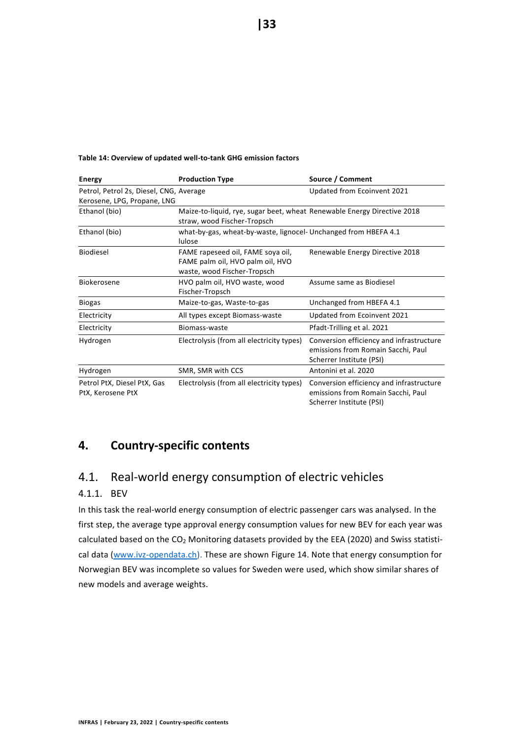**Table 14: Overview of updated well-to-tank GHG emission factors**

| Energy | Production Type | Source / Comment |
|---|---|---|
| Petrol, Petrol 2s, Diesel, CNG, Kerosene, LPG, Propane, LNG | Average | Updated from Ecoinvent 2021 |
| Ethanol (bio) | Maize-to-liquid, rye, sugar beet, wheat straw, wood Fischer-Tropsch | Renewable Energy Directive 2018 |
| Ethanol (bio) | what-by-gas, wheat-by-waste, lignocellulose | Unchanged from HBEFA 4.1 |
| Biodiesel | FAME rapeseed oil, FAME soya oil, FAME palm oil, HVO palm oil, HVO waste, wood Fischer-Tropsch | Renewable Energy Directive 2018 |
| Biokerosene | HVO palm oil, HVO waste, wood Fischer-Tropsch | Assume same as Biodiesel |
| Biogas | Maize-to-gas, Waste-to-gas | Unchanged from HBEFA 4.1 |
| Electricity | All types except Biomass-waste | Updated from Ecoinvent 2021 |
| Electricity | Biomass-waste | Pfadt-Trilling et al. 2021 |
| Hydrogen | Electrolysis (from all electricity types) | Conversion efficiency and infrastructure emissions from Romain Sacchi, Paul Scherrer Institute (PSI) |
| Hydrogen | SMR, SMR with CCS | Antonini et al. 2020 |
| Petrol PtX, Diesel PtX, Gas PtX, Kerosene PtX | Electrolysis (from all electricity types) | Conversion efficiency and infrastructure emissions from Romain Sacchi, Paul Scherrer Institute (PSI) |

# 4. Country-specific contents

## 4.1. Real-world energy consumption of electric vehicles

### 4.1.1. BEV

In this task the real-world energy consumption of electric passenger cars was analysed. In the first step, the average type approval energy consumption values for new BEV for each year was calculated based on the $CO_2$ Monitoring datasets provided by the EEA (2020) and Swiss statistical data (www.ivz-opendata.ch). These are shown Figure 14. Note that energy consumption for Norwegian BEV was incomplete so values for Sweden were used, which show similar shares of new models and average weights.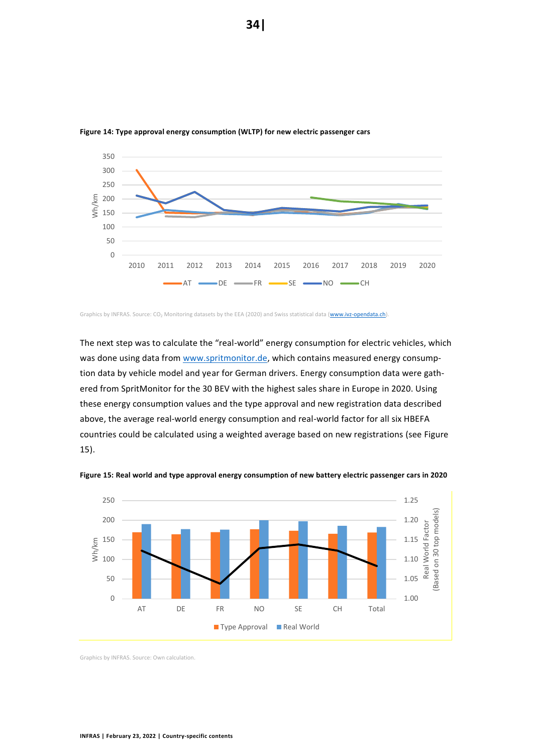**Figure 14: Type approval energy consumption (WLTP) for new electric passenger cars**

Graphics by INFRAS. Source: $CO_2$ Monitoring datasets by the EEA (2020) and Swiss statistical data (www.ivz-opendata.ch).

The next step was to calculate the "real-world" energy consumption for electric vehicles, which was done using data from www.spritmonitor.de, which contains measured energy consumption data by vehicle model and year for German drivers. Energy consumption data were gathered from SpritMonitor for the 30 BEV with the highest sales share in Europe in 2020. Using these energy consumption values and the type approval and new registration data described above, the average real-world energy consumption and real-world factor for all six HBEFA countries could be calculated using a weighted average based on new registrations (see Figure 15).

**Figure 15: Real world and type approval energy consumption of new battery electric passenger cars in 2020**

Graphics by INFRAS. Source: Own calculation.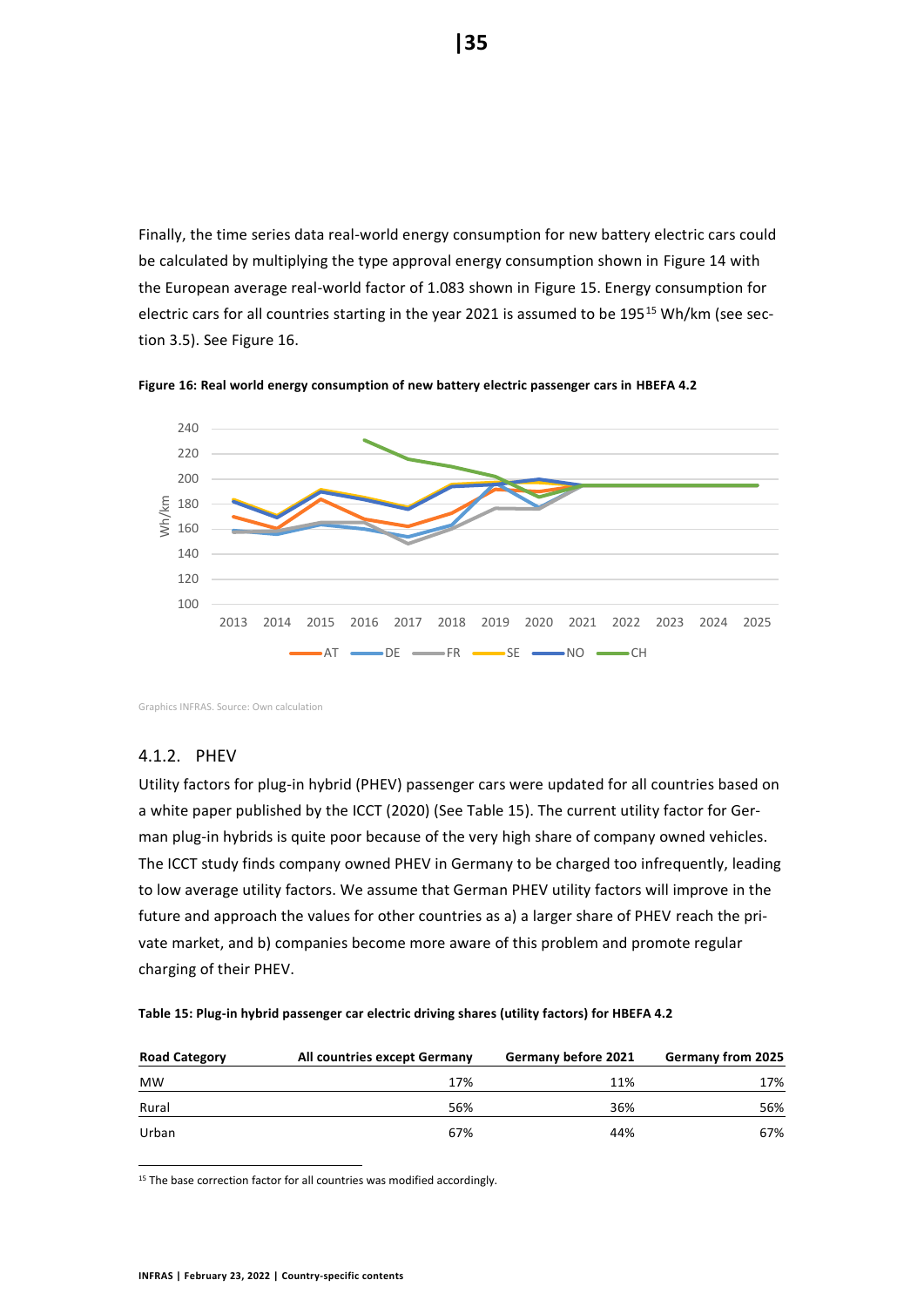Finally, the time series data real-world energy consumption for new battery electric cars could be calculated by multiplying the type approval energy consumption shown in Figure 14 with the European average real-world factor of 1.083 shown in Figure 15. Energy consumption for electric cars for all countries starting in the year 2021 is assumed to be 195[15] Wh/km (see section 3.5). See Figure 16.

**Figure 16: Real world energy consumption of new battery electric passenger cars in HBEFA 4.2**

Graphics INFRAS. Source: Own calculation

### 4.1.2. PHEV

Utility factors for plug-in hybrid (PHEV) passenger cars were updated for all countries based on a white paper published by the ICCT (2020) (See Table 15). The current utility factor for German plug-in hybrids is quite poor because of the very high share of company owned vehicles. The ICCT study finds company owned PHEV in Germany to be charged too infrequently, leading to low average utility factors. We assume that German PHEV utility factors will improve in the future and approach the values for other countries as a) a larger share of PHEV reach the private market, and b) companies become more aware of this problem and promote regular charging of their PHEV.

**Table 15: Plug-in hybrid passenger car electric driving shares (utility factors) for HBEFA 4.2**

| Road Category | All countries except Germany | Germany before 2021 | Germany from 2025 |
|---|---:|---:|---:|
| MW | 17% | 11% | 17% |
| Rural | 56% | 36% | 56% |
| Urban | 67% | 44% | 67% |

[15] The base correction factor for all countries was modified accordingly.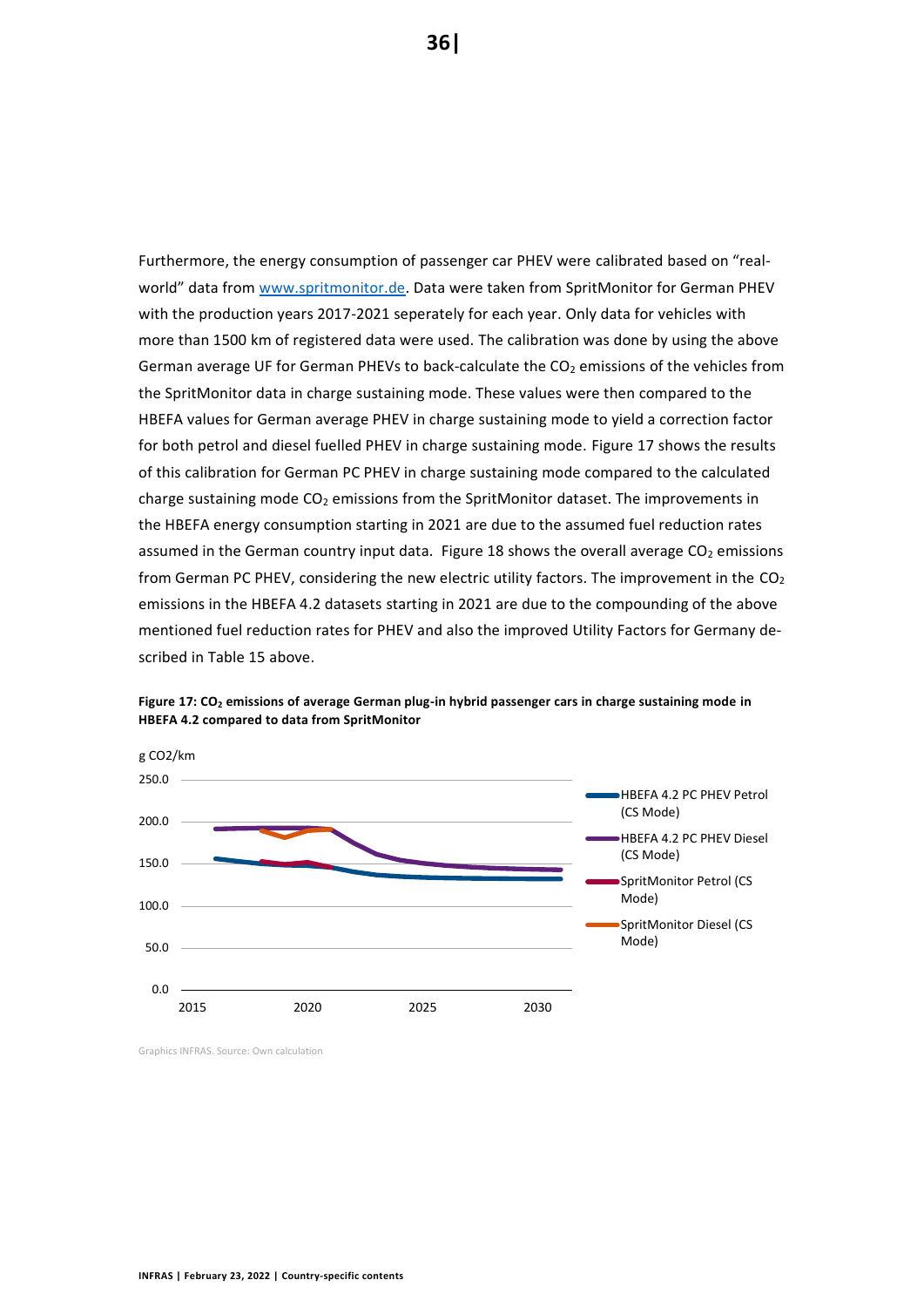Furthermore, the energy consumption of passenger car PHEV were calibrated based on "real-world" data from [www.spritmonitor.de](www.spritmonitor.de). Data were taken from SpritMonitor for German PHEV with the production years 2017-2021 seperately for each year. Only data for vehicles with more than 1500 km of registered data were used. The calibration was done by using the above German average UF for German PHEVs to back-calculate the $CO_2$ emissions of the vehicles from the SpritMonitor data in charge sustaining mode. These values were then compared to the HBEFA values for German average PHEV in charge sustaining mode to yield a correction factor for both petrol and diesel fuelled PHEV in charge sustaining mode. Figure 17 shows the results of this calibration for German PC PHEV in charge sustaining mode compared to the calculated charge sustaining mode $CO_2$ emissions from the SpritMonitor dataset. The improvements in the HBEFA energy consumption starting in 2021 are due to the assumed fuel reduction rates assumed in the German country input data. Figure 18 shows the overall average $CO_2$ emissions from German PC PHEV, considering the new electric utility factors. The improvement in the $CO_2$ emissions in the HBEFA 4.2 datasets starting in 2021 are due to the compounding of the above mentioned fuel reduction rates for PHEV and also the improved Utility Factors for Germany described in Table 15 above.

**Figure 17: $CO_2$ emissions of average German plug-in hybrid passenger cars in charge sustaining mode in HBEFA 4.2 compared to data from SpritMonitor**

Graphics INFRAS. Source: Own calculation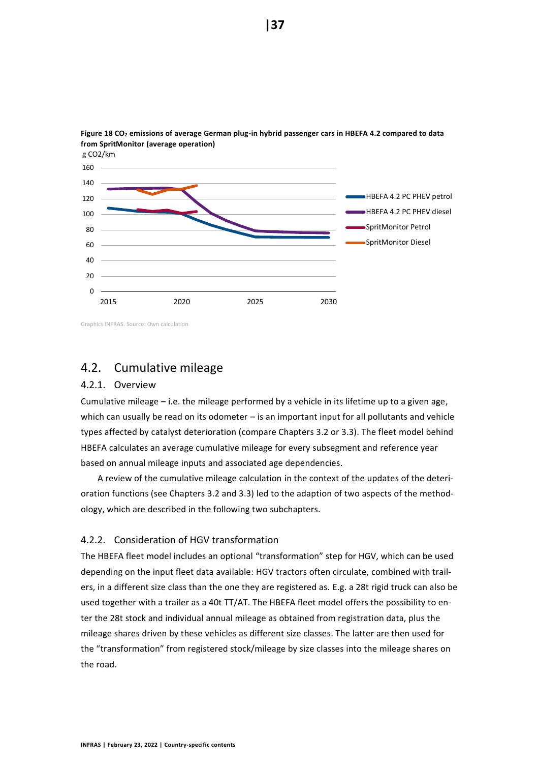**Figure 18 $CO_2$ emissions of average German plug-in hybrid passenger cars in HBEFA 4.2 compared to data from SpritMonitor (average operation)**

Graphics INFRAS. Source: Own calculation

## 4.2. Cumulative mileage

### 4.2.1. Overview

Cumulative mileage – i.e. the mileage performed by a vehicle in its lifetime up to a given age, which can usually be read on its odometer – is an important input for all pollutants and vehicle types affected by catalyst deterioration (compare Chapters 3.2 or 3.3). The fleet model behind HBEFA calculates an average cumulative mileage for every subsegment and reference year based on annual mileage inputs and associated age dependencies.

A review of the cumulative mileage calculation in the context of the updates of the deterioration functions (see Chapters 3.2 and 3.3) led to the adaption of two aspects of the methodology, which are described in the following two subchapters.

### 4.2.2. Consideration of HGV transformation

The HBEFA fleet model includes an optional "transformation" step for HGV, which can be used depending on the input fleet data available: HGV tractors often circulate, combined with trailers, in a different size class than the one they are registered as. E.g. a 28t rigid truck can also be used together with a trailer as a 40t TT/AT. The HBEFA fleet model offers the possibility to enter the 28t stock and individual annual mileage as obtained from registration data, plus the mileage shares driven by these vehicles as different size classes. The latter are then used for the "transformation" from registered stock/mileage by size classes into the mileage shares on the road.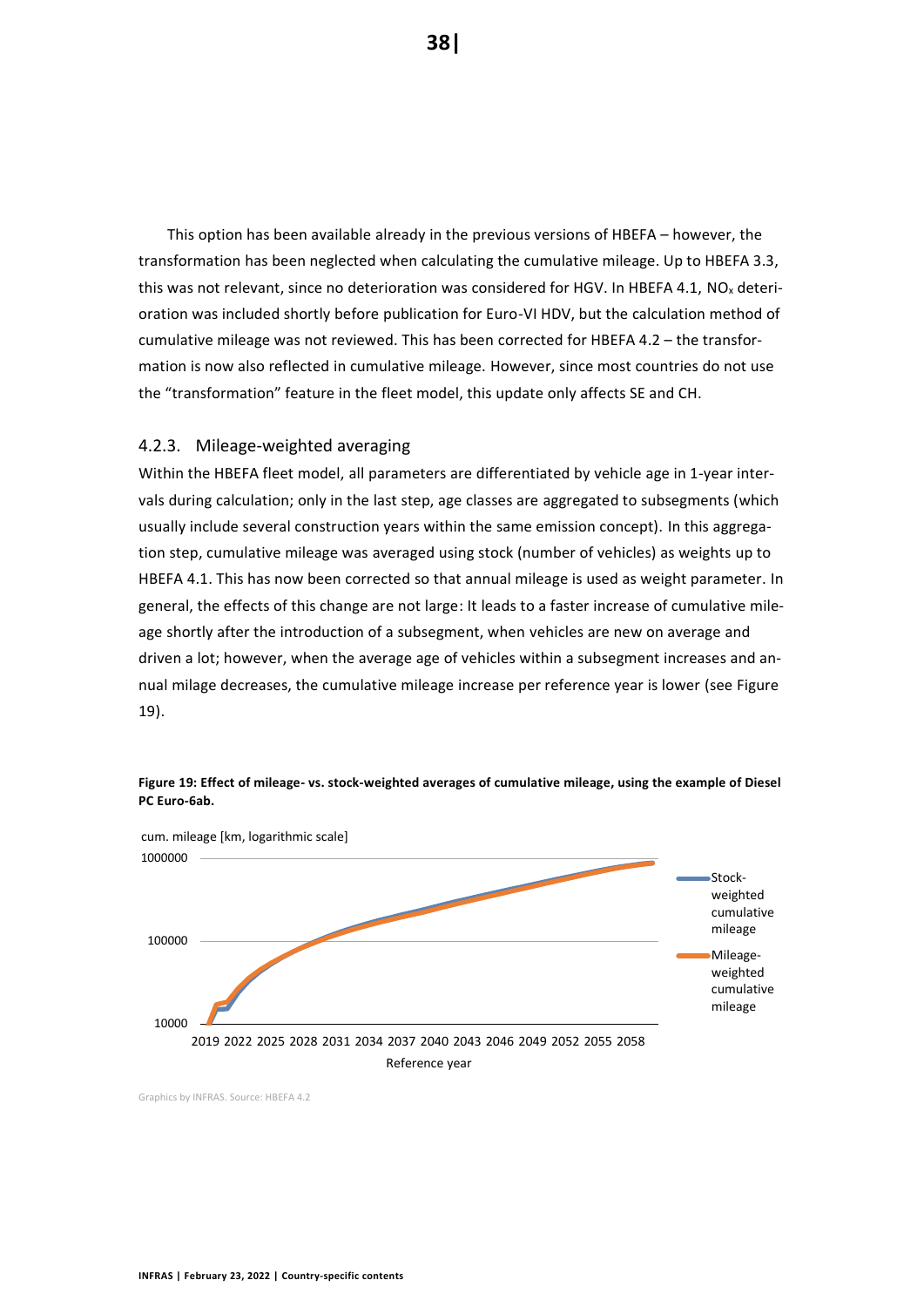This option has been available already in the previous versions of HBEFA – however, the transformation has been neglected when calculating the cumulative mileage. Up to HBEFA 3.3, this was not relevant, since no deterioration was considered for HGV. In HBEFA 4.1, $NO_x$ deterioration was included shortly before publication for Euro-VI HDV, but the calculation method of cumulative mileage was not reviewed. This has been corrected for HBEFA 4.2 – the transformation is now also reflected in cumulative mileage. However, since most countries do not use the "transformation" feature in the fleet model, this update only affects SE and CH.

### 4.2.3. Mileage-weighted averaging

Within the HBEFA fleet model, all parameters are differentiated by vehicle age in 1-year intervals during calculation; only in the last step, age classes are aggregated to subsegments (which usually include several construction years within the same emission concept). In this aggregation step, cumulative mileage was averaged using stock (number of vehicles) as weights up to HBEFA 4.1. This has now been corrected so that annual mileage is used as weight parameter. In general, the effects of this change are not large: It leads to a faster increase of cumulative mileage shortly after the introduction of a subsegment, when vehicles are new on average and driven a lot; however, when the average age of vehicles within a subsegment increases and annual milage decreases, the cumulative mileage increase per reference year is lower (see Figure 19).

**Figure 19: Effect of mileage- vs. stock-weighted averages of cumulative mileage, using the example of Diesel PC Euro-6ab.**

Graphics by INFRAS. Source: HBEFA 4.2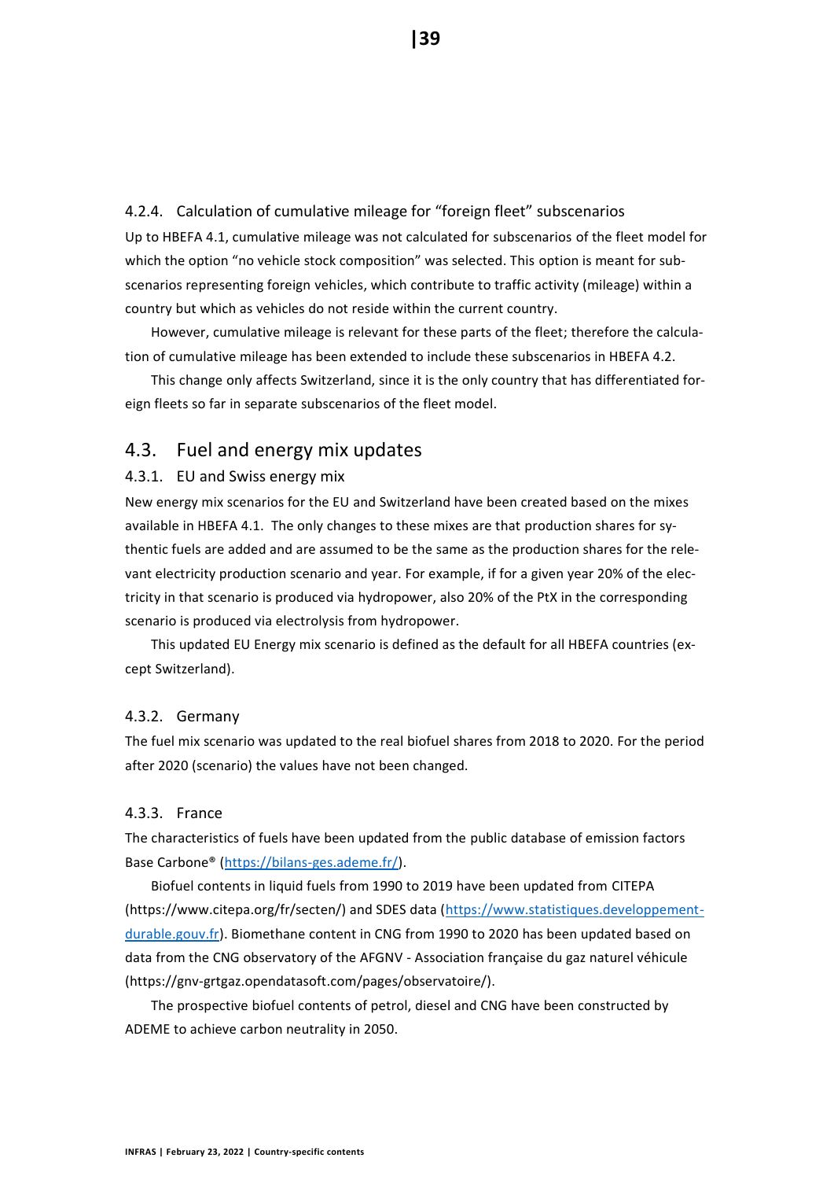#### 4.2.4. Calculation of cumulative mileage for "foreign fleet" subscenarios

Up to HBEFA 4.1, cumulative mileage was not calculated for subscenarios of the fleet model for which the option "no vehicle stock composition" was selected. This option is meant for subscenarios representing foreign vehicles, which contribute to traffic activity (mileage) within a country but which as vehicles do not reside within the current country.

However, cumulative mileage is relevant for these parts of the fleet; therefore the calculation of cumulative mileage has been extended to include these subscenarios in HBEFA 4.2.

This change only affects Switzerland, since it is the only country that has differentiated foreign fleets so far in separate subscenarios of the fleet model.

## 4.3. Fuel and energy mix updates

### 4.3.1. EU and Swiss energy mix

New energy mix scenarios for the EU and Switzerland have been created based on the mixes available in HBEFA 4.1. The only changes to these mixes are that production shares for sythentic fuels are added and are assumed to be the same as the production shares for the relevant electricity production scenario and year. For example, if for a given year 20% of the electricity in that scenario is produced via hydropower, also 20% of the PtX in the corresponding scenario is produced via electrolysis from hydropower.

This updated EU Energy mix scenario is defined as the default for all HBEFA countries (except Switzerland).

### 4.3.2. Germany

The fuel mix scenario was updated to the real biofuel shares from 2018 to 2020. For the period after 2020 (scenario) the values have not been changed.

### 4.3.3. France

The characteristics of fuels have been updated from the public database of emission factors Base Carbone® (https://bilans-ges.ademe.fr/).

Biofuel contents in liquid fuels from 1990 to 2019 have been updated from CITEPA (https://www.citepa.org/fr/secten/) and SDES data (https://www.statistiques.developpement-durable.gouv.fr). Biomethane content in CNG from 1990 to 2020 has been updated based on data from the CNG observatory of the AFGNV - Association française du gaz naturel véhicule (https://gnv-grtgaz.opendatasoft.com/pages/observatoire/).

The prospective biofuel contents of petrol, diesel and CNG have been constructed by ADEME to achieve carbon neutrality in 2050.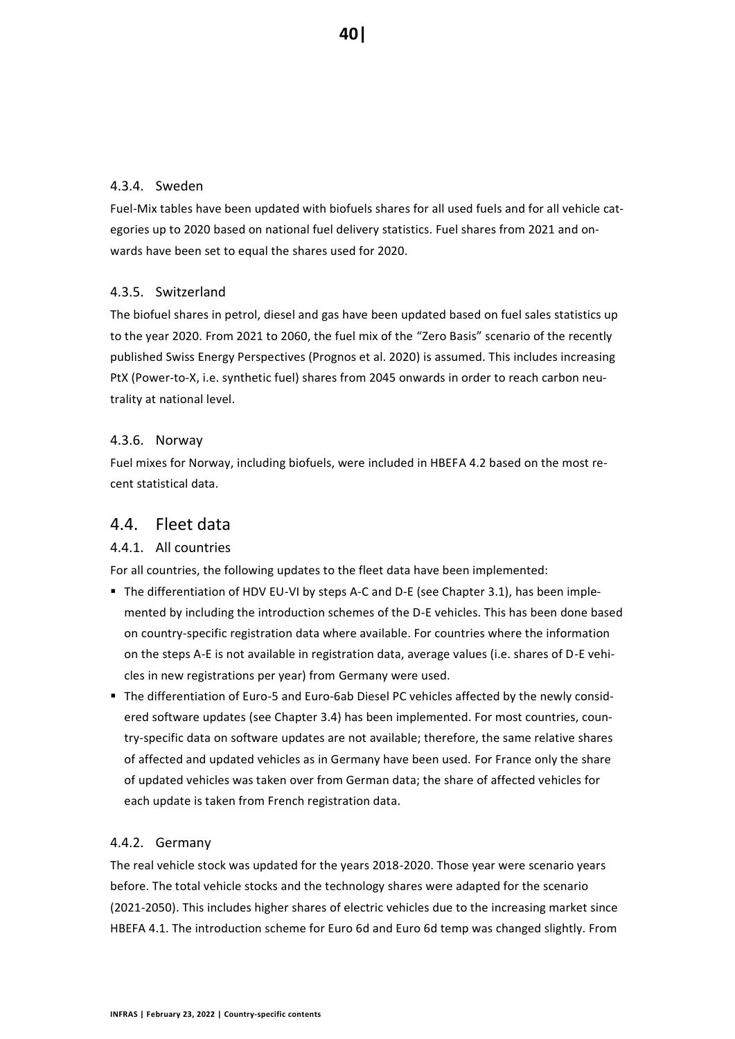#### 4.3.4. Sweden

Fuel-Mix tables have been updated with biofuels shares for all used fuels and for all vehicle categories up to 2020 based on national fuel delivery statistics. Fuel shares from 2021 and onwards have been set to equal the shares used for 2020.

#### 4.3.5. Switzerland

The biofuel shares in petrol, diesel and gas have been updated based on fuel sales statistics up to the year 2020. From 2021 to 2060, the fuel mix of the "Zero Basis" scenario of the recently published Swiss Energy Perspectives (Prognos et al. 2020) is assumed. This includes increasing PtX (Power-to-X, i.e. synthetic fuel) shares from 2045 onwards in order to reach carbon neutrality at national level.

#### 4.3.6. Norway

Fuel mixes for Norway, including biofuels, were included in HBEFA 4.2 based on the most recent statistical data.

## 4.4. Fleet data

#### 4.4.1. All countries

For all countries, the following updates to the fleet data have been implemented:

- The differentiation of HDV EU-VI by steps A-C and D-E (see Chapter 3.1), has been implemented by including the introduction schemes of the D-E vehicles. This has been done based on country-specific registration data where available. For countries where the information on the steps A-E is not available in registration data, average values (i.e. shares of D-E vehicles in new registrations per year) from Germany were used.
- The differentiation of Euro-5 and Euro-6ab Diesel PC vehicles affected by the newly considered software updates (see Chapter 3.4) has been implemented. For most countries, country-specific data on software updates are not available; therefore, the same relative shares of affected and updated vehicles as in Germany have been used. For France only the share of updated vehicles was taken over from German data; the share of affected vehicles for each update is taken from French registration data.

#### 4.4.2. Germany

The real vehicle stock was updated for the years 2018-2020. Those year were scenario years before. The total vehicle stocks and the technology shares were adapted for the scenario (2021-2050). This includes higher shares of electric vehicles due to the increasing market since HBEFA 4.1. The introduction scheme for Euro 6d and Euro 6d temp was changed slightly. From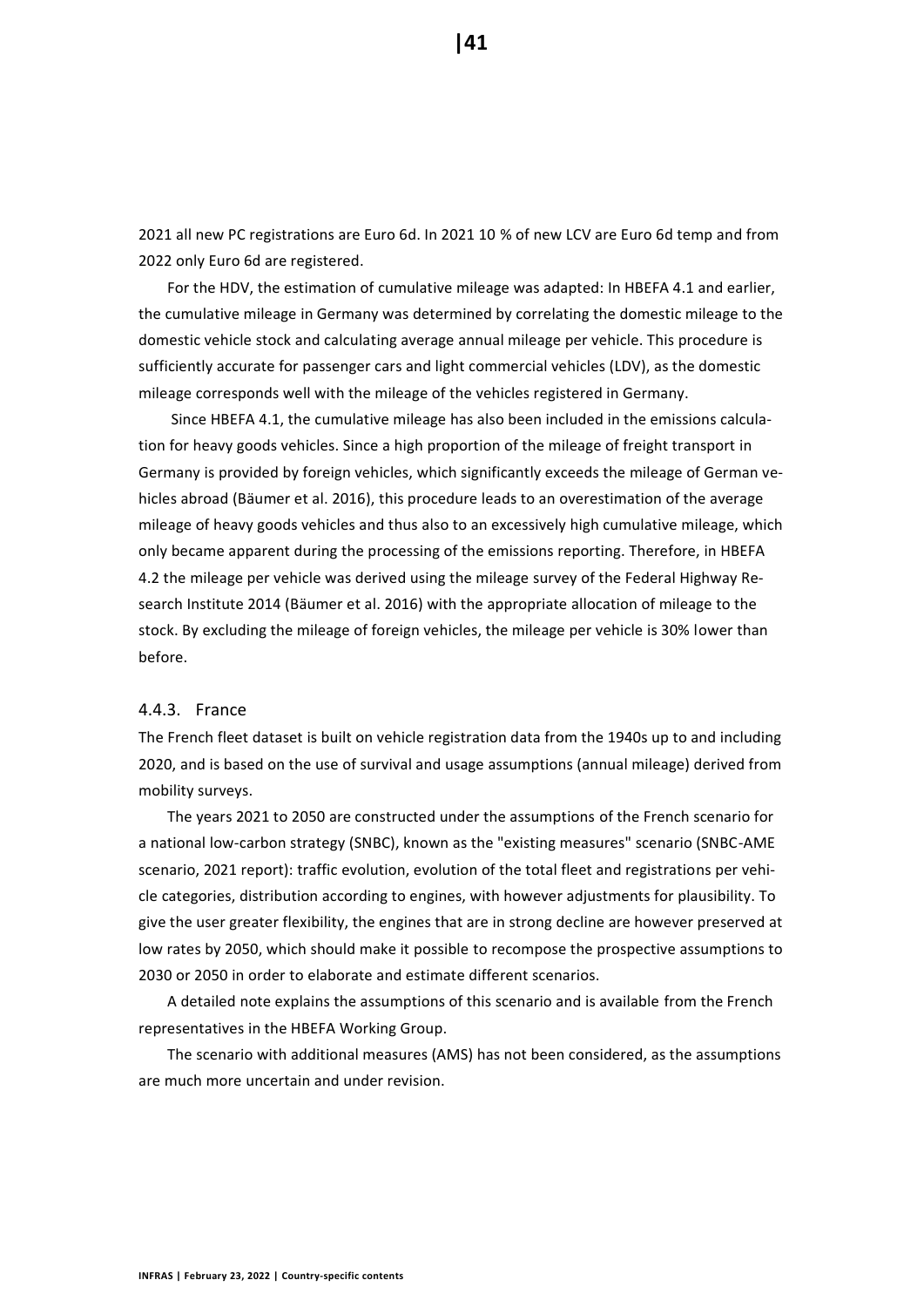2021 all new PC registrations are Euro 6d. In 2021 10 % of new LCV are Euro 6d temp and from 2022 only Euro 6d are registered.

For the HDV, the estimation of cumulative mileage was adapted: In HBEFA 4.1 and earlier, the cumulative mileage in Germany was determined by correlating the domestic mileage to the domestic vehicle stock and calculating average annual mileage per vehicle. This procedure is sufficiently accurate for passenger cars and light commercial vehicles (LDV), as the domestic mileage corresponds well with the mileage of the vehicles registered in Germany.

Since HBEFA 4.1, the cumulative mileage has also been included in the emissions calculation for heavy goods vehicles. Since a high proportion of the mileage of freight transport in Germany is provided by foreign vehicles, which significantly exceeds the mileage of German vehicles abroad (Bäumer et al. 2016), this procedure leads to an overestimation of the average mileage of heavy goods vehicles and thus also to an excessively high cumulative mileage, which only became apparent during the processing of the emissions reporting. Therefore, in HBEFA 4.2 the mileage per vehicle was derived using the mileage survey of the Federal Highway Research Institute 2014 (Bäumer et al. 2016) with the appropriate allocation of mileage to the stock. By excluding the mileage of foreign vehicles, the mileage per vehicle is 30% lower than before.

### 4.4.3. France

The French fleet dataset is built on vehicle registration data from the 1940s up to and including 2020, and is based on the use of survival and usage assumptions (annual mileage) derived from mobility surveys.

The years 2021 to 2050 are constructed under the assumptions of the French scenario for a national low-carbon strategy (SNBC), known as the "existing measures" scenario (SNBC-AME scenario, 2021 report): traffic evolution, evolution of the total fleet and registrations per vehicle categories, distribution according to engines, with however adjustments for plausibility. To give the user greater flexibility, the engines that are in strong decline are however preserved at low rates by 2050, which should make it possible to recompose the prospective assumptions to 2030 or 2050 in order to elaborate and estimate different scenarios.

A detailed note explains the assumptions of this scenario and is available from the French representatives in the HBEFA Working Group.

The scenario with additional measures (AMS) has not been considered, as the assumptions are much more uncertain and under revision.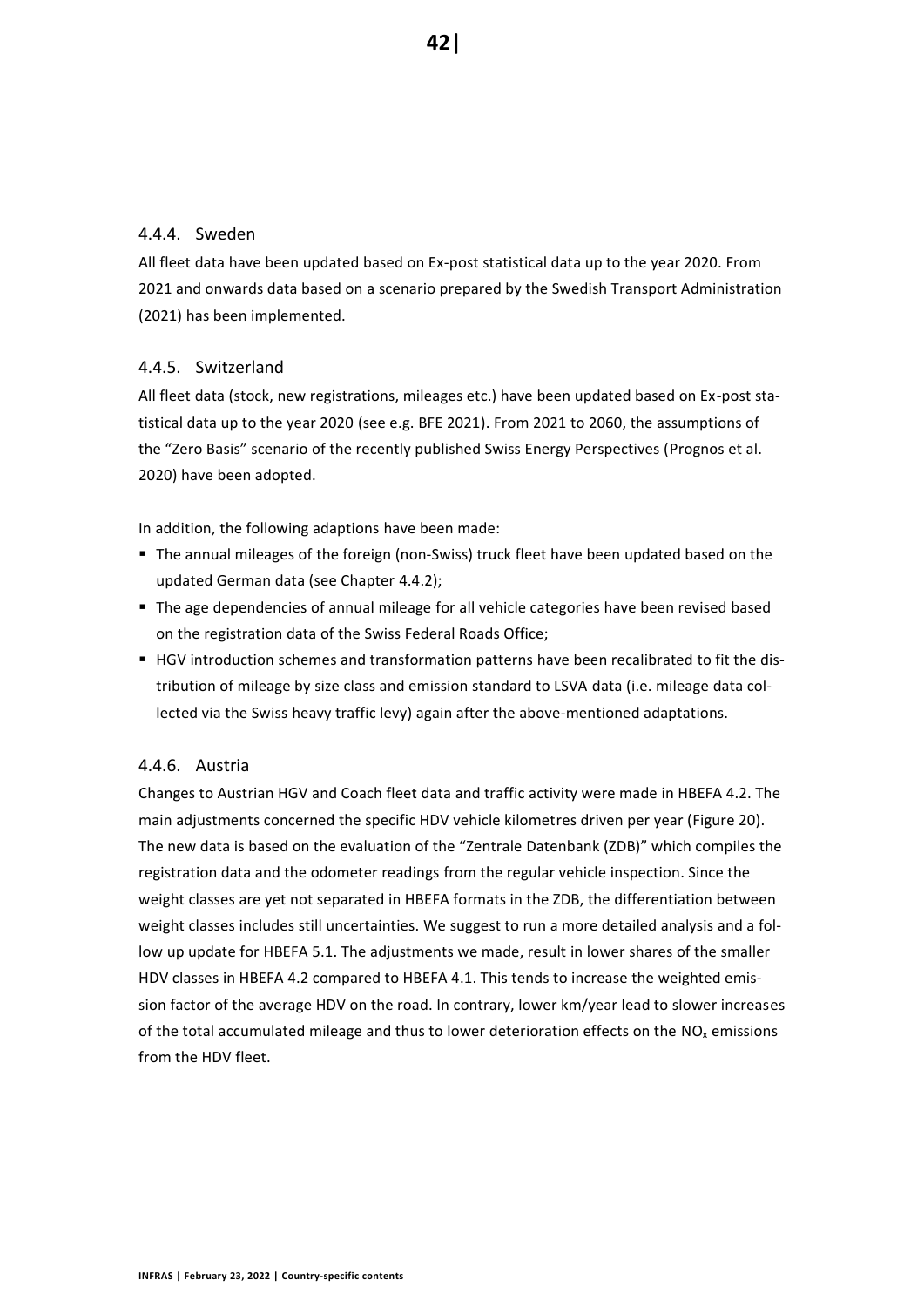### 4.4.4. Sweden

All fleet data have been updated based on Ex-post statistical data up to the year 2020. From 2021 and onwards data based on a scenario prepared by the Swedish Transport Administration (2021) has been implemented.

### 4.4.5. Switzerland

All fleet data (stock, new registrations, mileages etc.) have been updated based on Ex-post statistical data up to the year 2020 (see e.g. BFE 2021). From 2021 to 2060, the assumptions of the "Zero Basis" scenario of the recently published Swiss Energy Perspectives (Prognos et al. 2020) have been adopted.

In addition, the following adaptions have been made:

- The annual mileages of the foreign (non-Swiss) truck fleet have been updated based on the updated German data (see Chapter 4.4.2);
- The age dependencies of annual mileage for all vehicle categories have been revised based on the registration data of the Swiss Federal Roads Office;
- HGV introduction schemes and transformation patterns have been recalibrated to fit the distribution of mileage by size class and emission standard to LSVA data (i.e. mileage data collected via the Swiss heavy traffic levy) again after the above-mentioned adaptations.

### 4.4.6. Austria

Changes to Austrian HGV and Coach fleet data and traffic activity were made in HBEFA 4.2. The main adjustments concerned the specific HDV vehicle kilometres driven per year (Figure 20). The new data is based on the evaluation of the "Zentrale Datenbank (ZDB)" which compiles the registration data and the odometer readings from the regular vehicle inspection. Since the weight classes are yet not separated in HBEFA formats in the ZDB, the differentiation between weight classes includes still uncertainties. We suggest to run a more detailed analysis and a follow up update for HBEFA 5.1. The adjustments we made, result in lower shares of the smaller HDV classes in HBEFA 4.2 compared to HBEFA 4.1. This tends to increase the weighted emission factor of the average HDV on the road. In contrary, lower km/year lead to slower increases of the total accumulated mileage and thus to lower deterioration effects on the $NO_x$ emissions from the HDV fleet.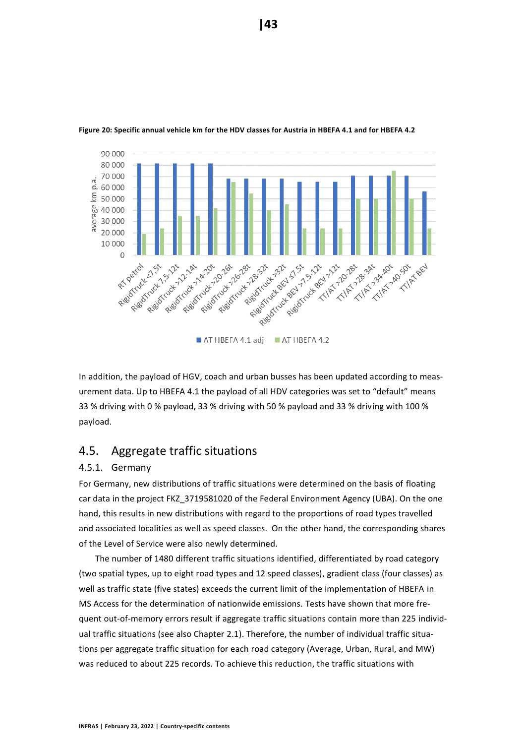**Figure 20: Specific annual vehicle km for the HDV classes for Austria in HBEFA 4.1 and for HBEFA 4.2**

In addition, the payload of HGV, coach and urban busses has been updated according to measurement data. Up to HBEFA 4.1 the payload of all HDV categories was set to "default" means 33 % driving with 0 % payload, 33 % driving with 50 % payload and 33 % driving with 100 % payload.

## 4.5. Aggregate traffic situations

### 4.5.1. Germany

For Germany, new distributions of traffic situations were determined on the basis of floating car data in the project FKZ_3719581020 of the Federal Environment Agency (UBA). On the one hand, this results in new distributions with regard to the proportions of road types travelled and associated localities as well as speed classes. On the other hand, the corresponding shares of the Level of Service were also newly determined.

The number of 1480 different traffic situations identified, differentiated by road category (two spatial types, up to eight road types and 12 speed classes), gradient class (four classes) as well as traffic state (five states) exceeds the current limit of the implementation of HBEFA in MS Access for the determination of nationwide emissions. Tests have shown that more frequent out-of-memory errors result if aggregate traffic situations contain more than 225 individual traffic situations (see also Chapter 2.1). Therefore, the number of individual traffic situations per aggregate traffic situation for each road category (Average, Urban, Rural, and MW) was reduced to about 225 records. To achieve this reduction, the traffic situations with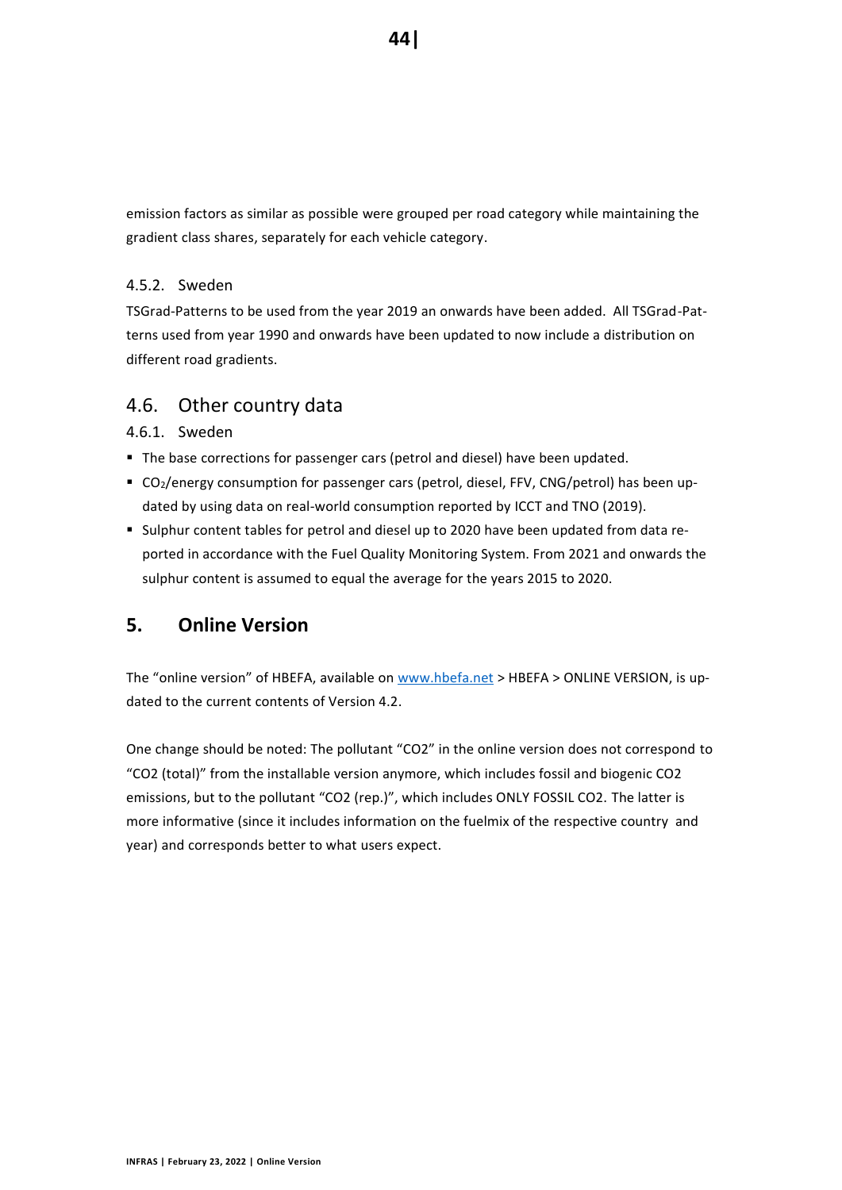emission factors as similar as possible were grouped per road category while maintaining the gradient class shares, separately for each vehicle category.

### 4.5.2. Sweden

TSGrad-Patterns to be used from the year 2019 an onwards have been added. All TSGrad-Patterns used from year 1990 and onwards have been updated to now include a distribution on different road gradients.

## 4.6. Other country data

### 4.6.1. Sweden

- The base corrections for passenger cars (petrol and diesel) have been updated.
- $CO_2$/energy consumption for passenger cars (petrol, diesel, FFV, CNG/petrol) has been updated by using data on real-world consumption reported by ICCT and TNO (2019).
- Sulphur content tables for petrol and diesel up to 2020 have been updated from data reported in accordance with the Fuel Quality Monitoring System. From 2021 and onwards the sulphur content is assumed to equal the average for the years 2015 to 2020.

# 5. Online Version

The "online version" of HBEFA, available on www.hbefa.net > HBEFA > ONLINE VERSION, is updated to the current contents of Version 4.2.

One change should be noted: The pollutant "CO2" in the online version does not correspond to "CO2 (total)" from the installable version anymore, which includes fossil and biogenic CO2 emissions, but to the pollutant "CO2 (rep.)", which includes ONLY FOSSIL CO2. The latter is more informative (since it includes information on the fuelmix of the respective country and year) and corresponds better to what users expect.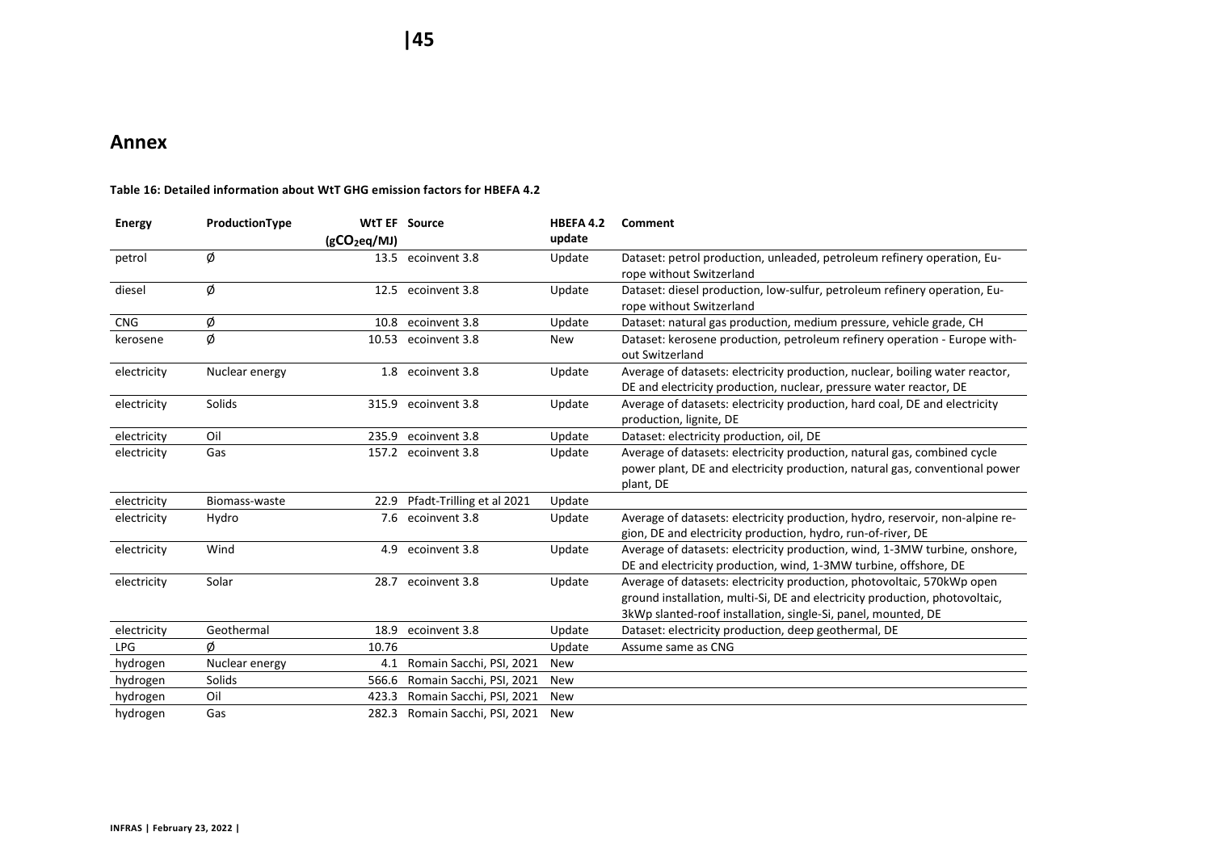# Annex

**Table 16: Detailed information about WtT GHG emission factors for HBEFA 4.2**

| Energy | ProductionType | WtT EF ($gCO_2eq/MJ$) | Source | HBEFA 4.2 update | Comment |
|---|---|---|---|---|---|
| petrol | Ø | 13.5 | ecoinvent 3.8 | Update | Dataset: petrol production, unleaded, petroleum refinery operation, Europe without Switzerland |
| diesel | Ø | 12.5 | ecoinvent 3.8 | Update | Dataset: diesel production, low-sulfur, petroleum refinery operation, Europe without Switzerland |
| CNG | Ø | 10.8 | ecoinvent 3.8 | Update | Dataset: natural gas production, medium pressure, vehicle grade, CH |
| kerosene | Ø | 10.53 | ecoinvent 3.8 | New | Dataset: kerosene production, petroleum refinery operation - Europe without Switzerland |
| electricity | Nuclear energy | 1.8 | ecoinvent 3.8 | Update | Average of datasets: electricity production, nuclear, boiling water reactor, DE and electricity production, nuclear, pressure water reactor, DE |
| electricity | Solids | 315.9 | ecoinvent 3.8 | Update | Average of datasets: electricity production, hard coal, DE and electricity production, lignite, DE |
| electricity | Oil | 235.9 | ecoinvent 3.8 | Update | Dataset: electricity production, oil, DE |
| electricity | Gas | 157.2 | ecoinvent 3.8 | Update | Average of datasets: electricity production, natural gas, combined cycle power plant, DE and electricity production, natural gas, conventional power plant, DE |
| electricity | Biomass-waste | 22.9 | Pfadt-Trilling et al 2021 | Update | |
| electricity | Hydro | 7.6 | ecoinvent 3.8 | Update | Average of datasets: electricity production, hydro, reservoir, non-alpine region, DE and electricity production, hydro, run-of-river, DE |
| electricity | Wind | 4.9 | ecoinvent 3.8 | Update | Average of datasets: electricity production, wind, 1-3MW turbine, onshore, DE and electricity production, wind, 1-3MW turbine, offshore, DE |
| electricity | Solar | 28.7 | ecoinvent 3.8 | Update | Average of datasets: electricity production, photovoltaic, 570kWp open ground installation, multi-Si, DE and electricity production, photovoltaic, 3kWp slanted-roof installation, single-Si, panel, mounted, DE |
| electricity | Geothermal | 18.9 | ecoinvent 3.8 | Update | Dataset: electricity production, deep geothermal, DE |
| LPG | Ø | 10.76 | | Update | Assume same as CNG |
| hydrogen | Nuclear energy | 4.1 | Romain Sacchi, PSI, 2021 | New | |
| hydrogen | Solids | 566.6 | Romain Sacchi, PSI, 2021 | New | |
| hydrogen | Oil | 423.3 | Romain Sacchi, PSI, 2021 | New | |
| hydrogen | Gas | 282.3 | Romain Sacchi, PSI, 2021 | New | |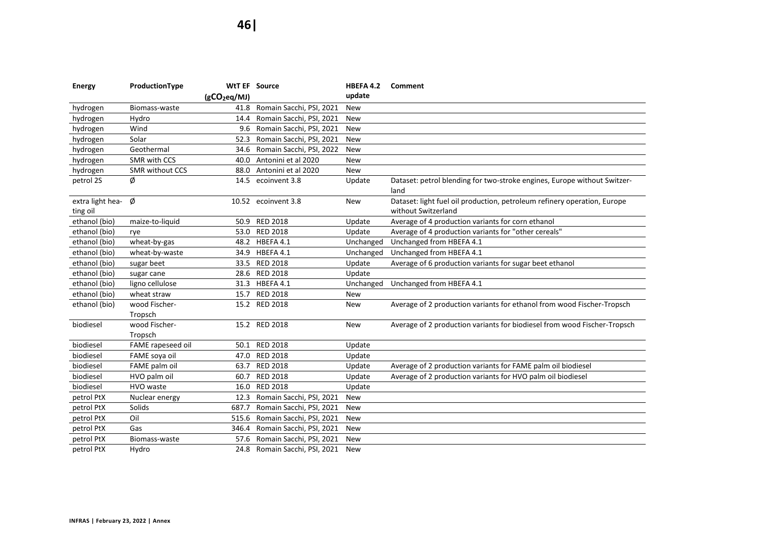| Energy | ProductionType | WtT EF ($gCO_2eq/MJ$) | Source | HBEFA 4.2 update | Comment |
|---|---|---|---|---|---|
| hydrogen | Biomass-waste | 41.8 | Romain Sacchi, PSI, 2021 | New | |
| hydrogen | Hydro | 14.4 | Romain Sacchi, PSI, 2021 | New | |
| hydrogen | Wind | 9.6 | Romain Sacchi, PSI, 2021 | New | |
| hydrogen | Solar | 52.3 | Romain Sacchi, PSI, 2021 | New | |
| hydrogen | Geothermal | 34.6 | Romain Sacchi, PSI, 2022 | New | |
| hydrogen | SMR with CCS | 40.0 | Antonini et al 2020 | New | |
| hydrogen | SMR without CCS | 88.0 | Antonini et al 2020 | New | |
| petrol 2S | Ø | 14.5 | ecoinvent 3.8 | Update | Dataset: petrol blending for two-stroke engines, Europe without Switzerland |
| extra light heating oil | Ø | 10.52 | ecoinvent 3.8 | New | Dataset: light fuel oil production, petroleum refinery operation, Europe without Switzerland |
| ethanol (bio) | maize-to-liquid | 50.9 | RED 2018 | Update | Average of 4 production variants for corn ethanol |
| ethanol (bio) | rye | 53.0 | RED 2018 | Update | Average of 4 production variants for "other cereals" |
| ethanol (bio) | wheat-by-gas | 48.2 | HBEFA 4.1 | Unchanged | Unchanged from HBEFA 4.1 |
| ethanol (bio) | wheat-by-waste | 34.9 | HBEFA 4.1 | Unchanged | Unchanged from HBEFA 4.1 |
| ethanol (bio) | sugar beet | 33.5 | RED 2018 | Update | Average of 6 production variants for sugar beet ethanol |
| ethanol (bio) | sugar cane | 28.6 | RED 2018 | Update | |
| ethanol (bio) | ligno cellulose | 31.3 | HBEFA 4.1 | Unchanged | Unchanged from HBEFA 4.1 |
| ethanol (bio) | wheat straw | 15.7 | RED 2018 | New | |
| ethanol (bio) | wood Fischer-Tropsch | 15.2 | RED 2018 | New | Average of 2 production variants for ethanol from wood Fischer-Tropsch |
| biodiesel | wood Fischer-Tropsch | 15.2 | RED 2018 | New | Average of 2 production variants for biodiesel from wood Fischer-Tropsch |
| biodiesel | FAME rapeseed oil | 50.1 | RED 2018 | Update | |
| biodiesel | FAME soya oil | 47.0 | RED 2018 | Update | |
| biodiesel | FAME palm oil | 63.7 | RED 2018 | Update | Average of 2 production variants for FAME palm oil biodiesel |
| biodiesel | HVO palm oil | 60.7 | RED 2018 | Update | Average of 2 production variants for HVO palm oil biodiesel |
| biodiesel | HVO waste | 16.0 | RED 2018 | Update | |
| petrol PtX | Nuclear energy | 12.3 | Romain Sacchi, PSI, 2021 | New | |
| petrol PtX | Solids | 687.7 | Romain Sacchi, PSI, 2021 | New | |
| petrol PtX | Oil | 515.6 | Romain Sacchi, PSI, 2021 | New | |
| petrol PtX | Gas | 346.4 | Romain Sacchi, PSI, 2021 | New | |
| petrol PtX | Biomass-waste | 57.6 | Romain Sacchi, PSI, 2021 | New | |
| petrol PtX | Hydro | 24.8 | Romain Sacchi, PSI, 2021 | New | |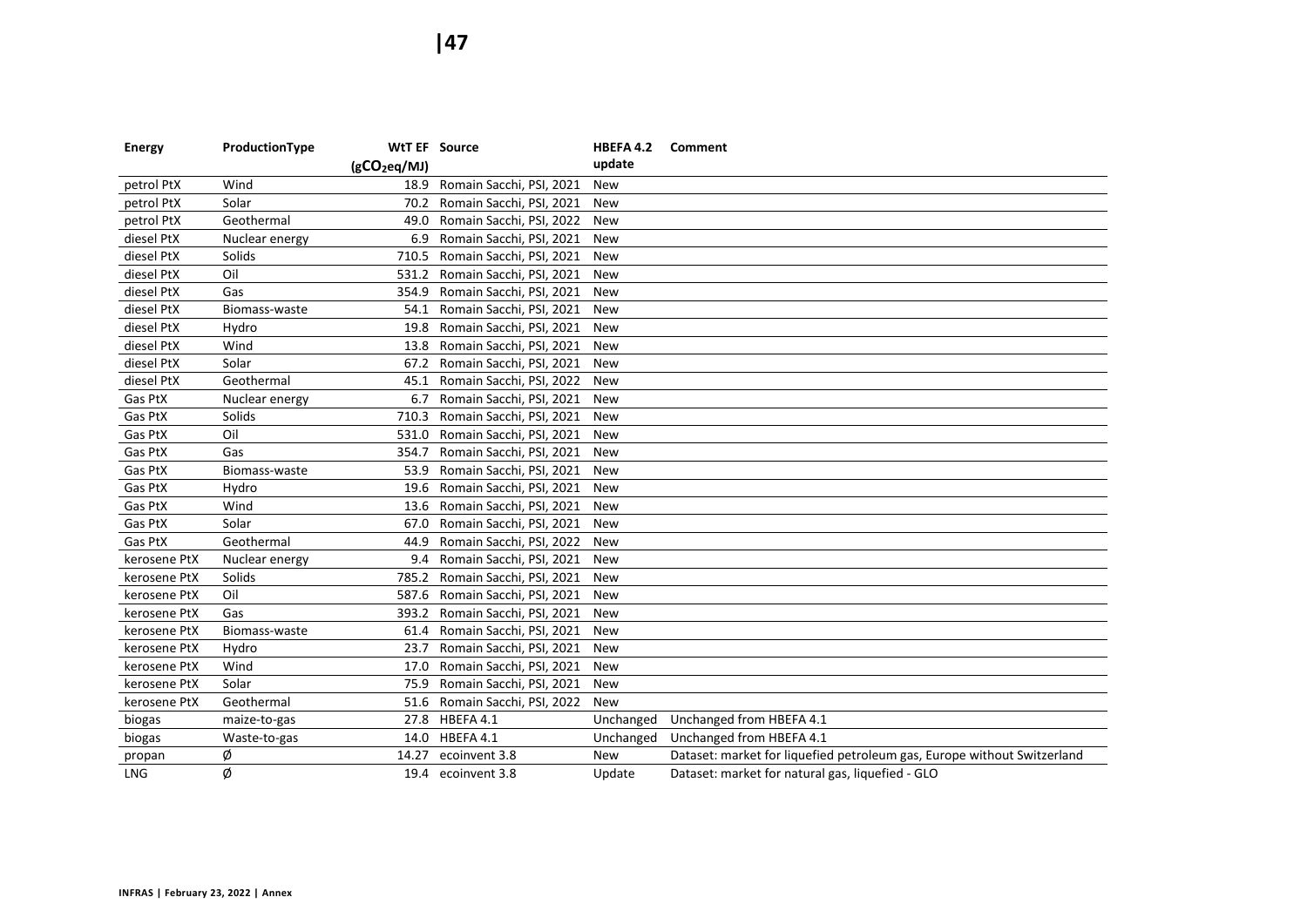| Energy | ProductionType | WtT EF ($gCO_2eq/MJ$) | Source | HBEFA 4.2 update | Comment |
|---|---|---|---|---|---|
| petrol PtX | Wind | 18.9 | Romain Sacchi, PSI, 2021 | New | |
| petrol PtX | Solar | 70.2 | Romain Sacchi, PSI, 2021 | New | |
| petrol PtX | Geothermal | 49.0 | Romain Sacchi, PSI, 2022 | New | |
| diesel PtX | Nuclear energy | 6.9 | Romain Sacchi, PSI, 2021 | New | |
| diesel PtX | Solids | 710.5 | Romain Sacchi, PSI, 2021 | New | |
| diesel PtX | Oil | 531.2 | Romain Sacchi, PSI, 2021 | New | |
| diesel PtX | Gas | 354.9 | Romain Sacchi, PSI, 2021 | New | |
| diesel PtX | Biomass-waste | 54.1 | Romain Sacchi, PSI, 2021 | New | |
| diesel PtX | Hydro | 19.8 | Romain Sacchi, PSI, 2021 | New | |
| diesel PtX | Wind | 13.8 | Romain Sacchi, PSI, 2021 | New | |
| diesel PtX | Solar | 67.2 | Romain Sacchi, PSI, 2021 | New | |
| diesel PtX | Geothermal | 45.1 | Romain Sacchi, PSI, 2022 | New | |
| Gas PtX | Nuclear energy | 6.7 | Romain Sacchi, PSI, 2021 | New | |
| Gas PtX | Solids | 710.3 | Romain Sacchi, PSI, 2021 | New | |
| Gas PtX | Oil | 531.0 | Romain Sacchi, PSI, 2021 | New | |
| Gas PtX | Gas | 354.7 | Romain Sacchi, PSI, 2021 | New | |
| Gas PtX | Biomass-waste | 53.9 | Romain Sacchi, PSI, 2021 | New | |
| Gas PtX | Hydro | 19.6 | Romain Sacchi, PSI, 2021 | New | |
| Gas PtX | Wind | 13.6 | Romain Sacchi, PSI, 2021 | New | |
| Gas PtX | Solar | 67.0 | Romain Sacchi, PSI, 2021 | New | |
| Gas PtX | Geothermal | 44.9 | Romain Sacchi, PSI, 2022 | New | |
| kerosene PtX | Nuclear energy | 9.4 | Romain Sacchi, PSI, 2021 | New | |
| kerosene PtX | Solids | 785.2 | Romain Sacchi, PSI, 2021 | New | |
| kerosene PtX | Oil | 587.6 | Romain Sacchi, PSI, 2021 | New | |
| kerosene PtX | Gas | 393.2 | Romain Sacchi, PSI, 2021 | New | |
| kerosene PtX | Biomass-waste | 61.4 | Romain Sacchi, PSI, 2021 | New | |
| kerosene PtX | Hydro | 23.7 | Romain Sacchi, PSI, 2021 | New | |
| kerosene PtX | Wind | 17.0 | Romain Sacchi, PSI, 2021 | New | |
| kerosene PtX | Solar | 75.9 | Romain Sacchi, PSI, 2021 | New | |
| kerosene PtX | Geothermal | 51.6 | Romain Sacchi, PSI, 2022 | New | |
| biogas | maize-to-gas | 27.8 | HBEFA 4.1 | Unchanged | Unchanged from HBEFA 4.1 |
| biogas | Waste-to-gas | 14.0 | HBEFA 4.1 | Unchanged | Unchanged from HBEFA 4.1 |
| propan | Ø | 14.27 | ecoinvent 3.8 | New | Dataset: market for liquefied petroleum gas, Europe without Switzerland |
| LNG | Ø | 19.4 | ecoinvent 3.8 | Update | Dataset: market for natural gas, liquefied - GLO |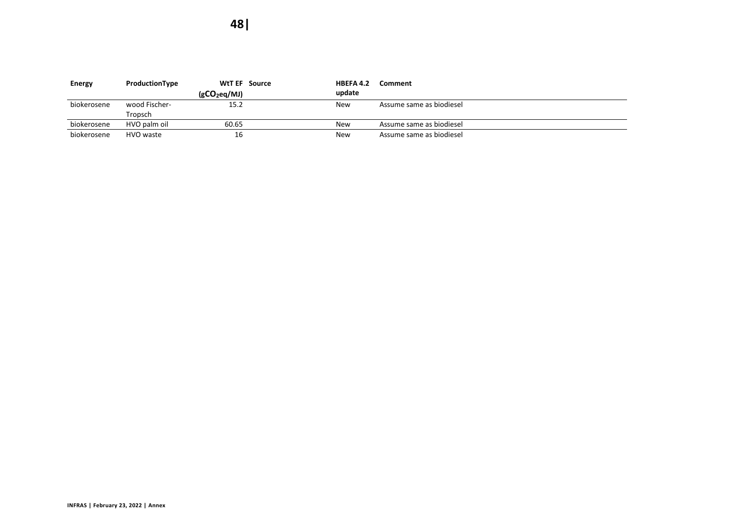| Energy | ProductionType | WtT EF ($gCO_2eq/MJ$) | Source | HBEFA 4.2 update | Comment |
|---|---|---|---|---|---|
| biokerosene | wood Fischer-Tropsch | 15.2 | | New | Assume same as biodiesel |
| biokerosene | HVO palm oil | 60.65 | | New | Assume same as biodiesel |
| biokerosene | HVO waste | 16 | | New | Assume same as biodiesel |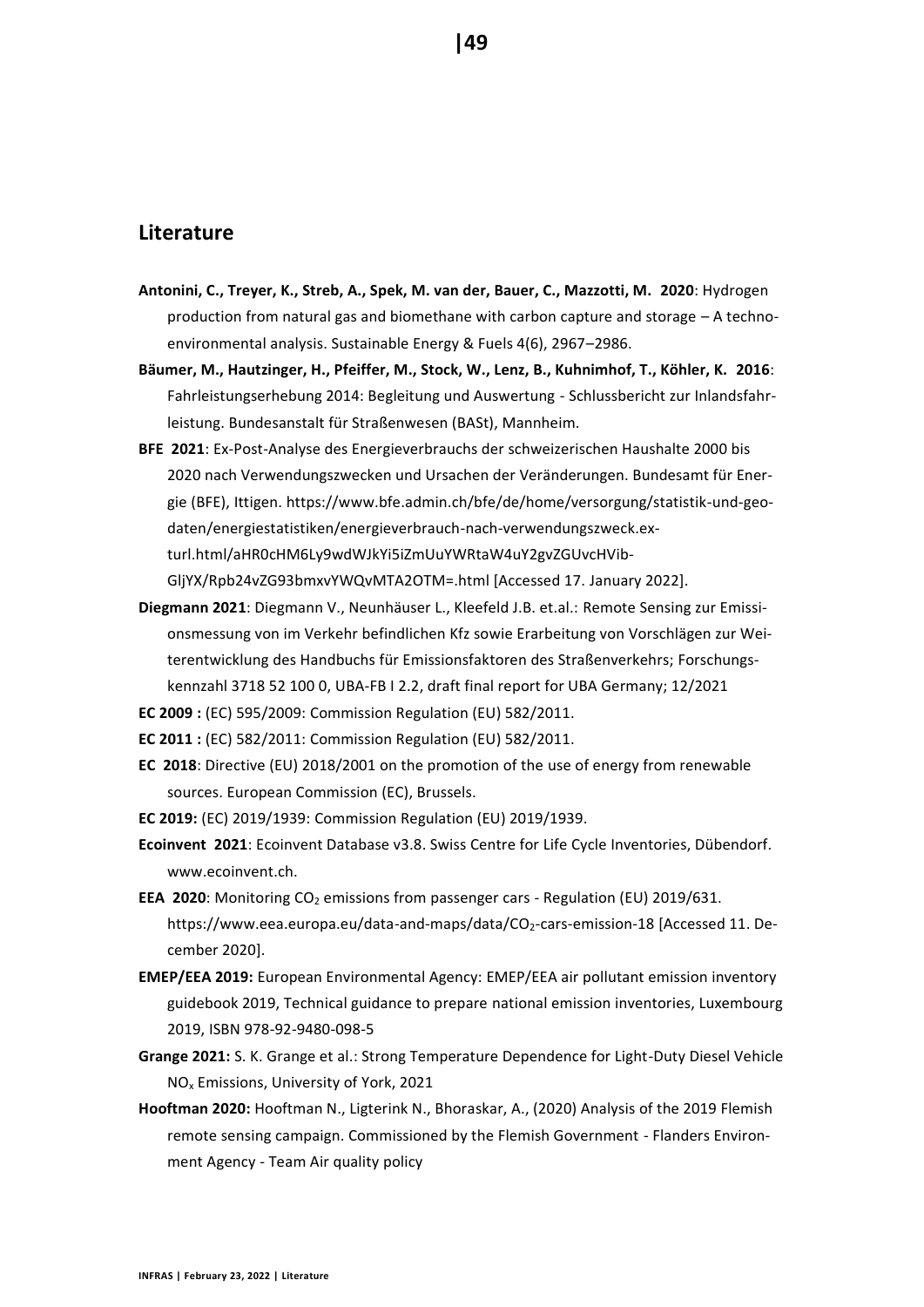## Literature

**Antonini, C., Treyer, K., Streb, A., Spek, M. van der, Bauer, C., Mazzotti, M. 2020**: Hydrogen production from natural gas and biomethane with carbon capture and storage – A techno-environmental analysis. Sustainable Energy & Fuels 4(6), 2967–2986.

**Bäumer, M., Hautzinger, H., Pfeiffer, M., Stock, W., Lenz, B., Kuhnimhof, T., Köhler, K. 2016**: Fahrleistungserhebung 2014: Begleitung und Auswertung - Schlussbericht zur Inlandsfahrleistung. Bundesanstalt für Straßenwesen (BASt), Mannheim.

**BFE 2021**: Ex-Post-Analyse des Energieverbrauchs der schweizerischen Haushalte 2000 bis 2020 nach Verwendungszwecken und Ursachen der Veränderungen. Bundesamt für Energie (BFE), Ittigen. https://www.bfe.admin.ch/bfe/de/home/versorgung/statistik-und-geodaten/energiestatistiken/energieverbrauch-nach-verwendungszweck.exturl.html/aHR0cHM6Ly9wdWJkYi5iZmUuYWRtaW4uY2gvZGUvcHVibGljYX/Rpb24vZG93bmxvYWQvMTA2OTM=.html [Accessed 17. January 2022].

**Diegmann 2021**: Diegmann V., Neunhäuser L., Kleefeld J.B. et.al.: Remote Sensing zur Emissionsmessung von im Verkehr befindlichen Kfz sowie Erarbeitung von Vorschlägen zur Weiterentwicklung des Handbuchs für Emissionsfaktoren des Straßenverkehrs; Forschungskennzahl 3718 52 100 0, UBA-FB I 2.2, draft final report for UBA Germany; 12/2021

**EC 2009 :** (EC) 595/2009: Commission Regulation (EU) 582/2011.

**EC 2011 :** (EC) 582/2011: Commission Regulation (EU) 582/2011.

**EC 2018**: Directive (EU) 2018/2001 on the promotion of the use of energy from renewable sources. European Commission (EC), Brussels.

**EC 2019:** (EC) 2019/1939: Commission Regulation (EU) 2019/1939.

**Ecoinvent 2021**: Ecoinvent Database v3.8. Swiss Centre for Life Cycle Inventories, Dübendorf. www.ecoinvent.ch.

**EEA 2020**: Monitoring $CO_2$ emissions from passenger cars - Regulation (EU) 2019/631. https://www.eea.europa.eu/data-and-maps/data/CO2-cars-emission-18 [Accessed 11. December 2020].

**EMEP/EEA 2019:** European Environmental Agency: EMEP/EEA air pollutant emission inventory guidebook 2019, Technical guidance to prepare national emission inventories, Luxembourg 2019, ISBN 978-92-9480-098-5

**Grange 2021:** S. K. Grange et al.: Strong Temperature Dependence for Light-Duty Diesel Vehicle $NO_x$ Emissions, University of York, 2021

**Hooftman 2020:** Hooftman N., Ligterink N., Bhoraskar, A., (2020) Analysis of the 2019 Flemish remote sensing campaign. Commissioned by the Flemish Government - Flanders Environment Agency - Team Air quality policy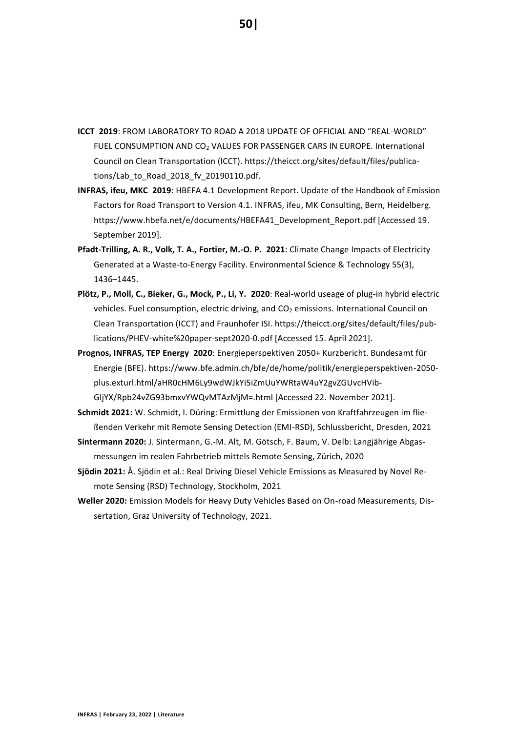**ICCT 2019**: FROM LABORATORY TO ROAD A 2018 UPDATE OF OFFICIAL AND "REAL-WORLD" FUEL CONSUMPTION AND $CO_2$ VALUES FOR PASSENGER CARS IN EUROPE. International Council on Clean Transportation (ICCT). https://theicct.org/sites/default/files/publications/Lab_to_Road_2018_fv_20190110.pdf.

**INFRAS, ifeu, MKC 2019**: HBEFA 4.1 Development Report. Update of the Handbook of Emission Factors for Road Transport to Version 4.1. INFRAS, ifeu, MK Consulting, Bern, Heidelberg. https://www.hbefa.net/e/documents/HBEFA41_Development_Report.pdf [Accessed 19. September 2019].

**Pfadt-Trilling, A. R., Volk, T. A., Fortier, M.-O. P. 2021**: Climate Change Impacts of Electricity Generated at a Waste-to-Energy Facility. Environmental Science & Technology 55(3), 1436–1445.

**Plötz, P., Moll, C., Bieker, G., Mock, P., Li, Y. 2020**: Real-world useage of plug-in hybrid electric vehicles. Fuel consumption, electric driving, and $CO_2$ emissions. International Council on Clean Transportation (ICCT) and Fraunhofer ISI. https://theicct.org/sites/default/files/publications/PHEV-white%20paper-sept2020-0.pdf [Accessed 15. April 2021].

**Prognos, INFRAS, TEP Energy 2020**: Energieperspektiven 2050+ Kurzbericht. Bundesamt für Energie (BFE). https://www.bfe.admin.ch/bfe/de/home/politik/energieperspektiven-2050-plus.exturl.html/aHR0cHM6Ly9wdWJkYi5iZmUuYWRtaW4uY2gvZGUvcHVibGljYX/Rpb24vZG93bmxvYWQvMTAzMjM=.html [Accessed 22. November 2021].

**Schmidt 2021:** W. Schmidt, I. Düring: Ermittlung der Emissionen von Kraftfahrzeugen im fließenden Verkehr mit Remote Sensing Detection (EMI-RSD), Schlussbericht, Dresden, 2021

**Sintermann 2020:** J. Sintermann, G.-M. Alt, M. Götsch, F. Baum, V. Delb: Langjährige Abgasmessungen im realen Fahrbetrieb mittels Remote Sensing, Zürich, 2020

**Sjödin 2021:** Å. Sjödin et al.: Real Driving Diesel Vehicle Emissions as Measured by Novel Remote Sensing (RSD) Technology, Stockholm, 2021

**Weller 2020:** Emission Models for Heavy Duty Vehicles Based on On-road Measurements, Dissertation, Graz University of Technology, 2021.